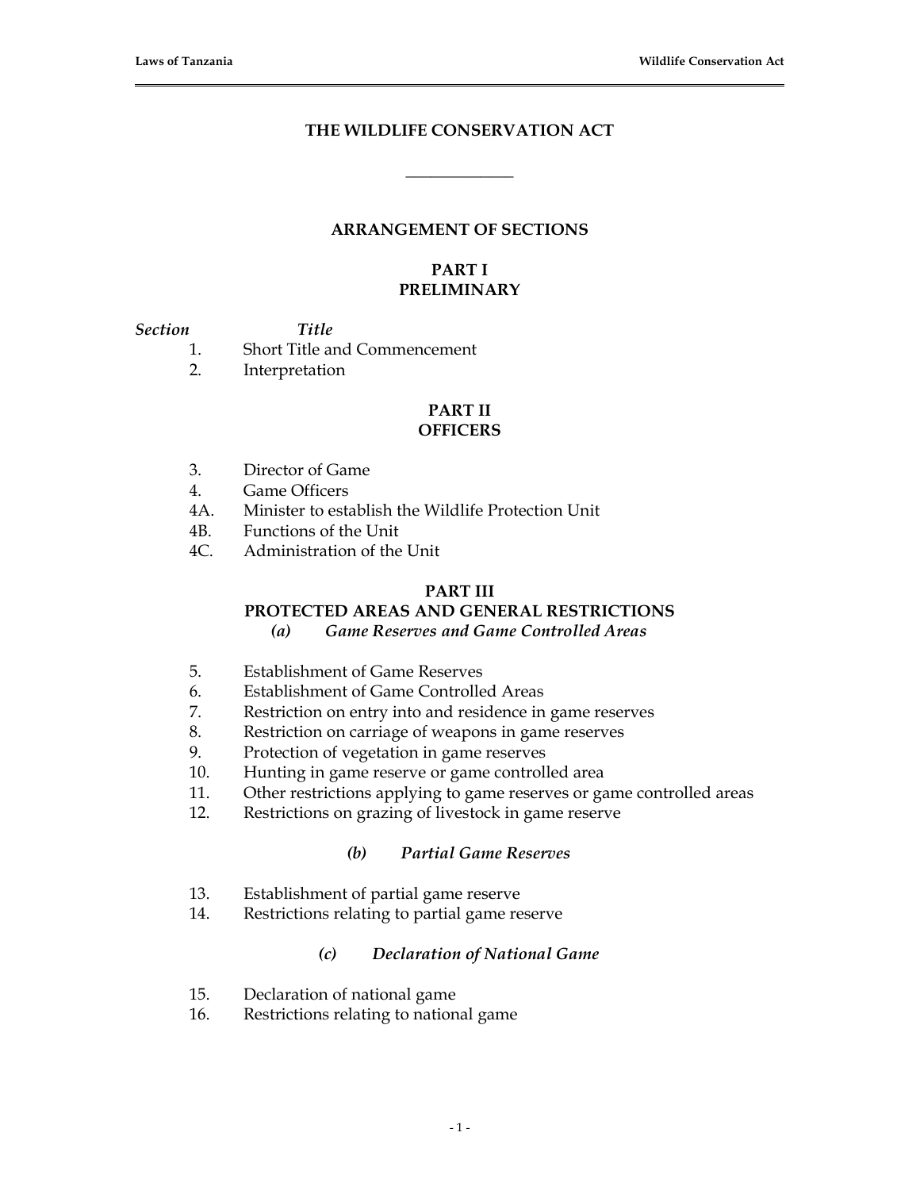# THE WILDLIFE CONSERVATION ACT

---

## ARRANGEMENT OF SECTIONS

### PART I
### PRELIMINARY

| *Section* | *Title* |
|---|---|
| 1. | Short Title and Commencement |
| 2. | Interpretation |

### PART II
### OFFICERS

| | |
|---|---|
| 3. | Director of Game |
| 4. | Game Officers |
| 4A. | Minister to establish the Wildlife Protection Unit |
| 4B. | Functions of the Unit |
| 4C. | Administration of the Unit |

### PART III
### PROTECTED AREAS AND GENERAL RESTRICTIONS

#### *(a) Game Reserves and Game Controlled Areas*

| | |
|---|---|
| 5. | Establishment of Game Reserves |
| 6. | Establishment of Game Controlled Areas |
| 7. | Restriction on entry into and residence in game reserves |
| 8. | Restriction on carriage of weapons in game reserves |
| 9. | Protection of vegetation in game reserves |
| 10. | Hunting in game reserve or game controlled area |
| 11. | Other restrictions applying to game reserves or game controlled areas |
| 12. | Restrictions on grazing of livestock in game reserve |

#### *(b) Partial Game Reserves*

| | |
|---|---|
| 13. | Establishment of partial game reserve |
| 14. | Restrictions relating to partial game reserve |

#### *(c) Declaration of National Game*

| | |
|---|---|
| 15. | Declaration of national game |
| 16. | Restrictions relating to national game |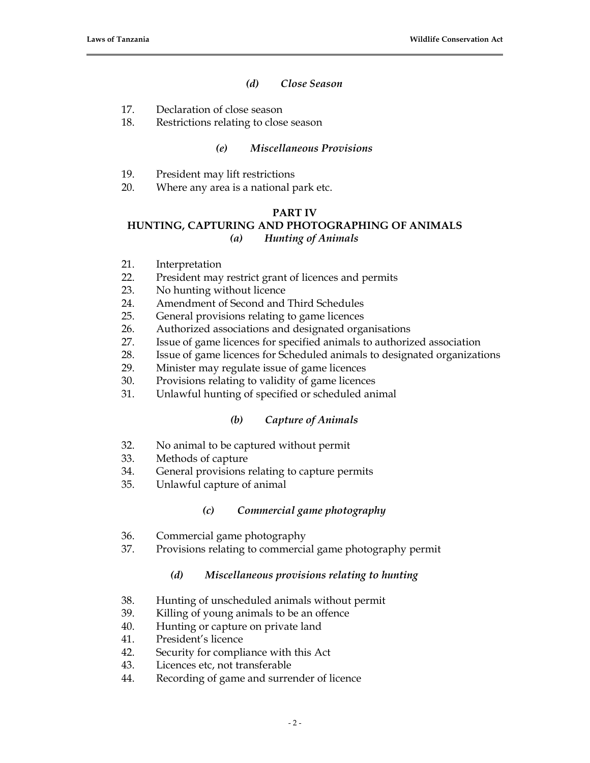*(d) Close Season*

17. Declaration of close season
18. Restrictions relating to close season

*(e) Miscellaneous Provisions*

19. President may lift restrictions
20. Where any area is a national park etc.

**PART IV**
**HUNTING, CAPTURING AND PHOTOGRAPHING OF ANIMALS**

*(a) Hunting of Animals*

21. Interpretation
22. President may restrict grant of licences and permits
23. No hunting without licence
24. Amendment of Second and Third Schedules
25. General provisions relating to game licences
26. Authorized associations and designated organisations
27. Issue of game licences for specified animals to authorized association
28. Issue of game licences for Scheduled animals to designated organizations
29. Minister may regulate issue of game licences
30. Provisions relating to validity of game licences
31. Unlawful hunting of specified or scheduled animal

*(b) Capture of Animals*

32. No animal to be captured without permit
33. Methods of capture
34. General provisions relating to capture permits
35. Unlawful capture of animal

*(c) Commercial game photography*

36. Commercial game photography
37. Provisions relating to commercial game photography permit

*(d) Miscellaneous provisions relating to hunting*

38. Hunting of unscheduled animals without permit
39. Killing of young animals to be an offence
40. Hunting or capture on private land
41. President's licence
42. Security for compliance with this Act
43. Licences etc, not transferable
44. Recording of game and surrender of licence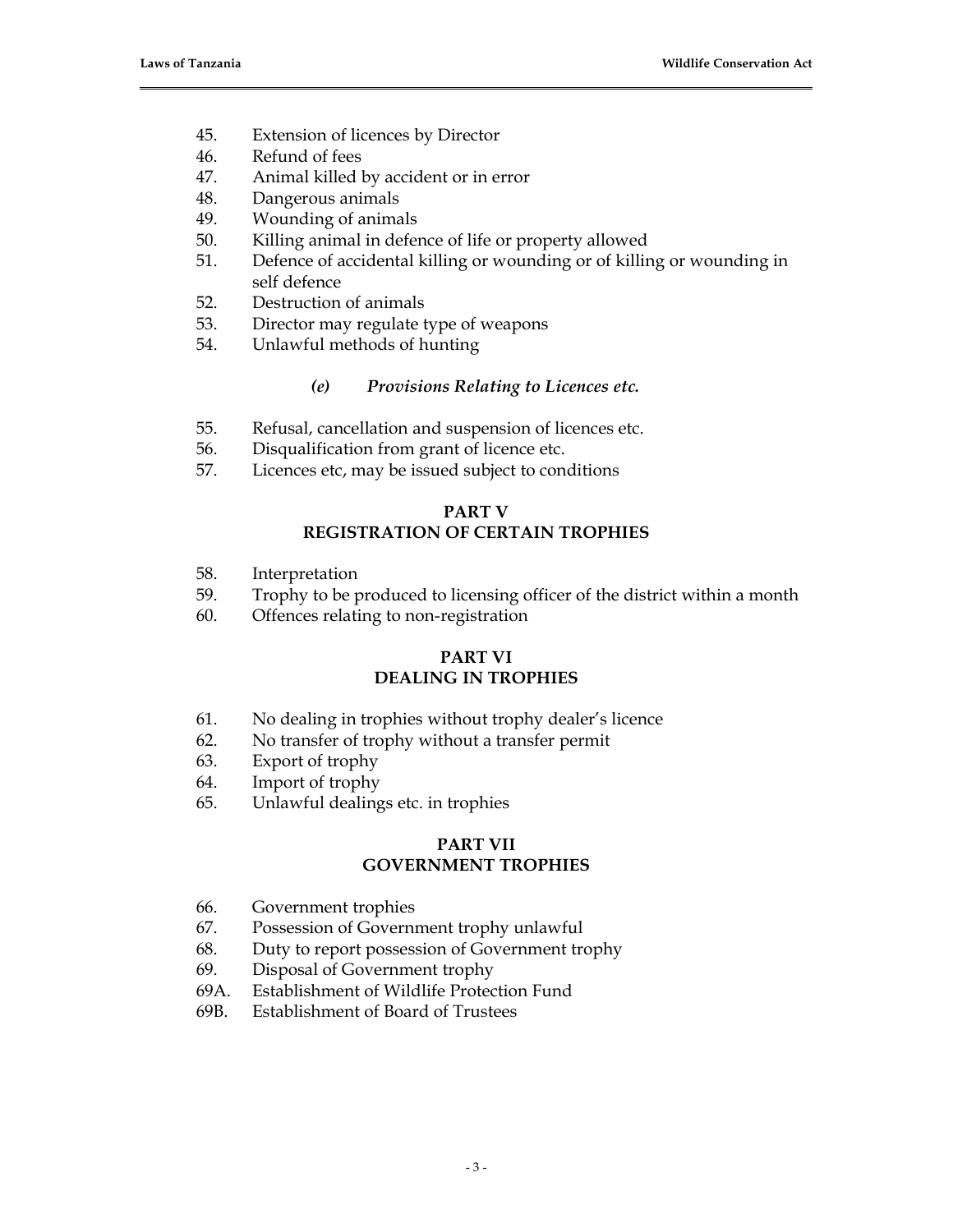45. Extension of licences by Director
46. Refund of fees
47. Animal killed by accident or in error
48. Dangerous animals
49. Wounding of animals
50. Killing animal in defence of life or property allowed
51. Defence of accidental killing or wounding or of killing or wounding in self defence
52. Destruction of animals
53. Director may regulate type of weapons
54. Unlawful methods of hunting

### *(e) Provisions Relating to Licences etc.*

55. Refusal, cancellation and suspension of licences etc.
56. Disqualification from grant of licence etc.
57. Licences etc, may be issued subject to conditions

## PART V
## REGISTRATION OF CERTAIN TROPHIES

58. Interpretation
59. Trophy to be produced to licensing officer of the district within a month
60. Offences relating to non-registration

## PART VI
## DEALING IN TROPHIES

61. No dealing in trophies without trophy dealer's licence
62. No transfer of trophy without a transfer permit
63. Export of trophy
64. Import of trophy
65. Unlawful dealings etc. in trophies

## PART VII
## GOVERNMENT TROPHIES

66. Government trophies
67. Possession of Government trophy unlawful
68. Duty to report possession of Government trophy
69. Disposal of Government trophy

69A. Establishment of Wildlife Protection Fund

69B. Establishment of Board of Trustees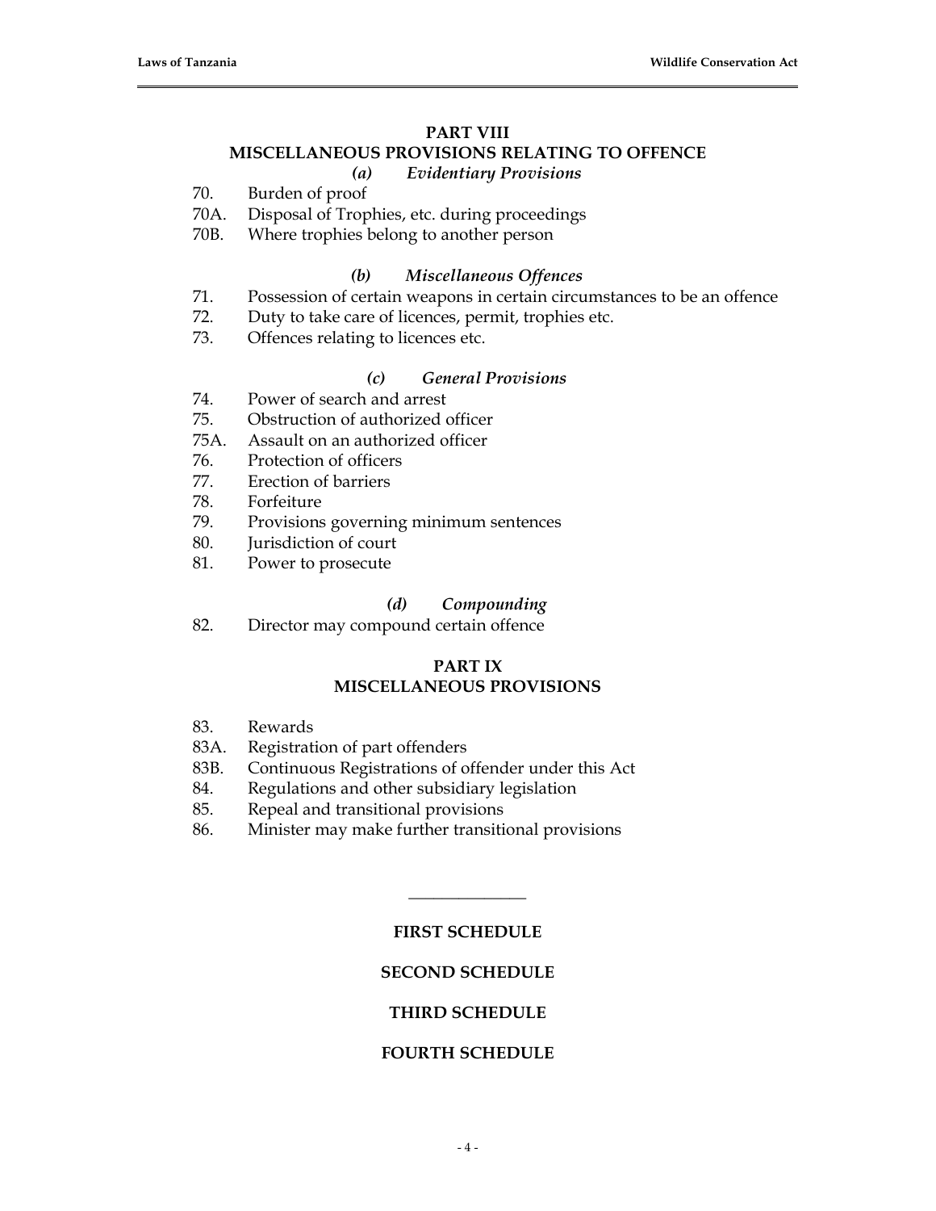## PART VIII
## MISCELLANEOUS PROVISIONS RELATING TO OFFENCE

### *(a) Evidentiary Provisions*

70. Burden of proof
70A. Disposal of Trophies, etc. during proceedings
70B. Where trophies belong to another person

### *(b) Miscellaneous Offences*

71. Possession of certain weapons in certain circumstances to be an offence
72. Duty to take care of licences, permit, trophies etc.
73. Offences relating to licences etc.

### *(c) General Provisions*

74. Power of search and arrest
75. Obstruction of authorized officer
75A. Assault on an authorized officer
76. Protection of officers
77. Erection of barriers
78. Forfeiture
79. Provisions governing minimum sentences
80. Jurisdiction of court
81. Power to prosecute

### *(d) Compounding*

82. Director may compound certain offence

## PART IX
## MISCELLANEOUS PROVISIONS

83. Rewards
83A. Registration of part offenders
83B. Continuous Registrations of offender under this Act
84. Regulations and other subsidiary legislation
85. Repeal and transitional provisions
86. Minister may make further transitional provisions

______________

**FIRST SCHEDULE**

**SECOND SCHEDULE**

**THIRD SCHEDULE**

**FOURTH SCHEDULE**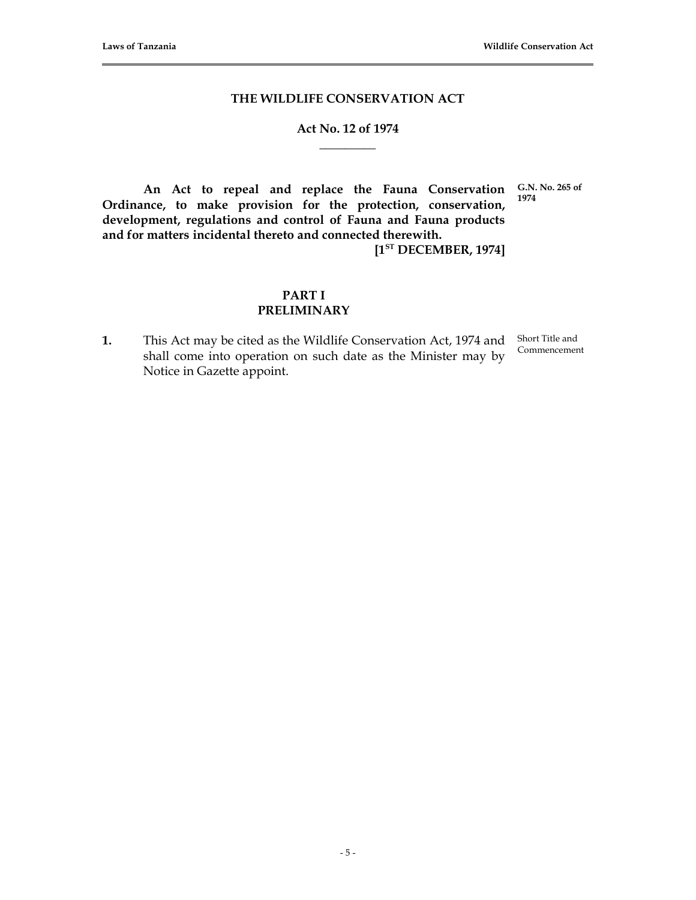# THE WILDLIFE CONSERVATION ACT

## Act No. 12 of 1974

**An Act to repeal and replace the Fauna Conservation Ordinance, to make provision for the protection, conservation, development, regulations and control of Fauna and Fauna products and for matters incidental thereto and connected therewith.**

**G.N. No. 265 of 1974**

**[1ST DECEMBER, 1974]**

## PART I
## PRELIMINARY

**1.** This Act may be cited as the Wildlife Conservation Act, 1974 and shall come into operation on such date as the Minister may by Notice in Gazette appoint.

Short Title and Commencement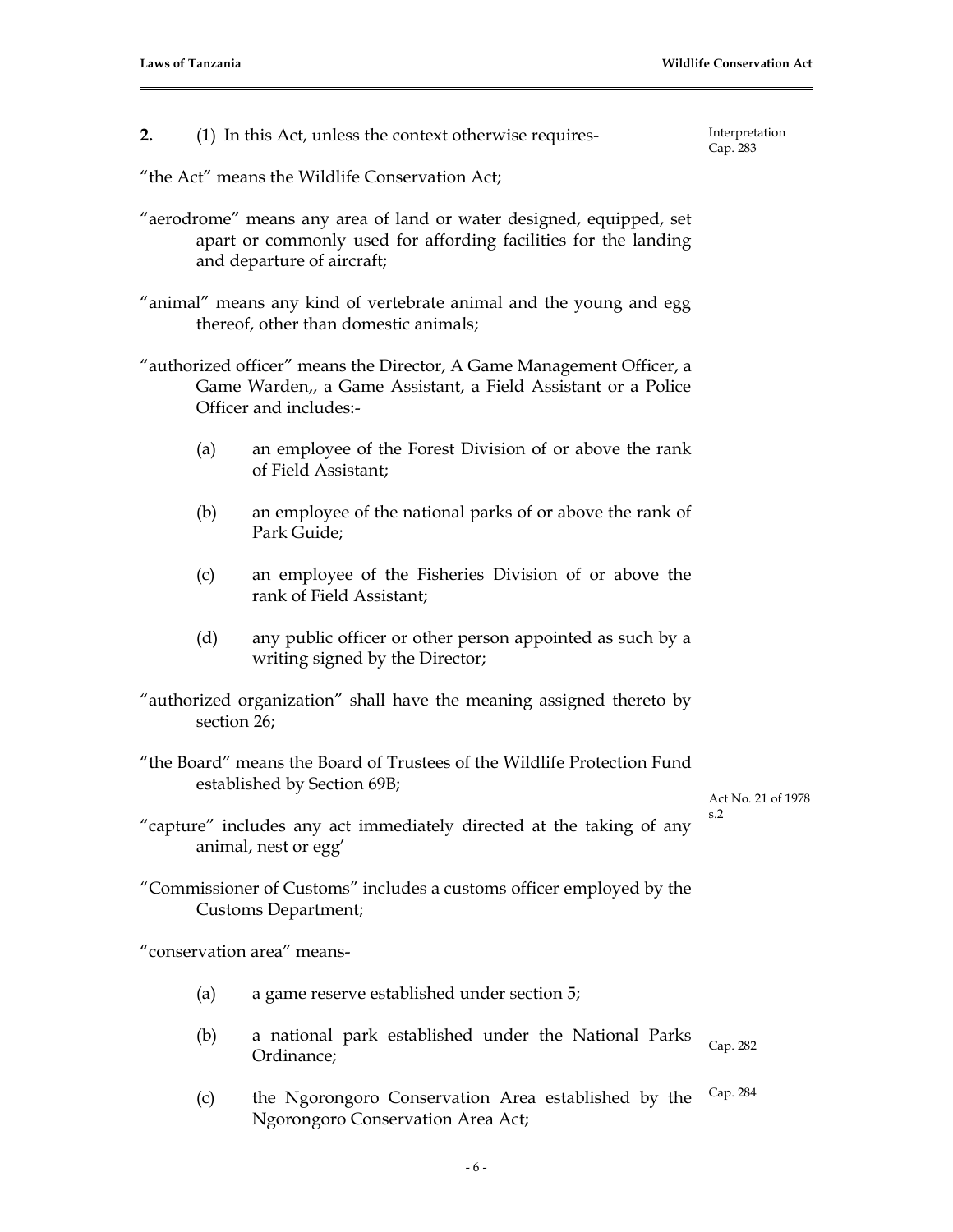**2.** (1) In this Act, unless the context otherwise requires-

Interpretation
Cap. 283

"the Act" means the Wildlife Conservation Act;

"aerodrome" means any area of land or water designed, equipped, set apart or commonly used for affording facilities for the landing and departure of aircraft;

"animal" means any kind of vertebrate animal and the young and egg thereof, other than domestic animals;

"authorized officer" means the Director, A Game Management Officer, a Game Warden,, a Game Assistant, a Field Assistant or a Police Officer and includes:-

(a) an employee of the Forest Division of or above the rank of Field Assistant;

(b) an employee of the national parks of or above the rank of Park Guide;

(c) an employee of the Fisheries Division of or above the rank of Field Assistant;

(d) any public officer or other person appointed as such by a writing signed by the Director;

"authorized organization" shall have the meaning assigned thereto by section 26;

"the Board" means the Board of Trustees of the Wildlife Protection Fund established by Section 69B;

Act No. 21 of 1978 s.2

"capture" includes any act immediately directed at the taking of any animal, nest or egg'

"Commissioner of Customs" includes a customs officer employed by the Customs Department;

"conservation area" means-

(a) a game reserve established under section 5;

(b) a national park established under the National Parks Ordinance; Cap. 282

(c) the Ngorongoro Conservation Area established by the Ngorongoro Conservation Area Act; Cap. 284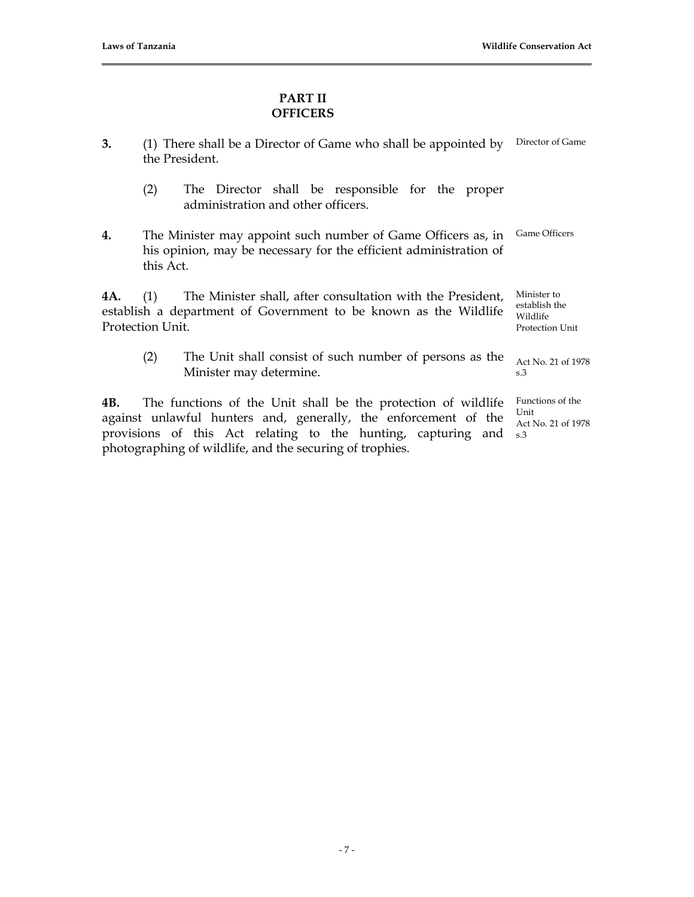## PART II
## OFFICERS

**3.** (1) There shall be a Director of Game who shall be appointed by the President. *Director of Game*

(2) The Director shall be responsible for the proper administration and other officers.

**4.** The Minister may appoint such number of Game Officers as, in his opinion, may be necessary for the efficient administration of this Act. *Game Officers*

**4A.** (1) The Minister shall, after consultation with the President, establish a department of Government to be known as the Wildlife Protection Unit. *Minister to establish the Wildlife Protection Unit*

(2) The Unit shall consist of such number of persons as the Minister may determine. *Act No. 21 of 1978 s.3*

**4B.** The functions of the Unit shall be the protection of wildlife against unlawful hunters and, generally, the enforcement of the provisions of this Act relating to the hunting, capturing and photographing of wildlife, and the securing of trophies. *Functions of the Unit Act No. 21 of 1978 s.3*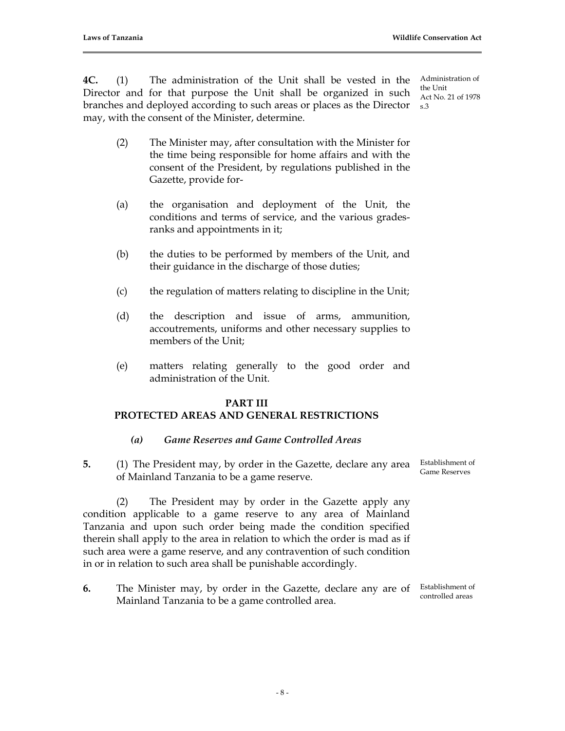**4C.** (1) The administration of the Unit shall be vested in the Director and for that purpose the Unit shall be organized in such branches and deployed according to such areas or places as the Director may, with the consent of the Minister, determine.

Administration of the Unit
Act No. 21 of 1978 s.3

(2) The Minister may, after consultation with the Minister for the time being responsible for home affairs and with the consent of the President, by regulations published in the Gazette, provide for-

(a) the organisation and deployment of the Unit, the conditions and terms of service, and the various grades-ranks and appointments in it;

(b) the duties to be performed by members of the Unit, and their guidance in the discharge of those duties;

(c) the regulation of matters relating to discipline in the Unit;

(d) the description and issue of arms, ammunition, accoutrements, uniforms and other necessary supplies to members of the Unit;

(e) matters relating generally to the good order and administration of the Unit.

## PART III
## PROTECTED AREAS AND GENERAL RESTRICTIONS

### *(a) Game Reserves and Game Controlled Areas*

**5.** (1) The President may, by order in the Gazette, declare any area of Mainland Tanzania to be a game reserve.

Establishment of Game Reserves

(2) The President may by order in the Gazette apply any condition applicable to a game reserve to any area of Mainland Tanzania and upon such order being made the condition specified therein shall apply to the area in relation to which the order is mad as if such area were a game reserve, and any contravention of such condition in or in relation to such area shall be punishable accordingly.

**6.** The Minister may, by order in the Gazette, declare any are of Mainland Tanzania to be a game controlled area.

Establishment of controlled areas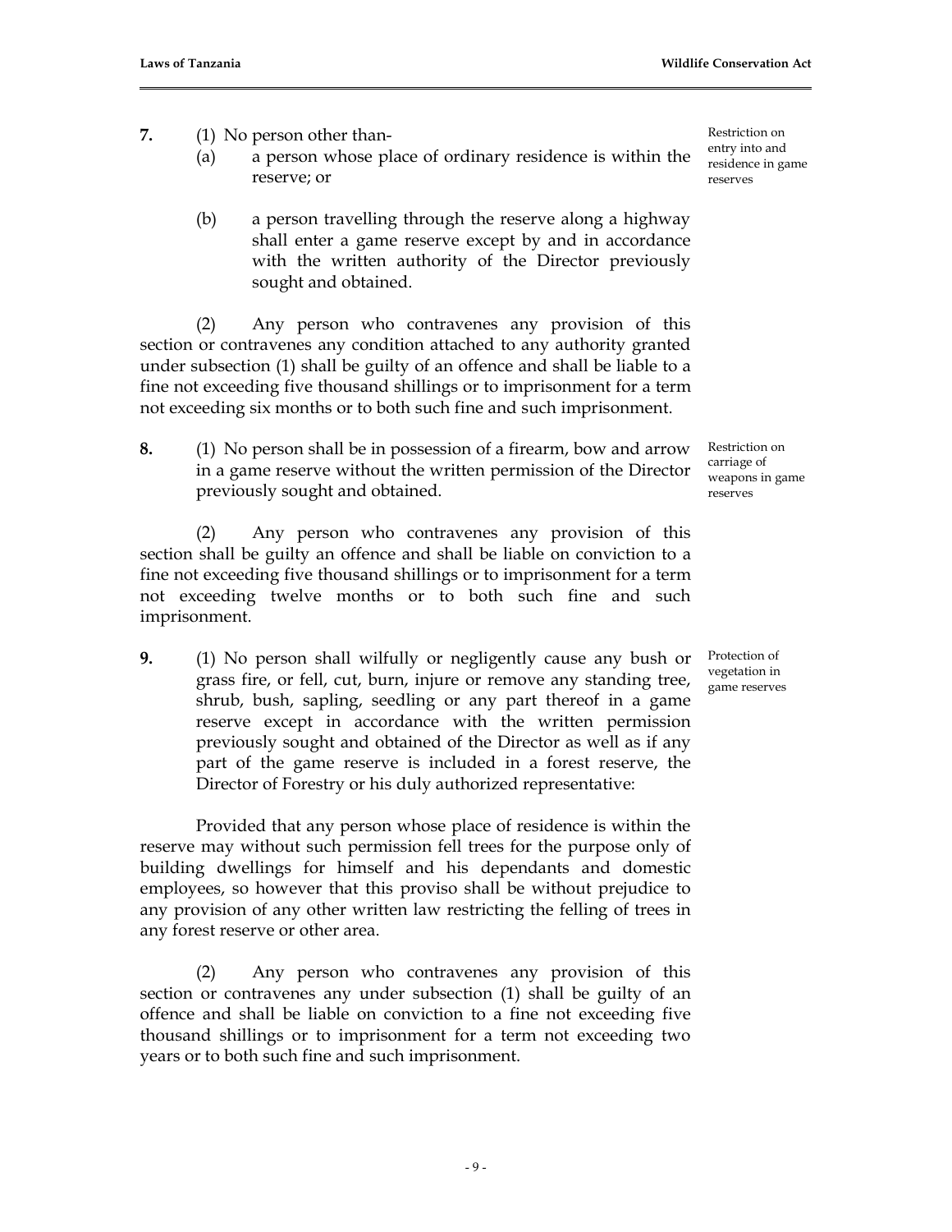**7.** (1) No person other than-

(a) a person whose place of ordinary residence is within the reserve; or

(b) a person travelling through the reserve along a highway shall enter a game reserve except by and in accordance with the written authority of the Director previously sought and obtained.

Restriction on entry into and residence in game reserves

(2) Any person who contravenes any provision of this section or contravenes any condition attached to any authority granted under subsection (1) shall be guilty of an offence and shall be liable to a fine not exceeding five thousand shillings or to imprisonment for a term not exceeding six months or to both such fine and such imprisonment.

**8.** (1) No person shall be in possession of a firearm, bow and arrow in a game reserve without the written permission of the Director previously sought and obtained.

Restriction on carriage of weapons in game reserves

(2) Any person who contravenes any provision of this section shall be guilty an offence and shall be liable on conviction to a fine not exceeding five thousand shillings or to imprisonment for a term not exceeding twelve months or to both such fine and such imprisonment.

**9.** (1) No person shall wilfully or negligently cause any bush or grass fire, or fell, cut, burn, injure or remove any standing tree, shrub, bush, sapling, seedling or any part thereof in a game reserve except in accordance with the written permission previously sought and obtained of the Director as well as if any part of the game reserve is included in a forest reserve, the Director of Forestry or his duly authorized representative:

Protection of vegetation in game reserves

Provided that any person whose place of residence is within the reserve may without such permission fell trees for the purpose only of building dwellings for himself and his dependants and domestic employees, so however that this proviso shall be without prejudice to any provision of any other written law restricting the felling of trees in any forest reserve or other area.

(2) Any person who contravenes any provision of this section or contravenes any under subsection (1) shall be guilty of an offence and shall be liable on conviction to a fine not exceeding five thousand shillings or to imprisonment for a term not exceeding two years or to both such fine and such imprisonment.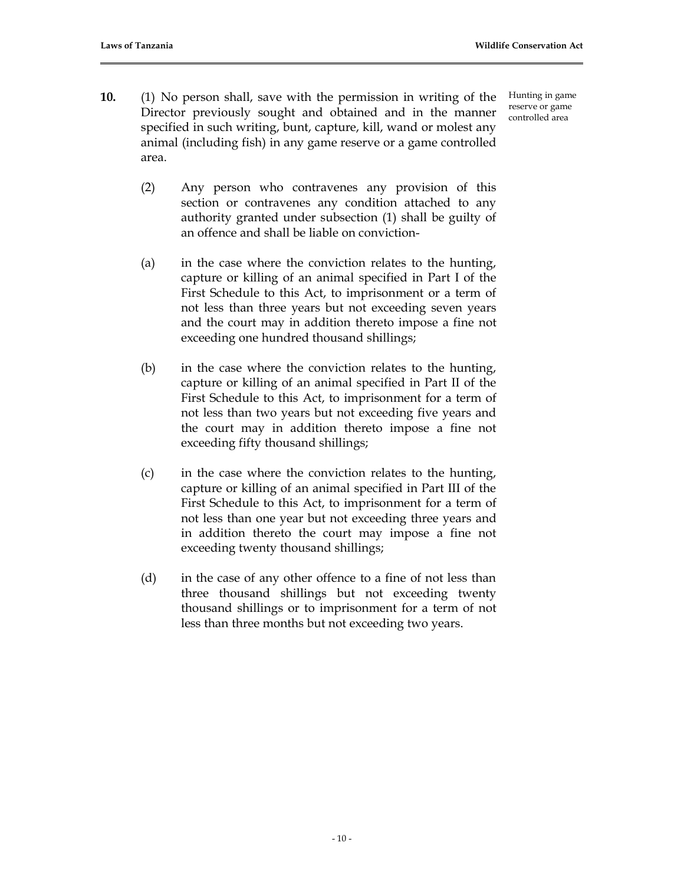**10.** (1) No person shall, save with the permission in writing of the Director previously sought and obtained and in the manner specified in such writing, bunt, capture, kill, wand or molest any animal (including fish) in any game reserve or a game controlled area.

Hunting in game reserve or game controlled area

(2) Any person who contravenes any provision of this section or contravenes any condition attached to any authority granted under subsection (1) shall be guilty of an offence and shall be liable on conviction-

(a) in the case where the conviction relates to the hunting, capture or killing of an animal specified in Part I of the First Schedule to this Act, to imprisonment or a term of not less than three years but not exceeding seven years and the court may in addition thereto impose a fine not exceeding one hundred thousand shillings;

(b) in the case where the conviction relates to the hunting, capture or killing of an animal specified in Part II of the First Schedule to this Act, to imprisonment for a term of not less than two years but not exceeding five years and the court may in addition thereto impose a fine not exceeding fifty thousand shillings;

(c) in the case where the conviction relates to the hunting, capture or killing of an animal specified in Part III of the First Schedule to this Act, to imprisonment for a term of not less than one year but not exceeding three years and in addition thereto the court may impose a fine not exceeding twenty thousand shillings;

(d) in the case of any other offence to a fine of not less than three thousand shillings but not exceeding twenty thousand shillings or to imprisonment for a term of not less than three months but not exceeding two years.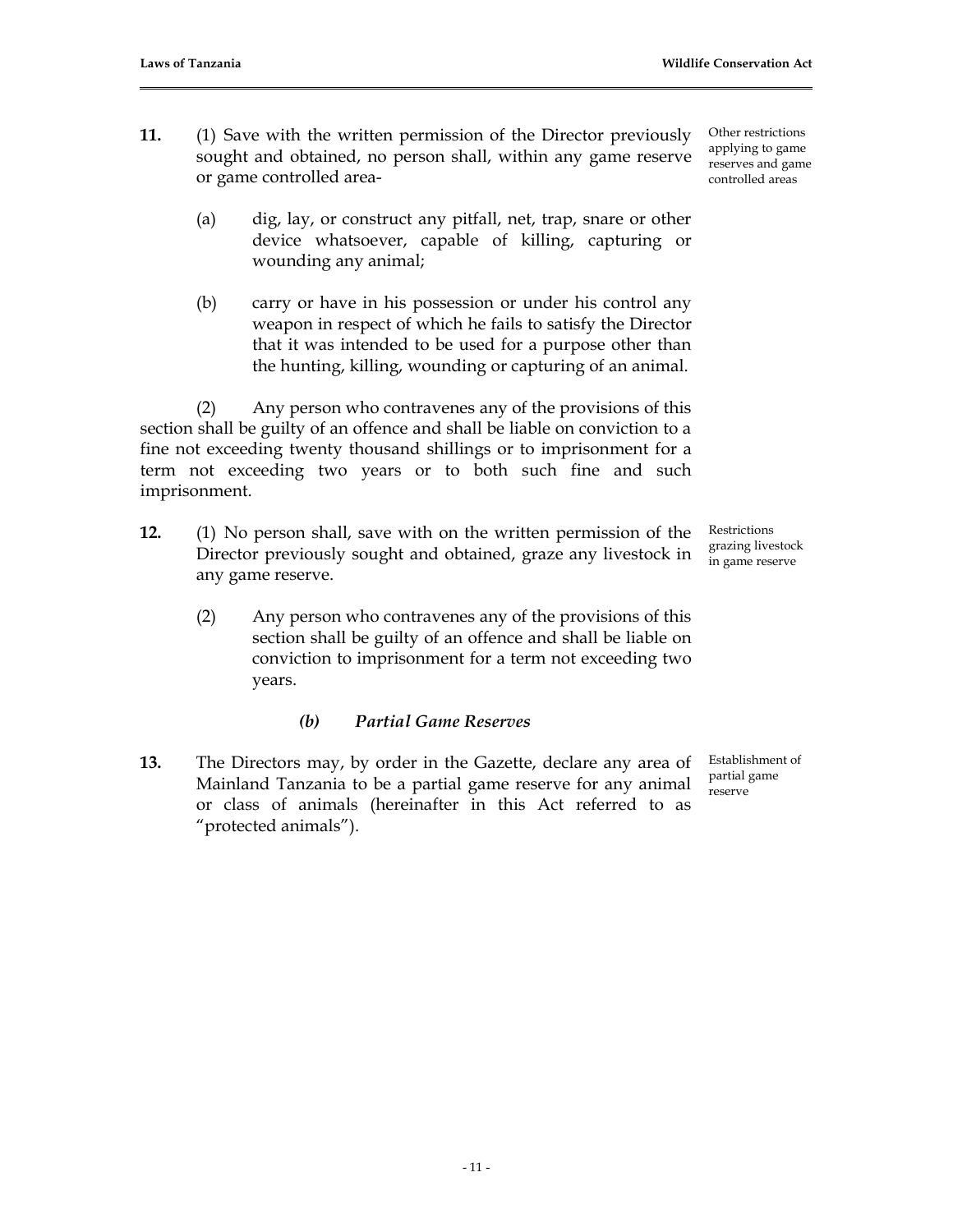**11.** (1) Save with the written permission of the Director previously sought and obtained, no person shall, within any game reserve or game controlled area-

*Other restrictions applying to game reserves and game controlled areas*

(a) dig, lay, or construct any pitfall, net, trap, snare or other device whatsoever, capable of killing, capturing or wounding any animal;

(b) carry or have in his possession or under his control any weapon in respect of which he fails to satisfy the Director that it was intended to be used for a purpose other than the hunting, killing, wounding or capturing of an animal.

(2) Any person who contravenes any of the provisions of this section shall be guilty of an offence and shall be liable on conviction to a fine not exceeding twenty thousand shillings or to imprisonment for a term not exceeding two years or to both such fine and such imprisonment.

**12.** (1) No person shall, save with on the written permission of the Director previously sought and obtained, graze any livestock in any game reserve.

*Restrictions grazing livestock in game reserve*

(2) Any person who contravenes any of the provisions of this section shall be guilty of an offence and shall be liable on conviction to imprisonment for a term not exceeding two years.

### *(b) Partial Game Reserves*

**13.** The Directors may, by order in the Gazette, declare any area of Mainland Tanzania to be a partial game reserve for any animal or class of animals (hereinafter in this Act referred to as "protected animals").

*Establishment of partial game reserve*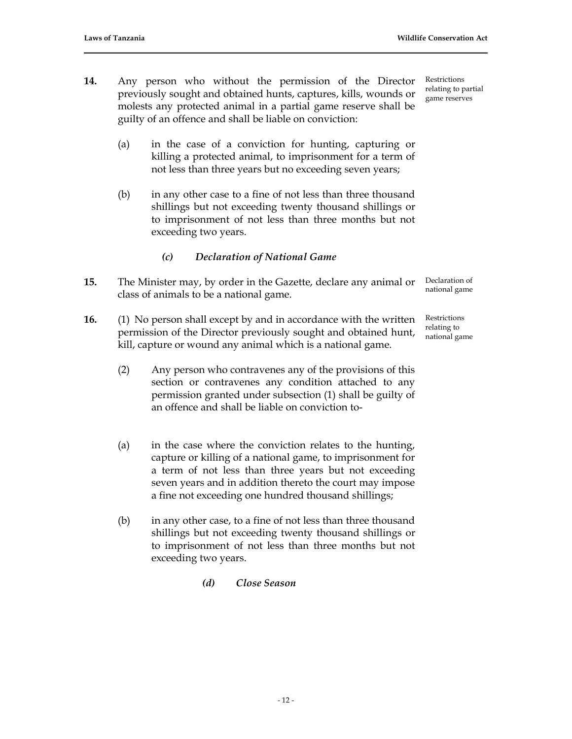**14.** Any person who without the permission of the Director previously sought and obtained hunts, captures, kills, wounds or molests any protected animal in a partial game reserve shall be guilty of an offence and shall be liable on conviction:

*Restrictions relating to partial game reserves*

(a) in the case of a conviction for hunting, capturing or killing a protected animal, to imprisonment for a term of not less than three years but no exceeding seven years;

(b) in any other case to a fine of not less than three thousand shillings but not exceeding twenty thousand shillings or to imprisonment of not less than three months but not exceeding two years.

### *(c) Declaration of National Game*

**15.** The Minister may, by order in the Gazette, declare any animal or class of animals to be a national game.

*Declaration of national game*

**16.** (1) No person shall except by and in accordance with the written permission of the Director previously sought and obtained hunt, kill, capture or wound any animal which is a national game.

*Restrictions relating to national game*

(2) Any person who contravenes any of the provisions of this section or contravenes any condition attached to any permission granted under subsection (1) shall be guilty of an offence and shall be liable on conviction to-

(a) in the case where the conviction relates to the hunting, capture or killing of a national game, to imprisonment for a term of not less than three years but not exceeding seven years and in addition thereto the court may impose a fine not exceeding one hundred thousand shillings;

(b) in any other case, to a fine of not less than three thousand shillings but not exceeding twenty thousand shillings or to imprisonment of not less than three months but not exceeding two years.

### *(d) Close Season*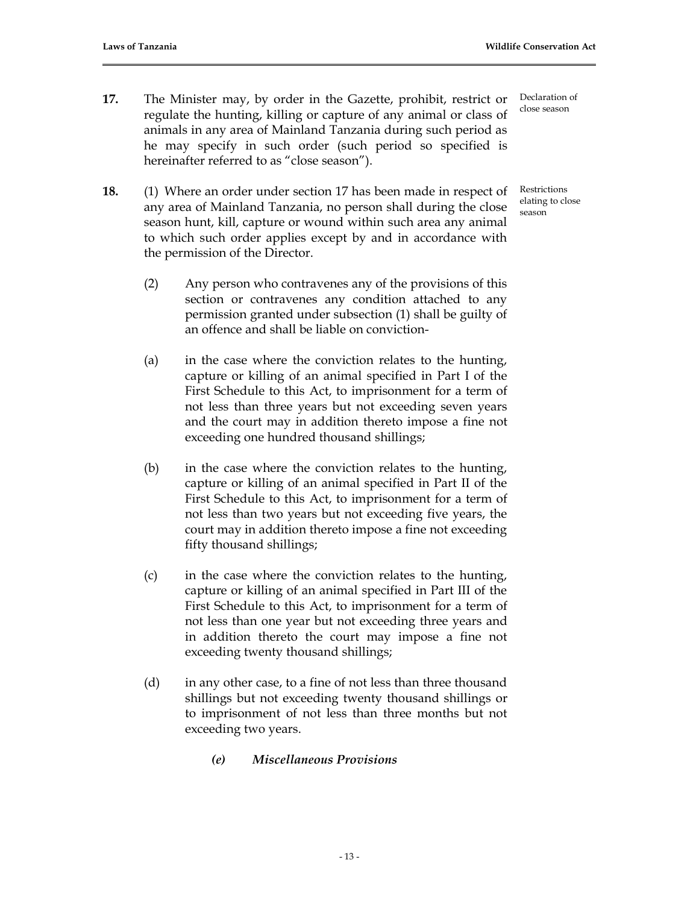**17.** The Minister may, by order in the Gazette, prohibit, restrict or regulate the hunting, killing or capture of any animal or class of animals in any area of Mainland Tanzania during such period as he may specify in such order (such period so specified is hereinafter referred to as "close season").

*Declaration of close season*

**18.** (1) Where an order under section 17 has been made in respect of any area of Mainland Tanzania, no person shall during the close season hunt, kill, capture or wound within such area any animal to which such order applies except by and in accordance with the permission of the Director.

*Restrictions elating to close season*

(2) Any person who contravenes any of the provisions of this section or contravenes any condition attached to any permission granted under subsection (1) shall be guilty of an offence and shall be liable on conviction-

(a) in the case where the conviction relates to the hunting, capture or killing of an animal specified in Part I of the First Schedule to this Act, to imprisonment for a term of not less than three years but not exceeding seven years and the court may in addition thereto impose a fine not exceeding one hundred thousand shillings;

(b) in the case where the conviction relates to the hunting, capture or killing of an animal specified in Part II of the First Schedule to this Act, to imprisonment for a term of not less than two years but not exceeding five years, the court may in addition thereto impose a fine not exceeding fifty thousand shillings;

(c) in the case where the conviction relates to the hunting, capture or killing of an animal specified in Part III of the First Schedule to this Act, to imprisonment for a term of not less than one year but not exceeding three years and in addition thereto the court may impose a fine not exceeding twenty thousand shillings;

(d) in any other case, to a fine of not less than three thousand shillings but not exceeding twenty thousand shillings or to imprisonment of not less than three months but not exceeding two years.

### *(e) Miscellaneous Provisions*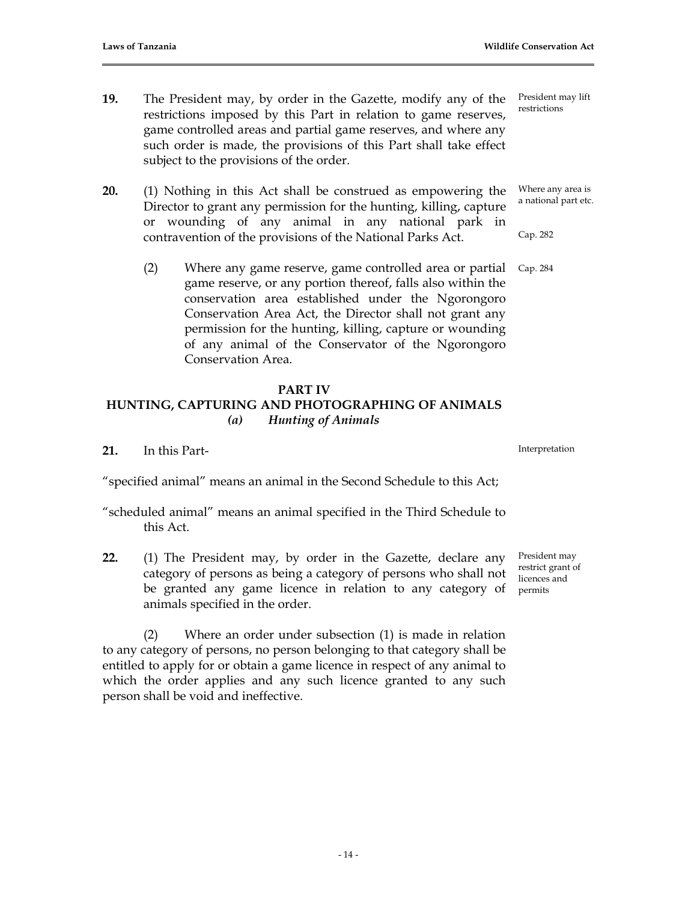**19.** The President may, by order in the Gazette, modify any of the restrictions imposed by this Part in relation to game reserves, game controlled areas and partial game reserves, and where any such order is made, the provisions of this Part shall take effect subject to the provisions of the order.

President may lift restrictions

**20.** (1) Nothing in this Act shall be construed as empowering the Director to grant any permission for the hunting, killing, capture or wounding of any animal in any national park in contravention of the provisions of the National Parks Act.

Where any area is a national part etc.

Cap. 282

(2) Where any game reserve, game controlled area or partial game reserve, or any portion thereof, falls also within the conservation area established under the Ngorongoro Conservation Area Act, the Director shall not grant any permission for the hunting, killing, capture or wounding of any animal of the Conservator of the Ngorongoro Conservation Area.

Cap. 284

## PART IV
## HUNTING, CAPTURING AND PHOTOGRAPHING OF ANIMALS
### *(a) Hunting of Animals*

**21.** In this Part-

Interpretation

"specified animal" means an animal in the Second Schedule to this Act;

"scheduled animal" means an animal specified in the Third Schedule to this Act.

**22.** (1) The President may, by order in the Gazette, declare any category of persons as being a category of persons who shall not be granted any game licence in relation to any category of animals specified in the order.

President may restrict grant of licences and permits

(2) Where an order under subsection (1) is made in relation to any category of persons, no person belonging to that category shall be entitled to apply for or obtain a game licence in respect of any animal to which the order applies and any such licence granted to any such person shall be void and ineffective.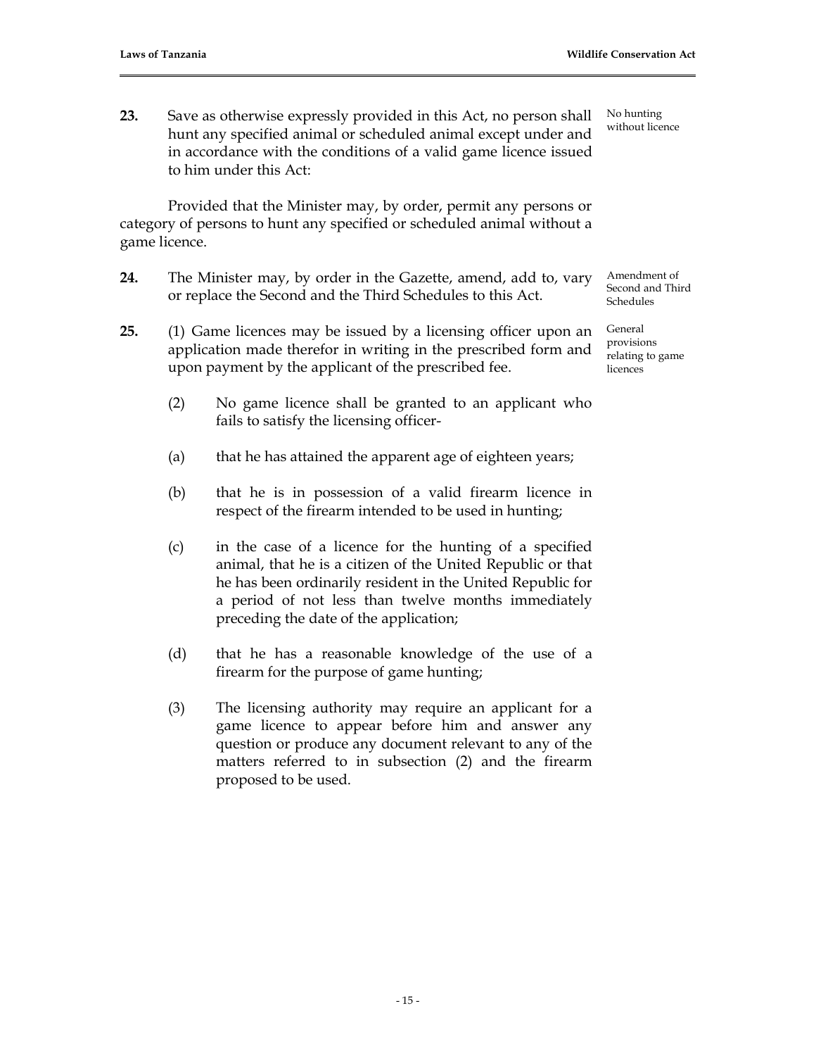**23.** Save as otherwise expressly provided in this Act, no person shall hunt any specified animal or scheduled animal except under and in accordance with the conditions of a valid game licence issued to him under this Act: *No hunting without licence*

Provided that the Minister may, by order, permit any persons or category of persons to hunt any specified or scheduled animal without a game licence.

**24.** The Minister may, by order in the Gazette, amend, add to, vary or replace the Second and the Third Schedules to this Act. *Amendment of Second and Third Schedules*

**25.** (1) Game licences may be issued by a licensing officer upon an application made therefor in writing in the prescribed form and upon payment by the applicant of the prescribed fee. *General provisions relating to game licences*

(2) No game licence shall be granted to an applicant who fails to satisfy the licensing officer-

(a) that he has attained the apparent age of eighteen years;

(b) that he is in possession of a valid firearm licence in respect of the firearm intended to be used in hunting;

(c) in the case of a licence for the hunting of a specified animal, that he is a citizen of the United Republic or that he has been ordinarily resident in the United Republic for a period of not less than twelve months immediately preceding the date of the application;

(d) that he has a reasonable knowledge of the use of a firearm for the purpose of game hunting;

(3) The licensing authority may require an applicant for a game licence to appear before him and answer any question or produce any document relevant to any of the matters referred to in subsection (2) and the firearm proposed to be used.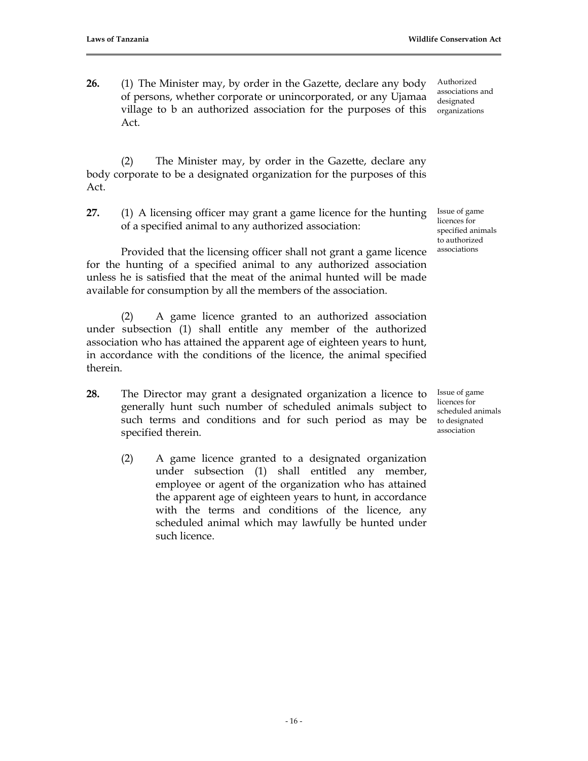**26.** (1) The Minister may, by order in the Gazette, declare any body of persons, whether corporate or unincorporated, or any Ujamaa village to b an authorized association for the purposes of this Act.

*Authorized associations and designated organizations*

(2) The Minister may, by order in the Gazette, declare any body corporate to be a designated organization for the purposes of this Act.

**27.** (1) A licensing officer may grant a game licence for the hunting of a specified animal to any authorized association:

*Issue of game licences for specified animals to authorized associations*

Provided that the licensing officer shall not grant a game licence for the hunting of a specified animal to any authorized association unless he is satisfied that the meat of the animal hunted will be made available for consumption by all the members of the association.

(2) A game licence granted to an authorized association under subsection (1) shall entitle any member of the authorized association who has attained the apparent age of eighteen years to hunt, in accordance with the conditions of the licence, the animal specified therein.

**28.** The Director may grant a designated organization a licence to generally hunt such number of scheduled animals subject to such terms and conditions and for such period as may be specified therein.

*Issue of game licences for scheduled animals to designated association*

(2) A game licence granted to a designated organization under subsection (1) shall entitled any member, employee or agent of the organization who has attained the apparent age of eighteen years to hunt, in accordance with the terms and conditions of the licence, any scheduled animal which may lawfully be hunted under such licence.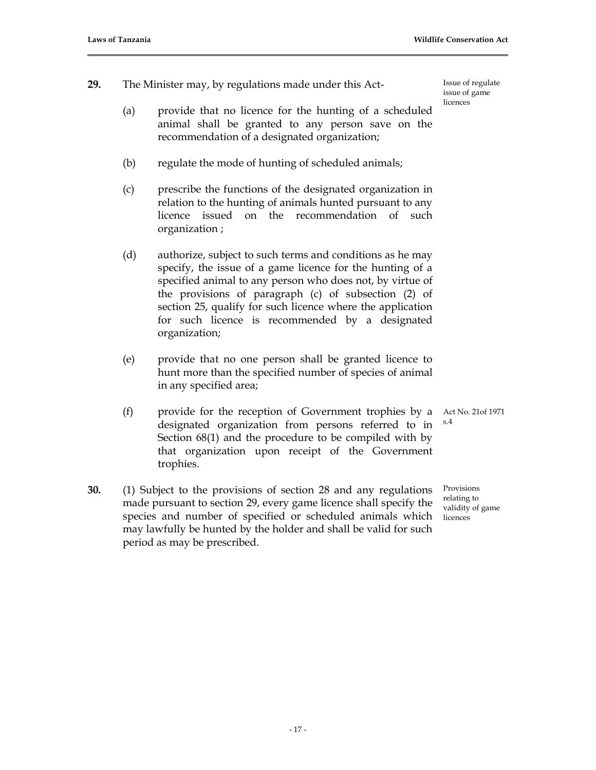**29.** The Minister may, by regulations made under this Act-

Issue of regulate issue of game licences

(a) provide that no licence for the hunting of a scheduled animal shall be granted to any person save on the recommendation of a designated organization;

(b) regulate the mode of hunting of scheduled animals;

(c) prescribe the functions of the designated organization in relation to the hunting of animals hunted pursuant to any licence issued on the recommendation of such organization ;

(d) authorize, subject to such terms and conditions as he may specify, the issue of a game licence for the hunting of a specified animal to any person who does not, by virtue of the provisions of paragraph (c) of subsection (2) of section 25, qualify for such licence where the application for such licence is recommended by a designated organization;

(e) provide that no one person shall be granted licence to hunt more than the specified number of species of animal in any specified area;

(f) provide for the reception of Government trophies by a designated organization from persons referred to in Section 68(1) and the procedure to be compiled with by that organization upon receipt of the Government trophies.

Act No. 21of 1971 s.4

**30.** (1) Subject to the provisions of section 28 and any regulations made pursuant to section 29, every game licence shall specify the species and number of specified or scheduled animals which may lawfully be hunted by the holder and shall be valid for such period as may be prescribed.

Provisions relating to validity of game licences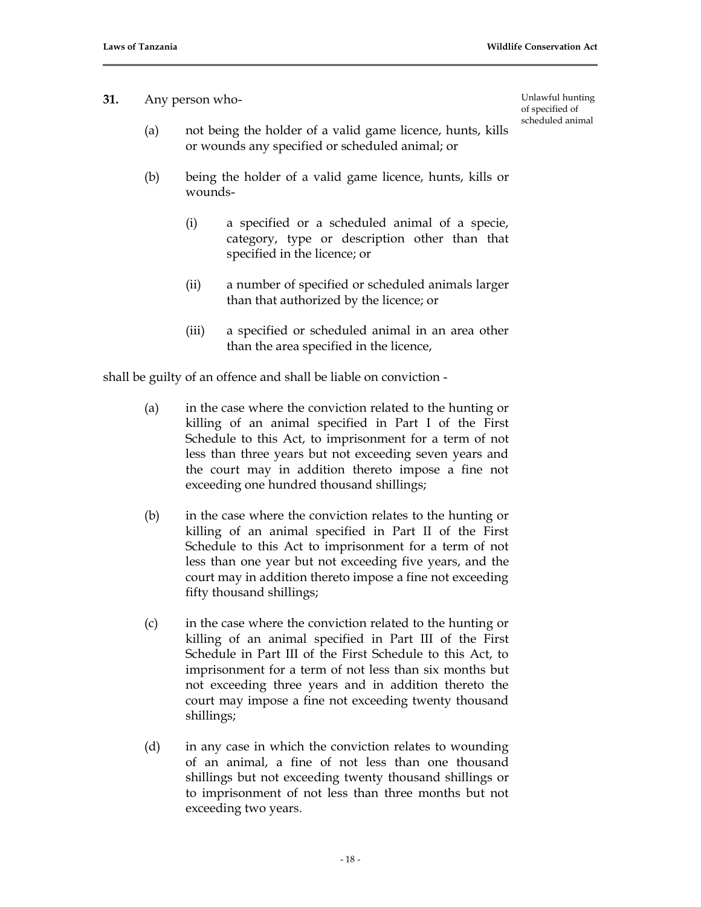**31.** Any person who-

Unlawful hunting of specified of scheduled animal

(a) not being the holder of a valid game licence, hunts, kills or wounds any specified or scheduled animal; or

(b) being the holder of a valid game licence, hunts, kills or wounds-

(i) a specified or a scheduled animal of a specie, category, type or description other than that specified in the licence; or

(ii) a number of specified or scheduled animals larger than that authorized by the licence; or

(iii) a specified or scheduled animal in an area other than the area specified in the licence,

shall be guilty of an offence and shall be liable on conviction -

(a) in the case where the conviction related to the hunting or killing of an animal specified in Part I of the First Schedule to this Act, to imprisonment for a term of not less than three years but not exceeding seven years and the court may in addition thereto impose a fine not exceeding one hundred thousand shillings;

(b) in the case where the conviction relates to the hunting or killing of an animal specified in Part II of the First Schedule to this Act to imprisonment for a term of not less than one year but not exceeding five years, and the court may in addition thereto impose a fine not exceeding fifty thousand shillings;

(c) in the case where the conviction related to the hunting or killing of an animal specified in Part III of the First Schedule in Part III of the First Schedule to this Act, to imprisonment for a term of not less than six months but not exceeding three years and in addition thereto the court may impose a fine not exceeding twenty thousand shillings;

(d) in any case in which the conviction relates to wounding of an animal, a fine of not less than one thousand shillings but not exceeding twenty thousand shillings or to imprisonment of not less than three months but not exceeding two years.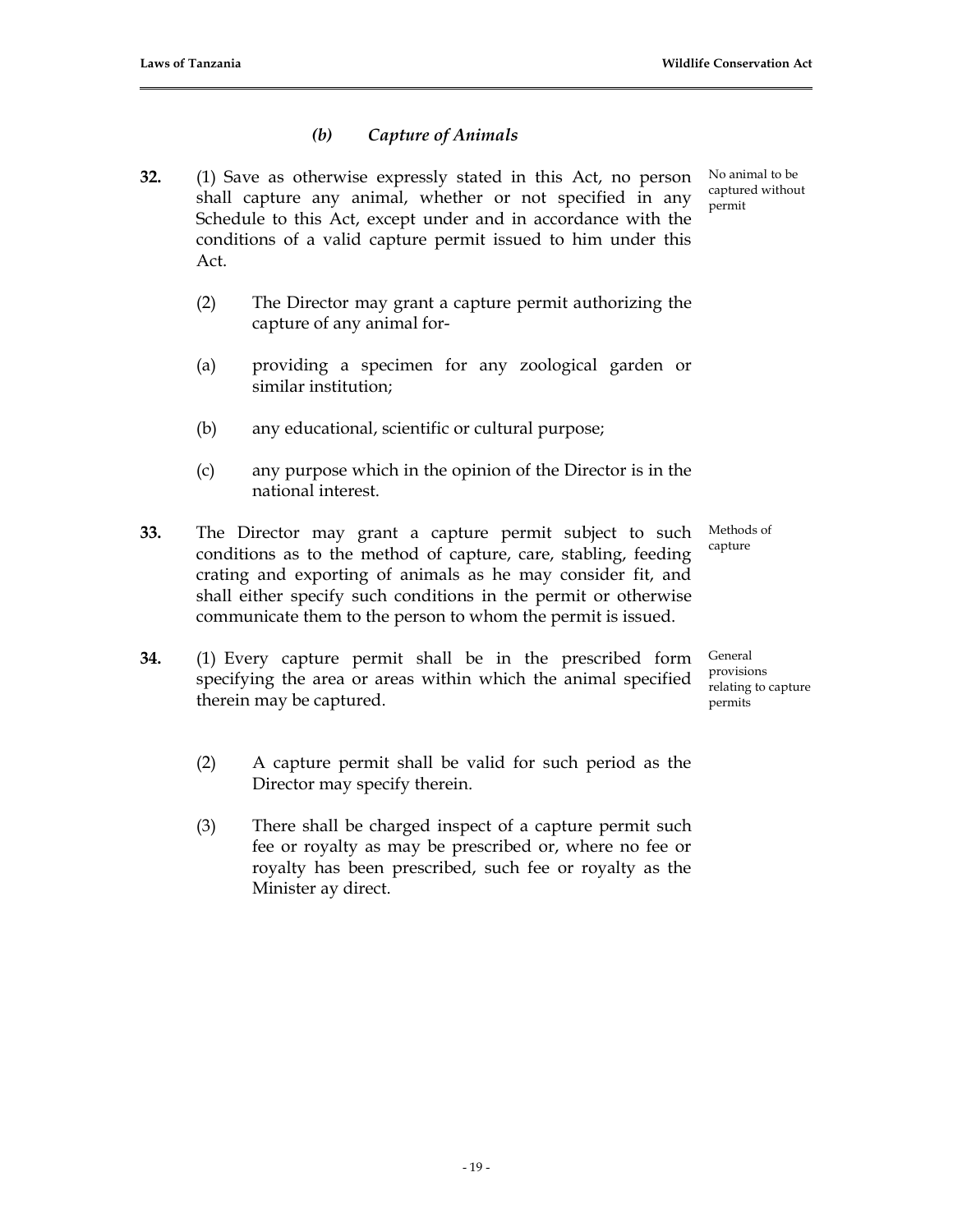### *(b) Capture of Animals*

**32.** (1) Save as otherwise expressly stated in this Act, no person shall capture any animal, whether or not specified in any Schedule to this Act, except under and in accordance with the conditions of a valid capture permit issued to him under this Act.

*No animal to be captured without permit*

(2) The Director may grant a capture permit authorizing the capture of any animal for-

(a) providing a specimen for any zoological garden or similar institution;

(b) any educational, scientific or cultural purpose;

(c) any purpose which in the opinion of the Director is in the national interest.

**33.** The Director may grant a capture permit subject to such conditions as to the method of capture, care, stabling, feeding crating and exporting of animals as he may consider fit, and shall either specify such conditions in the permit or otherwise communicate them to the person to whom the permit is issued.

*Methods of capture*

**34.** (1) Every capture permit shall be in the prescribed form specifying the area or areas within which the animal specified therein may be captured.

*General provisions relating to capture permits*

(2) A capture permit shall be valid for such period as the Director may specify therein.

(3) There shall be charged inspect of a capture permit such fee or royalty as may be prescribed or, where no fee or royalty has been prescribed, such fee or royalty as the Minister ay direct.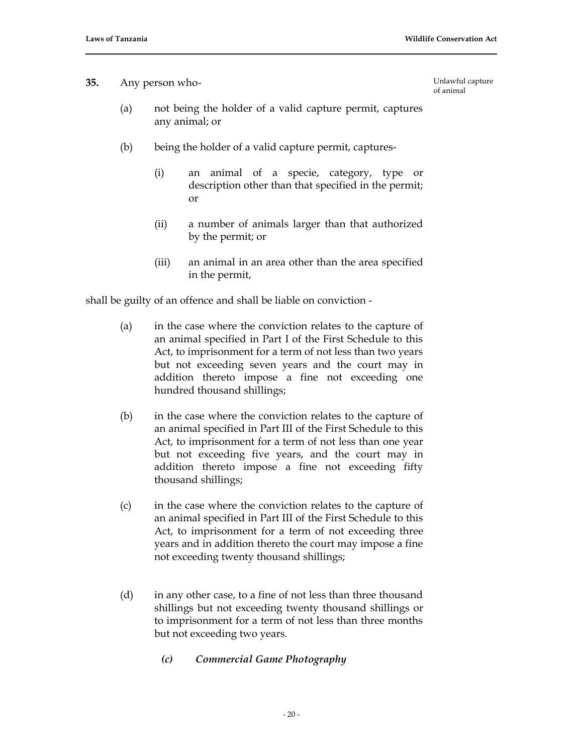**35.** Any person who-

Unlawful capture of animal

(a) not being the holder of a valid capture permit, captures any animal; or

(b) being the holder of a valid capture permit, captures-

(i) an animal of a specie, category, type or description other than that specified in the permit; or

(ii) a number of animals larger than that authorized by the permit; or

(iii) an animal in an area other than the area specified in the permit,

shall be guilty of an offence and shall be liable on conviction -

(a) in the case where the conviction relates to the capture of an animal specified in Part I of the First Schedule to this Act, to imprisonment for a term of not less than two years but not exceeding seven years and the court may in addition thereto impose a fine not exceeding one hundred thousand shillings;

(b) in the case where the conviction relates to the capture of an animal specified in Part III of the First Schedule to this Act, to imprisonment for a term of not less than one year but not exceeding five years, and the court may in addition thereto impose a fine not exceeding fifty thousand shillings;

(c) in the case where the conviction relates to the capture of an animal specified in Part III of the First Schedule to this Act, to imprisonment for a term of not exceeding three years and in addition thereto the court may impose a fine not exceeding twenty thousand shillings;

(d) in any other case, to a fine of not less than three thousand shillings but not exceeding twenty thousand shillings or to imprisonment for a term of not less than three months but not exceeding two years.

### *(c) Commercial Game Photography*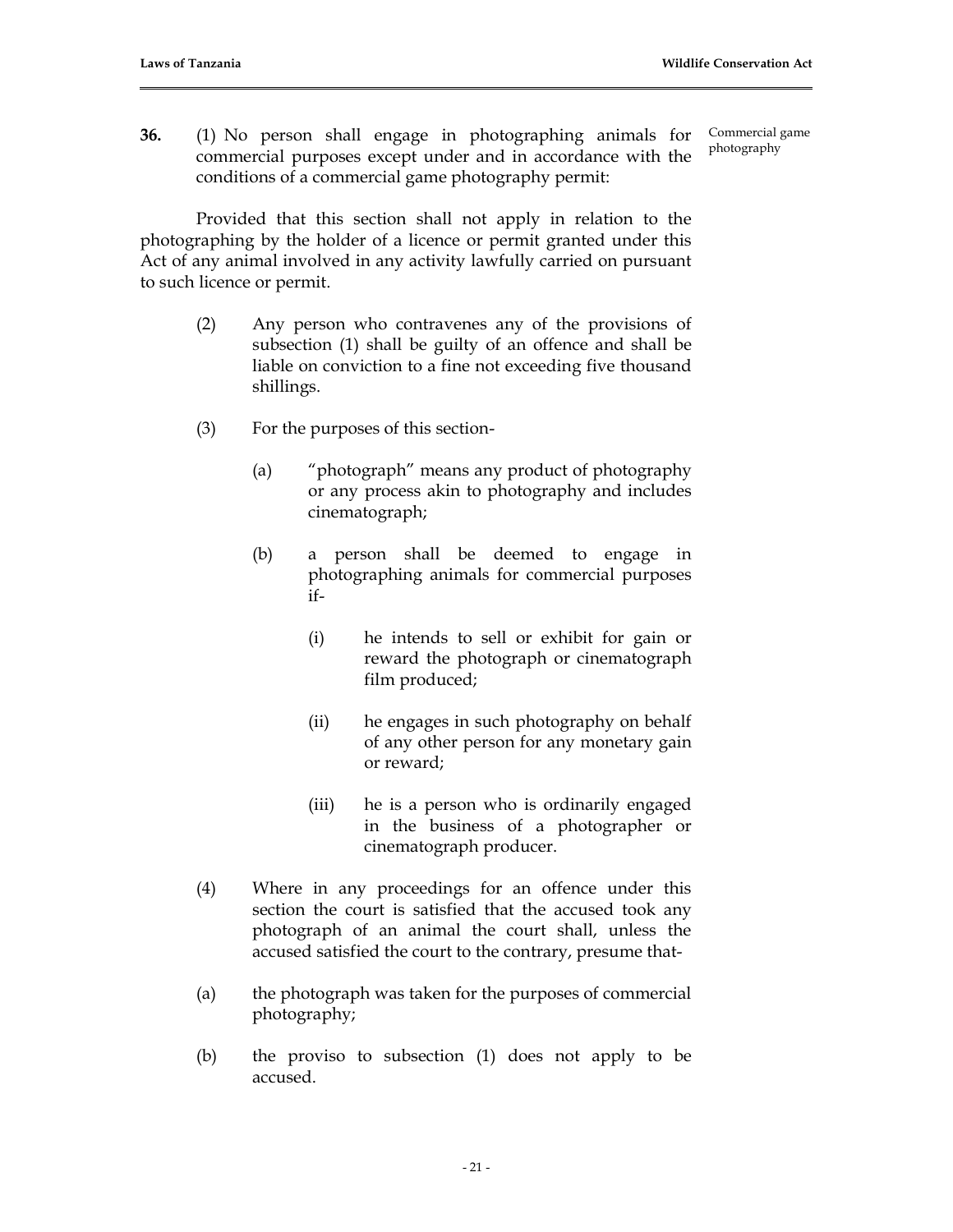**36.** (1) No person shall engage in photographing animals for commercial purposes except under and in accordance with the conditions of a commercial game photography permit:

Commercial game photography

Provided that this section shall not apply in relation to the photographing by the holder of a licence or permit granted under this Act of any animal involved in any activity lawfully carried on pursuant to such licence or permit.

(2) Any person who contravenes any of the provisions of subsection (1) shall be guilty of an offence and shall be liable on conviction to a fine not exceeding five thousand shillings.

(3) For the purposes of this section-

(a) "photograph" means any product of photography or any process akin to photography and includes cinematograph;

(b) a person shall be deemed to engage in photographing animals for commercial purposes if-

(i) he intends to sell or exhibit for gain or reward the photograph or cinematograph film produced;

(ii) he engages in such photography on behalf of any other person for any monetary gain or reward;

(iii) he is a person who is ordinarily engaged in the business of a photographer or cinematograph producer.

(4) Where in any proceedings for an offence under this section the court is satisfied that the accused took any photograph of an animal the court shall, unless the accused satisfied the court to the contrary, presume that-

(a) the photograph was taken for the purposes of commercial photography;

(b) the proviso to subsection (1) does not apply to be accused.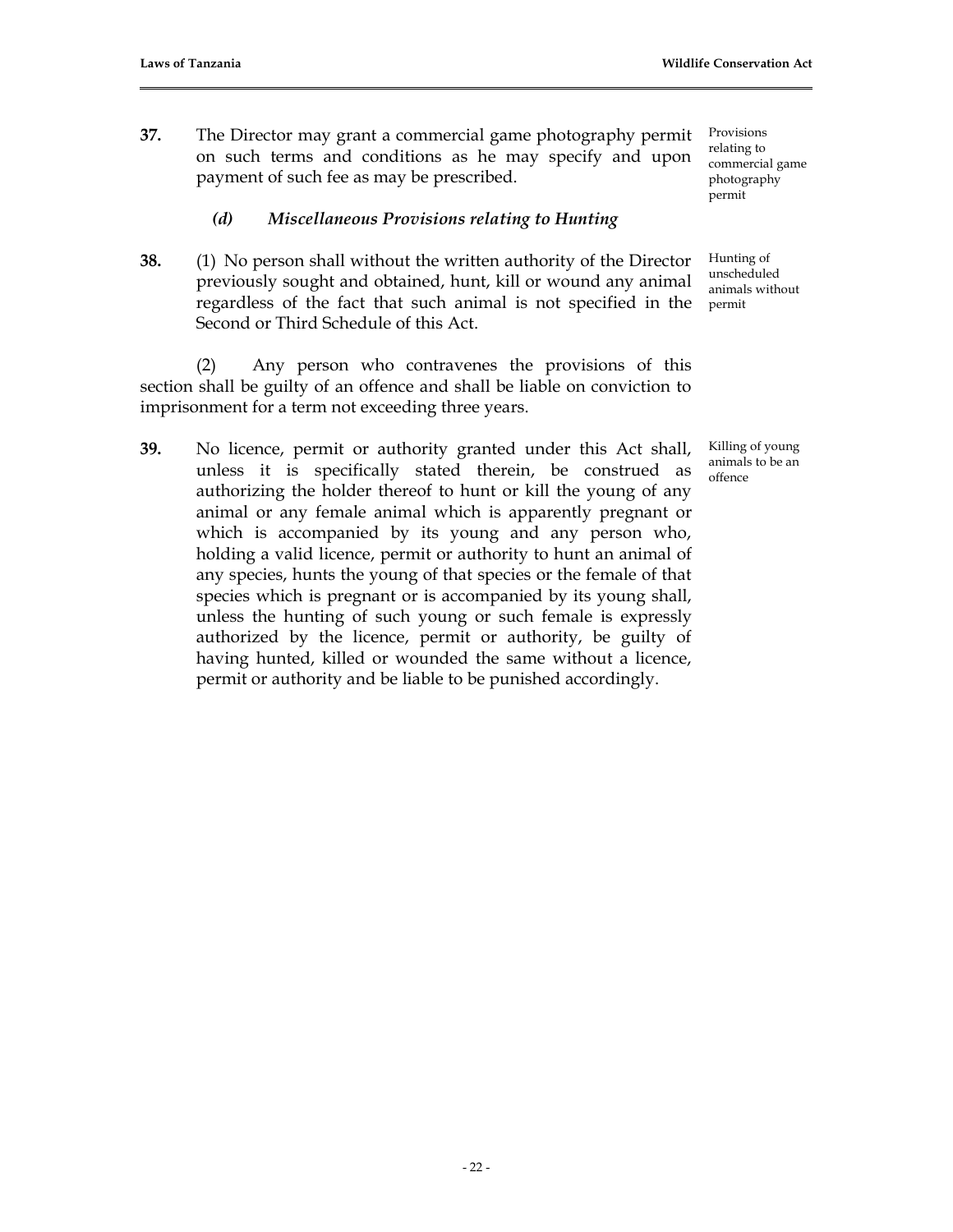**37.** The Director may grant a commercial game photography permit on such terms and conditions as he may specify and upon payment of such fee as may be prescribed.

Provisions relating to commercial game photography permit

### *(d) Miscellaneous Provisions relating to Hunting*

**38.** (1) No person shall without the written authority of the Director previously sought and obtained, hunt, kill or wound any animal regardless of the fact that such animal is not specified in the Second or Third Schedule of this Act.

Hunting of unscheduled animals without permit

(2) Any person who contravenes the provisions of this section shall be guilty of an offence and shall be liable on conviction to imprisonment for a term not exceeding three years.

**39.** No licence, permit or authority granted under this Act shall, unless it is specifically stated therein, be construed as authorizing the holder thereof to hunt or kill the young of any animal or any female animal which is apparently pregnant or which is accompanied by its young and any person who, holding a valid licence, permit or authority to hunt an animal of any species, hunts the young of that species or the female of that species which is pregnant or is accompanied by its young shall, unless the hunting of such young or such female is expressly authorized by the licence, permit or authority, be guilty of having hunted, killed or wounded the same without a licence, permit or authority and be liable to be punished accordingly.

Killing of young animals to be an offence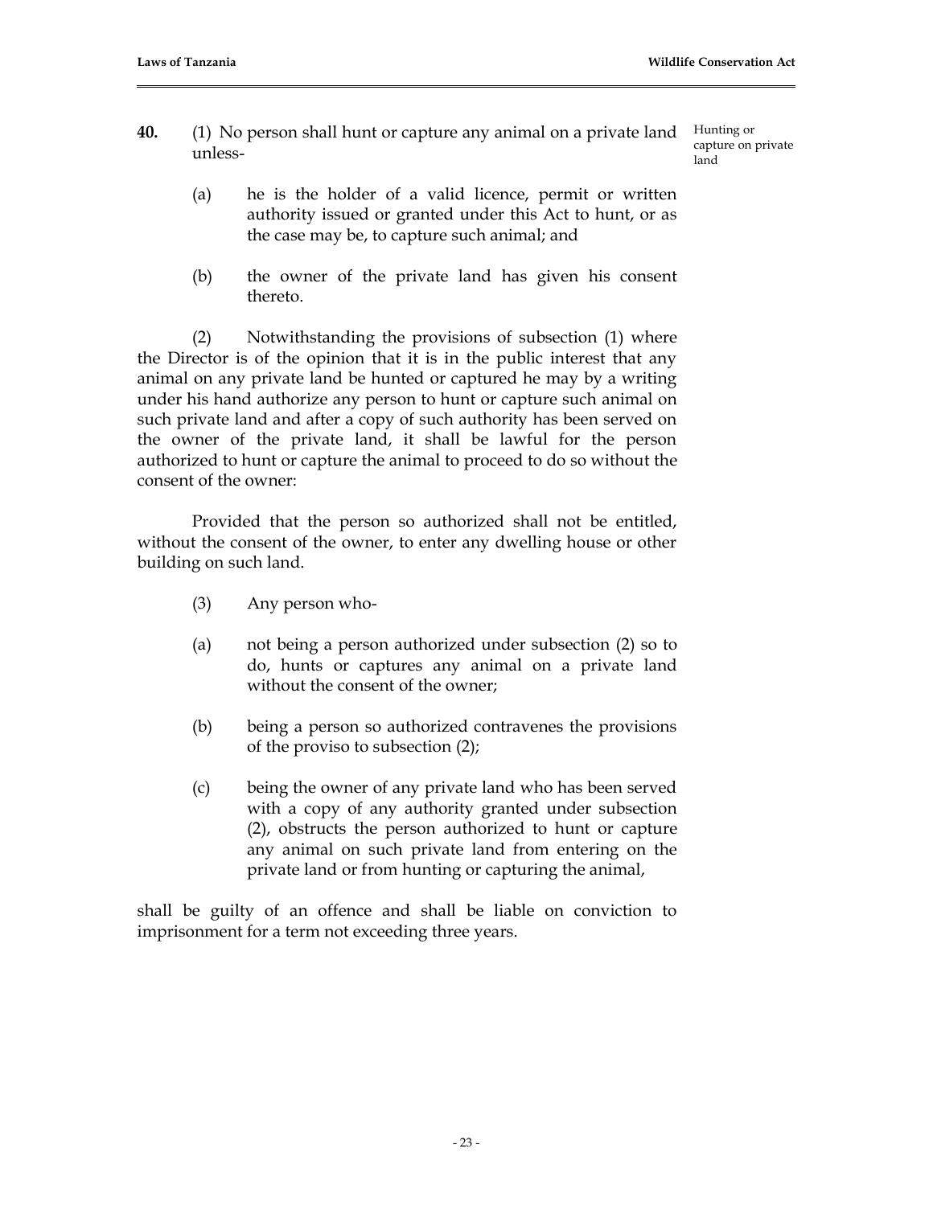**40.** (1) No person shall hunt or capture any animal on a private land unless-

Hunting or capture on private land

(a) he is the holder of a valid licence, permit or written authority issued or granted under this Act to hunt, or as the case may be, to capture such animal; and

(b) the owner of the private land has given his consent thereto.

(2) Notwithstanding the provisions of subsection (1) where the Director is of the opinion that it is in the public interest that any animal on any private land be hunted or captured he may by a writing under his hand authorize any person to hunt or capture such animal on such private land and after a copy of such authority has been served on the owner of the private land, it shall be lawful for the person authorized to hunt or capture the animal to proceed to do so without the consent of the owner:

Provided that the person so authorized shall not be entitled, without the consent of the owner, to enter any dwelling house or other building on such land.

(3) Any person who-

(a) not being a person authorized under subsection (2) so to do, hunts or captures any animal on a private land without the consent of the owner;

(b) being a person so authorized contravenes the provisions of the proviso to subsection (2);

(c) being the owner of any private land who has been served with a copy of any authority granted under subsection (2), obstructs the person authorized to hunt or capture any animal on such private land from entering on the private land or from hunting or capturing the animal,

shall be guilty of an offence and shall be liable on conviction to imprisonment for a term not exceeding three years.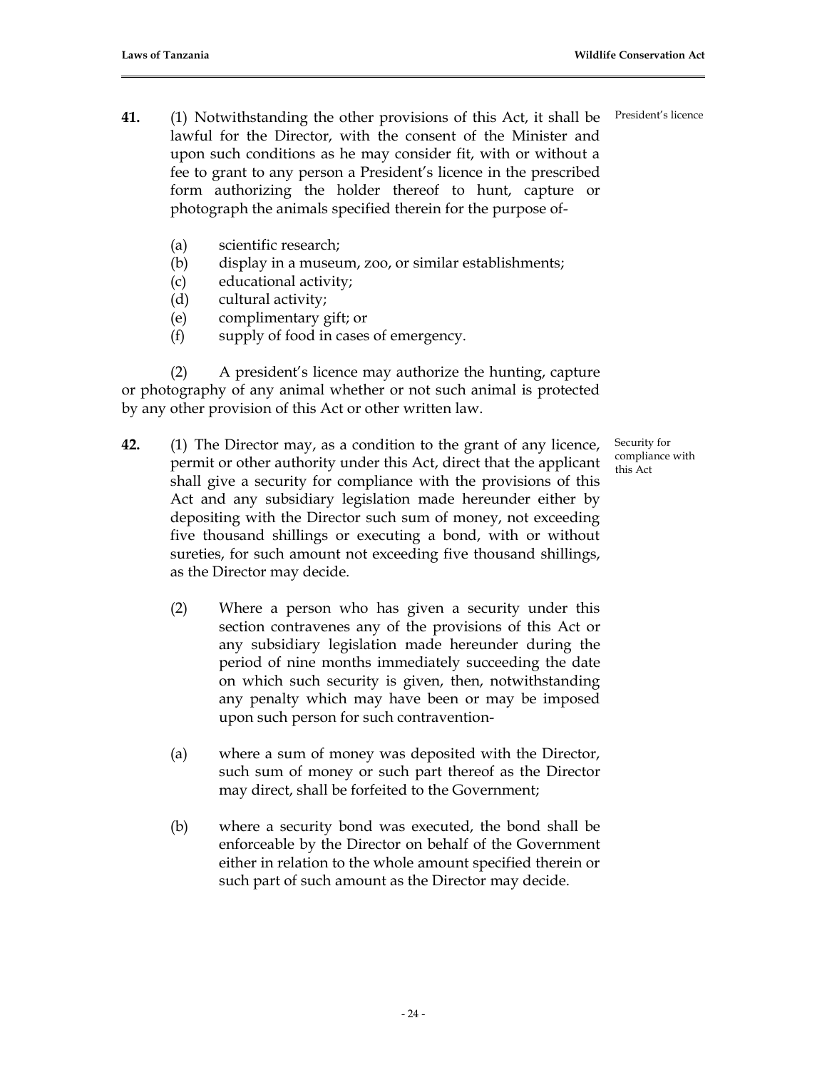**41.** (1) Notwithstanding the other provisions of this Act, it shall be lawful for the Director, with the consent of the Minister and upon such conditions as he may consider fit, with or without a fee to grant to any person a President's licence in the prescribed form authorizing the holder thereof to hunt, capture or photograph the animals specified therein for the purpose of-

*President's licence*

- (a) scientific research;
- (b) display in a museum, zoo, or similar establishments;
- (c) educational activity;
- (d) cultural activity;
- (e) complimentary gift; or
- (f) supply of food in cases of emergency.

(2) A president's licence may authorize the hunting, capture or photography of any animal whether or not such animal is protected by any other provision of this Act or other written law.

**42.** (1) The Director may, as a condition to the grant of any licence, permit or other authority under this Act, direct that the applicant shall give a security for compliance with the provisions of this Act and any subsidiary legislation made hereunder either by depositing with the Director such sum of money, not exceeding five thousand shillings or executing a bond, with or without sureties, for such amount not exceeding five thousand shillings, as the Director may decide.

*Security for compliance with this Act*

(2) Where a person who has given a security under this section contravenes any of the provisions of this Act or any subsidiary legislation made hereunder during the period of nine months immediately succeeding the date on which such security is given, then, notwithstanding any penalty which may have been or may be imposed upon such person for such contravention-

- (a) where a sum of money was deposited with the Director, such sum of money or such part thereof as the Director may direct, shall be forfeited to the Government;

- (b) where a security bond was executed, the bond shall be enforceable by the Director on behalf of the Government either in relation to the whole amount specified therein or such part of such amount as the Director may decide.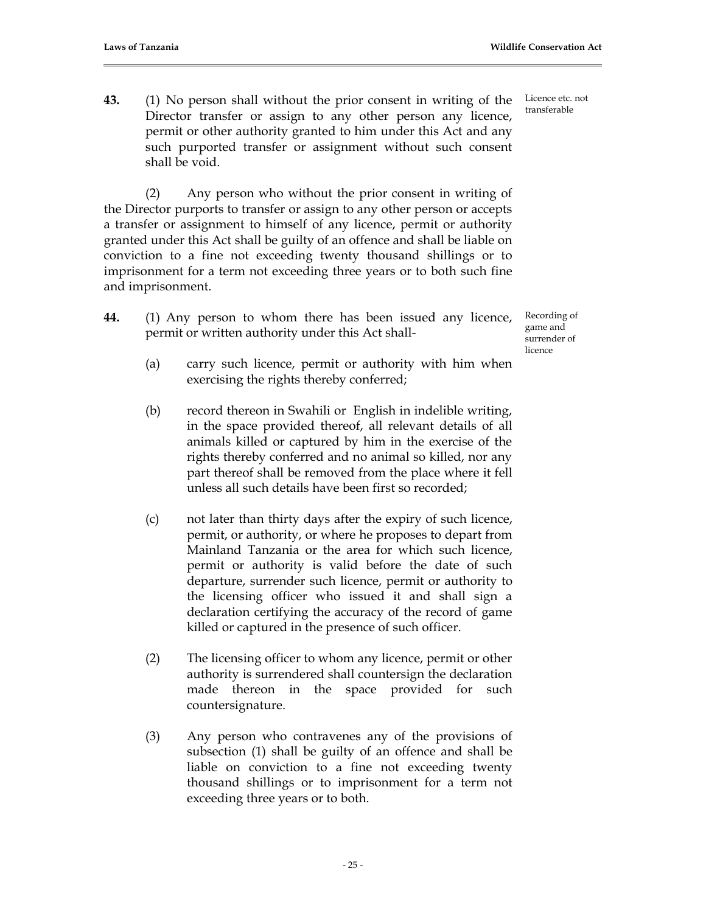**43.** (1) No person shall without the prior consent in writing of the Director transfer or assign to any other person any licence, permit or other authority granted to him under this Act and any such purported transfer or assignment without such consent shall be void.

*Licence etc. not transferable*

(2) Any person who without the prior consent in writing of the Director purports to transfer or assign to any other person or accepts a transfer or assignment to himself of any licence, permit or authority granted under this Act shall be guilty of an offence and shall be liable on conviction to a fine not exceeding twenty thousand shillings or to imprisonment for a term not exceeding three years or to both such fine and imprisonment.

**44.** (1) Any person to whom there has been issued any licence, permit or written authority under this Act shall-

*Recording of game and surrender of licence*

(a) carry such licence, permit or authority with him when exercising the rights thereby conferred;

(b) record thereon in Swahili or English in indelible writing, in the space provided thereof, all relevant details of all animals killed or captured by him in the exercise of the rights thereby conferred and no animal so killed, nor any part thereof shall be removed from the place where it fell unless all such details have been first so recorded;

(c) not later than thirty days after the expiry of such licence, permit, or authority, or where he proposes to depart from Mainland Tanzania or the area for which such licence, permit or authority is valid before the date of such departure, surrender such licence, permit or authority to the licensing officer who issued it and shall sign a declaration certifying the accuracy of the record of game killed or captured in the presence of such officer.

(2) The licensing officer to whom any licence, permit or other authority is surrendered shall countersign the declaration made thereon in the space provided for such countersignature.

(3) Any person who contravenes any of the provisions of subsection (1) shall be guilty of an offence and shall be liable on conviction to a fine not exceeding twenty thousand shillings or to imprisonment for a term not exceeding three years or to both.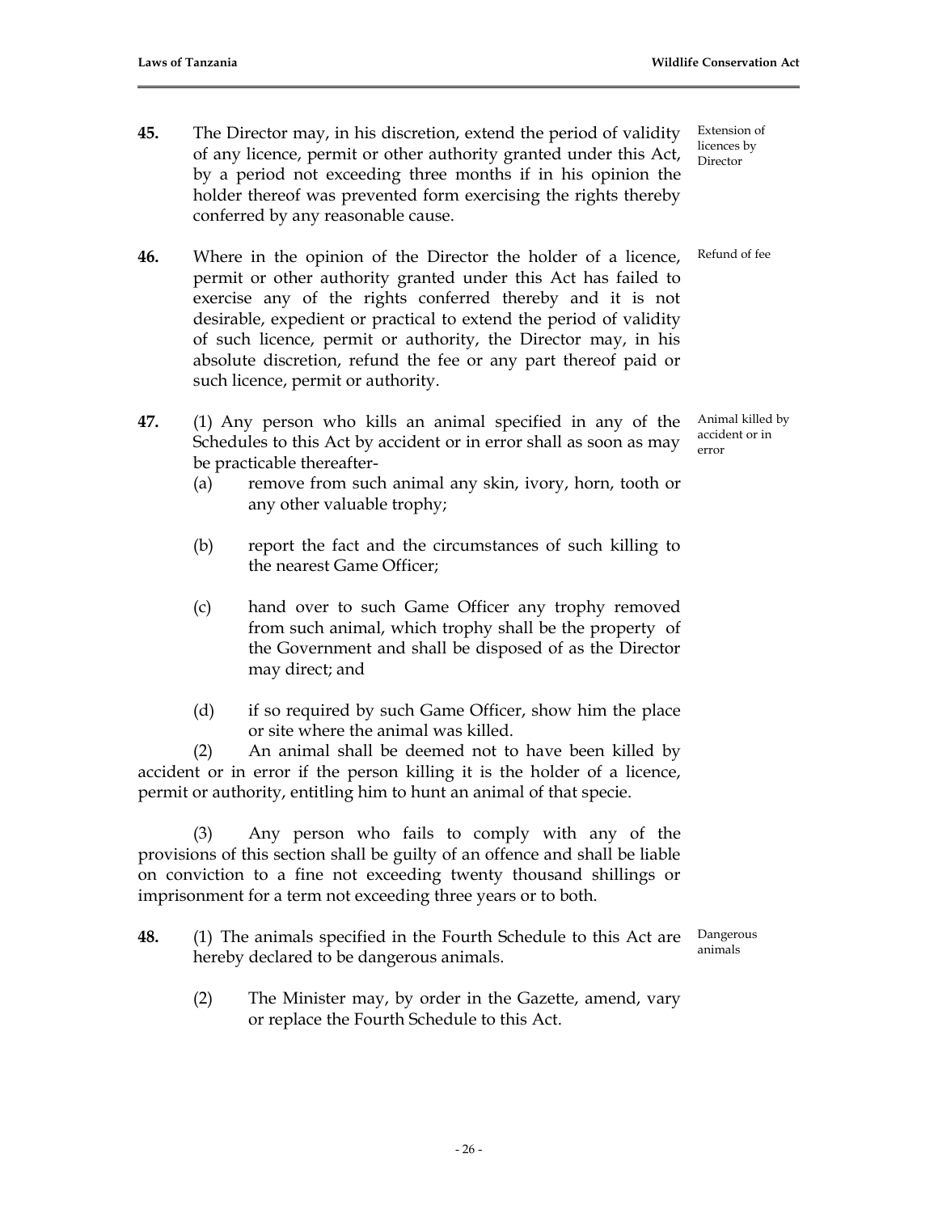**45.** The Director may, in his discretion, extend the period of validity of any licence, permit or other authority granted under this Act, by a period not exceeding three months if in his opinion the holder thereof was prevented form exercising the rights thereby conferred by any reasonable cause.

*Extension of licences by Director*

**46.** Where in the opinion of the Director the holder of a licence, permit or other authority granted under this Act has failed to exercise any of the rights conferred thereby and it is not desirable, expedient or practical to extend the period of validity of such licence, permit or authority, the Director may, in his absolute discretion, refund the fee or any part thereof paid or such licence, permit or authority.

*Refund of fee*

**47.** (1) Any person who kills an animal specified in any of the Schedules to this Act by accident or in error shall as soon as may be practicable thereafter-

*Animal killed by accident or in error*

(a) remove from such animal any skin, ivory, horn, tooth or any other valuable trophy;

(b) report the fact and the circumstances of such killing to the nearest Game Officer;

(c) hand over to such Game Officer any trophy removed from such animal, which trophy shall be the property of the Government and shall be disposed of as the Director may direct; and

(d) if so required by such Game Officer, show him the place or site where the animal was killed.

(2) An animal shall be deemed not to have been killed by accident or in error if the person killing it is the holder of a licence, permit or authority, entitling him to hunt an animal of that specie.

(3) Any person who fails to comply with any of the provisions of this section shall be guilty of an offence and shall be liable on conviction to a fine not exceeding twenty thousand shillings or imprisonment for a term not exceeding three years or to both.

**48.** (1) The animals specified in the Fourth Schedule to this Act are hereby declared to be dangerous animals.

*Dangerous animals*

(2) The Minister may, by order in the Gazette, amend, vary or replace the Fourth Schedule to this Act.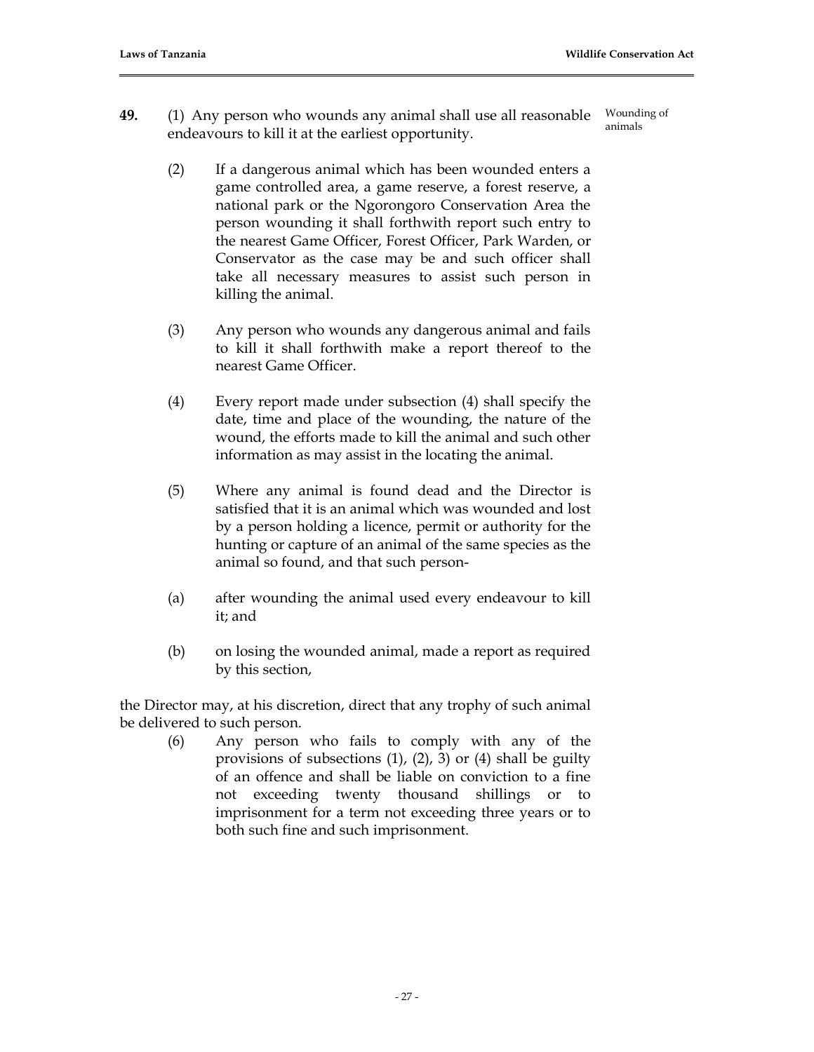**49.** (1) Any person who wounds any animal shall use all reasonable endeavours to kill it at the earliest opportunity.

Wounding of animals

(2) If a dangerous animal which has been wounded enters a game controlled area, a game reserve, a forest reserve, a national park or the Ngorongoro Conservation Area the person wounding it shall forthwith report such entry to the nearest Game Officer, Forest Officer, Park Warden, or Conservator as the case may be and such officer shall take all necessary measures to assist such person in killing the animal.

(3) Any person who wounds any dangerous animal and fails to kill it shall forthwith make a report thereof to the nearest Game Officer.

(4) Every report made under subsection (4) shall specify the date, time and place of the wounding, the nature of the wound, the efforts made to kill the animal and such other information as may assist in the locating the animal.

(5) Where any animal is found dead and the Director is satisfied that it is an animal which was wounded and lost by a person holding a licence, permit or authority for the hunting or capture of an animal of the same species as the animal so found, and that such person-

(a) after wounding the animal used every endeavour to kill it; and

(b) on losing the wounded animal, made a report as required by this section,

the Director may, at his discretion, direct that any trophy of such animal be delivered to such person.

(6) Any person who fails to comply with any of the provisions of subsections (1), (2), 3) or (4) shall be guilty of an offence and shall be liable on conviction to a fine not exceeding twenty thousand shillings or to imprisonment for a term not exceeding three years or to both such fine and such imprisonment.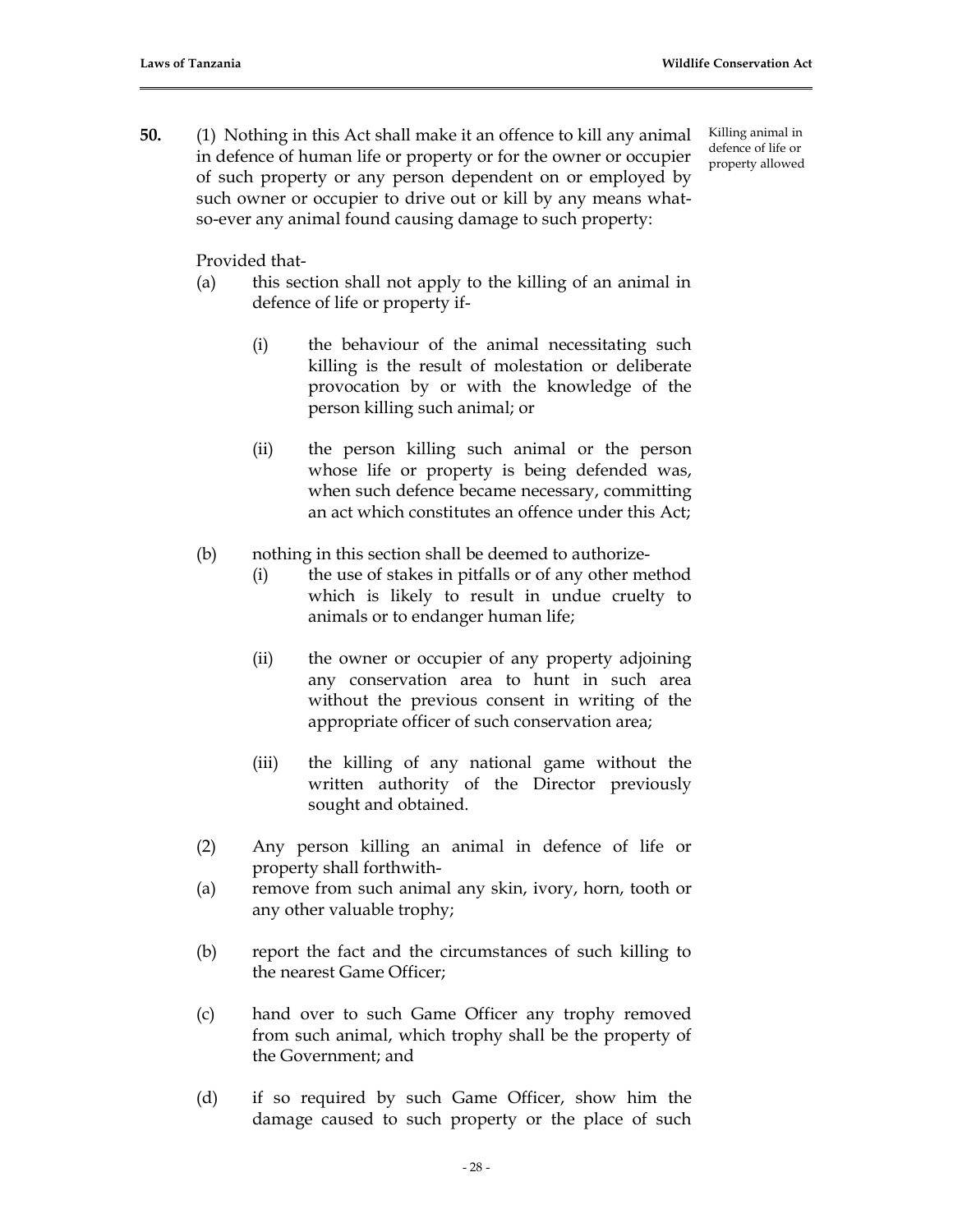**50.** (1) Nothing in this Act shall make it an offence to kill any animal in defence of human life or property or for the owner or occupier of such property or any person dependent on or employed by such owner or occupier to drive out or kill by any means what-so-ever any animal found causing damage to such property:

*Killing animal in defence of life or property allowed*

Provided that-

(a) this section shall not apply to the killing of an animal in defence of life or property if-

(i) the behaviour of the animal necessitating such killing is the result of molestation or deliberate provocation by or with the knowledge of the person killing such animal; or

(ii) the person killing such animal or the person whose life or property is being defended was, when such defence became necessary, committing an act which constitutes an offence under this Act;

(b) nothing in this section shall be deemed to authorize-

(i) the use of stakes in pitfalls or of any other method which is likely to result in undue cruelty to animals or to endanger human life;

(ii) the owner or occupier of any property adjoining any conservation area to hunt in such area without the previous consent in writing of the appropriate officer of such conservation area;

(iii) the killing of any national game without the written authority of the Director previously sought and obtained.

(2) Any person killing an animal in defence of life or property shall forthwith-

(a) remove from such animal any skin, ivory, horn, tooth or any other valuable trophy;

(b) report the fact and the circumstances of such killing to the nearest Game Officer;

(c) hand over to such Game Officer any trophy removed from such animal, which trophy shall be the property of the Government; and

(d) if so required by such Game Officer, show him the damage caused to such property or the place of such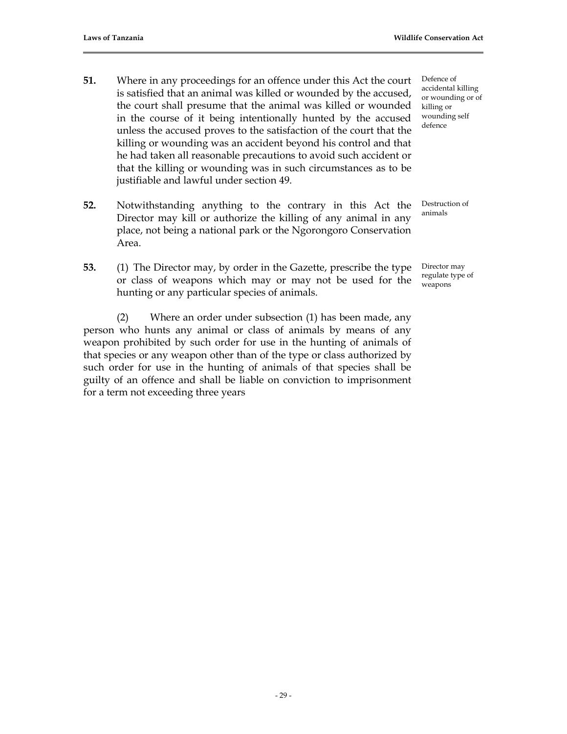**51.** Where in any proceedings for an offence under this Act the court is satisfied that an animal was killed or wounded by the accused, the court shall presume that the animal was killed or wounded in the course of it being intentionally hunted by the accused unless the accused proves to the satisfaction of the court that the killing or wounding was an accident beyond his control and that he had taken all reasonable precautions to avoid such accident or that the killing or wounding was in such circumstances as to be justifiable and lawful under section 49.

*Defence of accidental killing or wounding or of killing or wounding self defence*

**52.** Notwithstanding anything to the contrary in this Act the Director may kill or authorize the killing of any animal in any place, not being a national park or the Ngorongoro Conservation Area.

*Destruction of animals*

**53.** (1) The Director may, by order in the Gazette, prescribe the type or class of weapons which may or may not be used for the hunting or any particular species of animals.

*Director may regulate type of weapons*

(2) Where an order under subsection (1) has been made, any person who hunts any animal or class of animals by means of any weapon prohibited by such order for use in the hunting of animals of that species or any weapon other than of the type or class authorized by such order for use in the hunting of animals of that species shall be guilty of an offence and shall be liable on conviction to imprisonment for a term not exceeding three years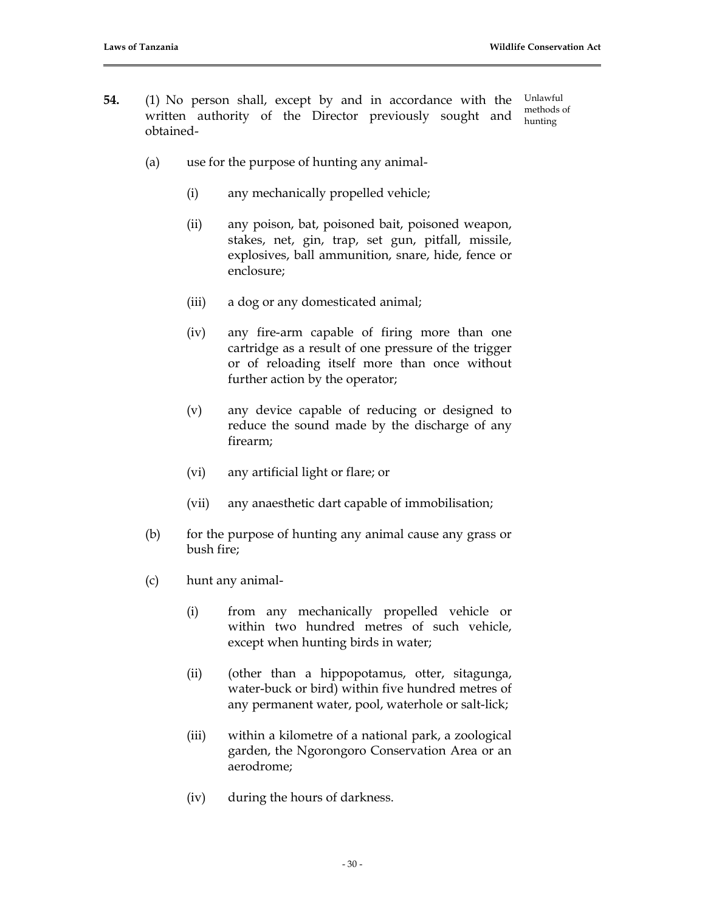**54.** (1) No person shall, except by and in accordance with the written authority of the Director previously sought and obtained-

Unlawful methods of hunting

(a) use for the purpose of hunting any animal-

(i) any mechanically propelled vehicle;

(ii) any poison, bat, poisoned bait, poisoned weapon, stakes, net, gin, trap, set gun, pitfall, missile, explosives, ball ammunition, snare, hide, fence or enclosure;

(iii) a dog or any domesticated animal;

(iv) any fire-arm capable of firing more than one cartridge as a result of one pressure of the trigger or of reloading itself more than once without further action by the operator;

(v) any device capable of reducing or designed to reduce the sound made by the discharge of any firearm;

(vi) any artificial light or flare; or

(vii) any anaesthetic dart capable of immobilisation;

(b) for the purpose of hunting any animal cause any grass or bush fire;

(c) hunt any animal-

(i) from any mechanically propelled vehicle or within two hundred metres of such vehicle, except when hunting birds in water;

(ii) (other than a hippopotamus, otter, sitagunga, water-buck or bird) within five hundred metres of any permanent water, pool, waterhole or salt-lick;

(iii) within a kilometre of a national park, a zoological garden, the Ngorongoro Conservation Area or an aerodrome;

(iv) during the hours of darkness.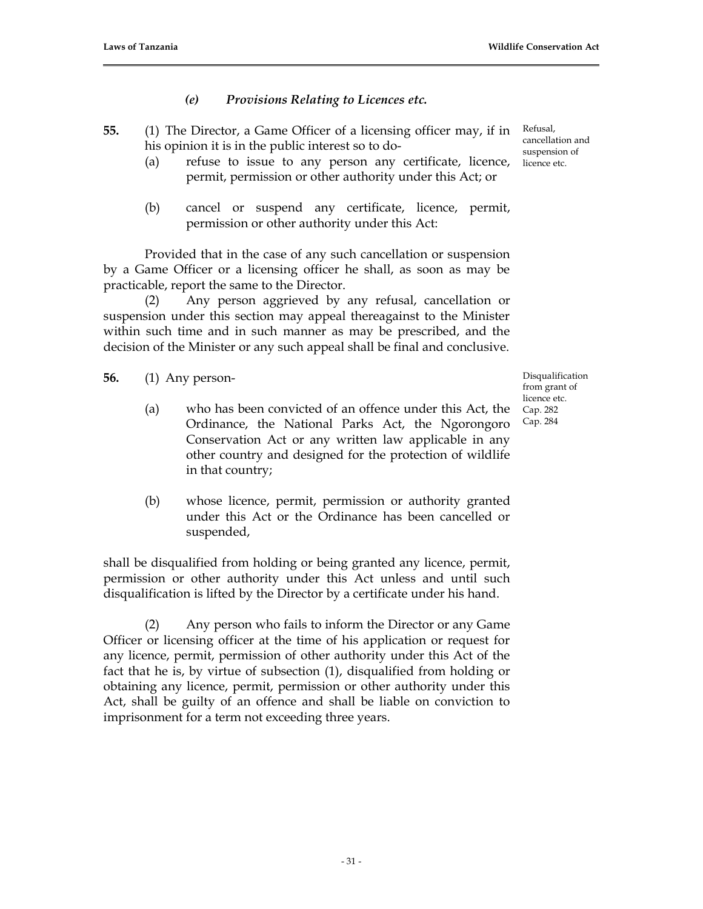### *(e) Provisions Relating to Licences etc.*

**55.** (1) The Director, a Game Officer of a licensing officer may, if in his opinion it is in the public interest so to do-

Refusal, cancellation and suspension of licence etc.

(a) refuse to issue to any person any certificate, licence, permit, permission or other authority under this Act; or

(b) cancel or suspend any certificate, licence, permit, permission or other authority under this Act:

Provided that in the case of any such cancellation or suspension by a Game Officer or a licensing officer he shall, as soon as may be practicable, report the same to the Director.

(2) Any person aggrieved by any refusal, cancellation or suspension under this section may appeal thereagainst to the Minister within such time and in such manner as may be prescribed, and the decision of the Minister or any such appeal shall be final and conclusive.

**56.** (1) Any person-

Disqualification from grant of licence etc.
Cap. 282
Cap. 284

(a) who has been convicted of an offence under this Act, the Ordinance, the National Parks Act, the Ngorongoro Conservation Act or any written law applicable in any other country and designed for the protection of wildlife in that country;

(b) whose licence, permit, permission or authority granted under this Act or the Ordinance has been cancelled or suspended,

shall be disqualified from holding or being granted any licence, permit, permission or other authority under this Act unless and until such disqualification is lifted by the Director by a certificate under his hand.

(2) Any person who fails to inform the Director or any Game Officer or licensing officer at the time of his application or request for any licence, permit, permission of other authority under this Act of the fact that he is, by virtue of subsection (1), disqualified from holding or obtaining any licence, permit, permission or other authority under this Act, shall be guilty of an offence and shall be liable on conviction to imprisonment for a term not exceeding three years.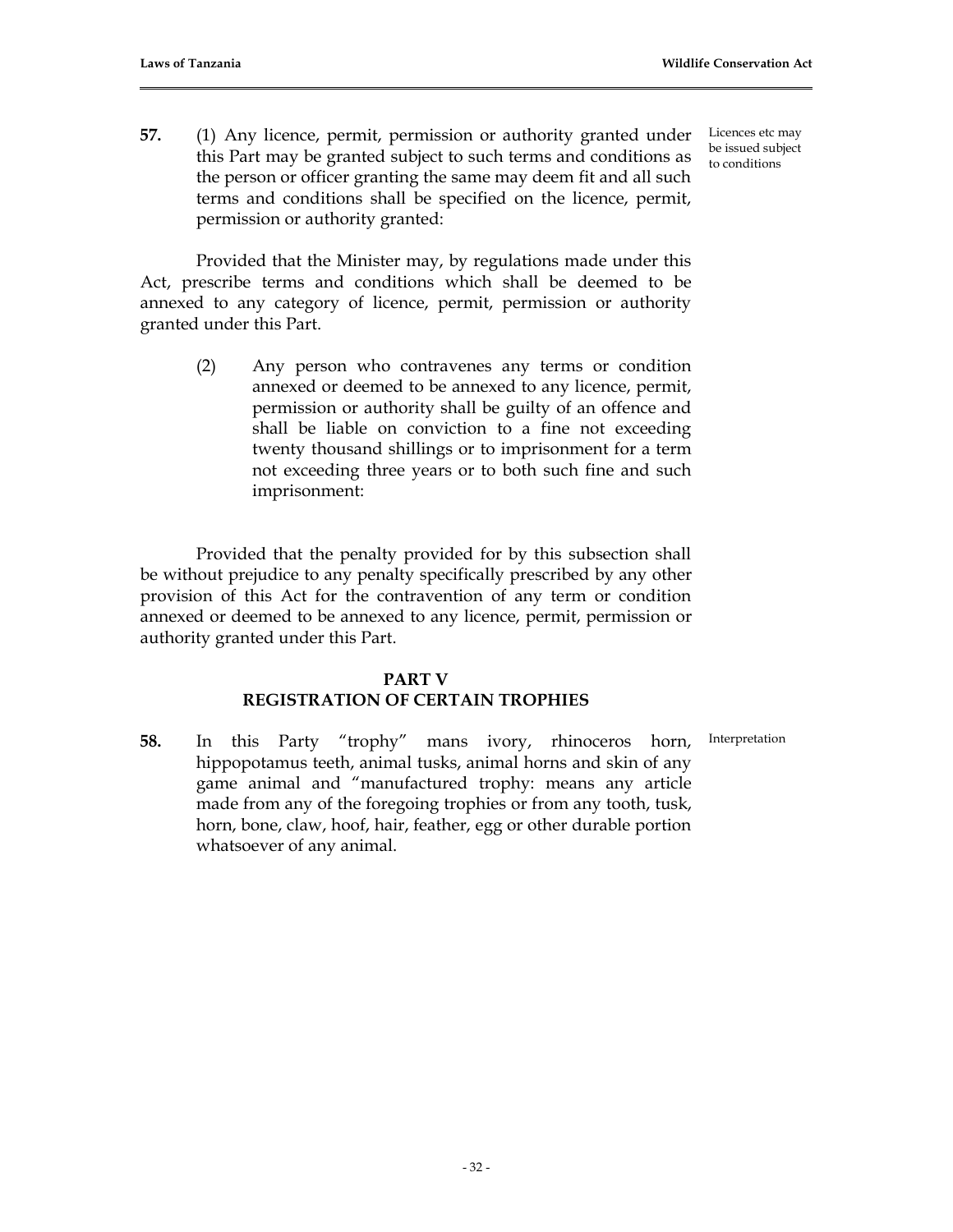**57.** (1) Any licence, permit, permission or authority granted under this Part may be granted subject to such terms and conditions as the person or officer granting the same may deem fit and all such terms and conditions shall be specified on the licence, permit, permission or authority granted:

Licences etc may be issued subject to conditions

Provided that the Minister may, by regulations made under this Act, prescribe terms and conditions which shall be deemed to be annexed to any category of licence, permit, permission or authority granted under this Part.

(2) Any person who contravenes any terms or condition annexed or deemed to be annexed to any licence, permit, permission or authority shall be guilty of an offence and shall be liable on conviction to a fine not exceeding twenty thousand shillings or to imprisonment for a term not exceeding three years or to both such fine and such imprisonment:

Provided that the penalty provided for by this subsection shall be without prejudice to any penalty specifically prescribed by any other provision of this Act for the contravention of any term or condition annexed or deemed to be annexed to any licence, permit, permission or authority granted under this Part.

## PART V
## REGISTRATION OF CERTAIN TROPHIES

**58.** In this Party "trophy" mans ivory, rhinoceros horn, hippopotamus teeth, animal tusks, animal horns and skin of any game animal and "manufactured trophy: means any article made from any of the foregoing trophies or from any tooth, tusk, horn, bone, claw, hoof, hair, feather, egg or other durable portion whatsoever of any animal.

Interpretation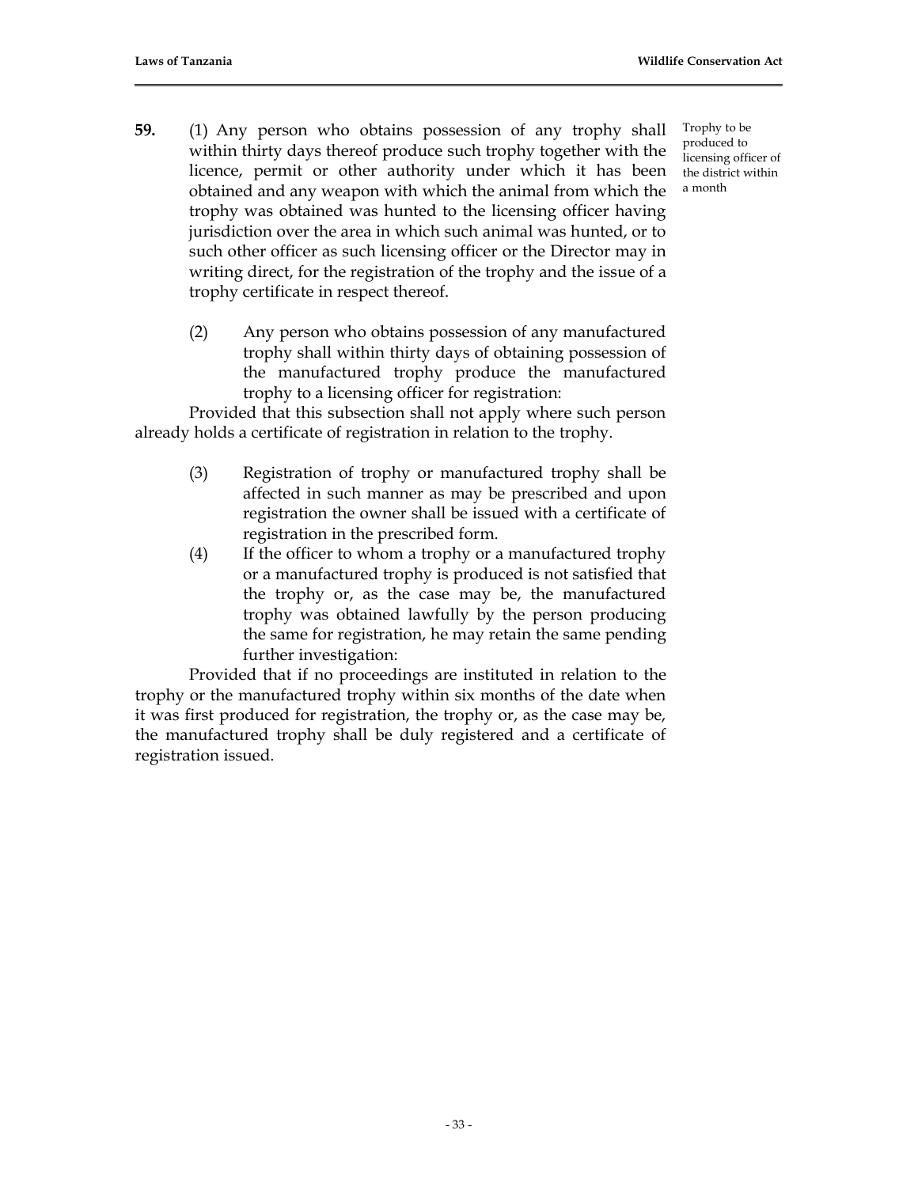**59.** (1) Any person who obtains possession of any trophy shall within thirty days thereof produce such trophy together with the licence, permit or other authority under which it has been obtained and any weapon with which the animal from which the trophy was obtained was hunted to the licensing officer having jurisdiction over the area in which such animal was hunted, or to such other officer as such licensing officer or the Director may in writing direct, for the registration of the trophy and the issue of a trophy certificate in respect thereof.

*Trophy to be produced to licensing officer of the district within a month*

(2) Any person who obtains possession of any manufactured trophy shall within thirty days of obtaining possession of the manufactured trophy produce the manufactured trophy to a licensing officer for registration:

Provided that this subsection shall not apply where such person already holds a certificate of registration in relation to the trophy.

(3) Registration of trophy or manufactured trophy shall be affected in such manner as may be prescribed and upon registration the owner shall be issued with a certificate of registration in the prescribed form.

(4) If the officer to whom a trophy or a manufactured trophy or a manufactured trophy is produced is not satisfied that the trophy or, as the case may be, the manufactured trophy was obtained lawfully by the person producing the same for registration, he may retain the same pending further investigation:

Provided that if no proceedings are instituted in relation to the trophy or the manufactured trophy within six months of the date when it was first produced for registration, the trophy or, as the case may be, the manufactured trophy shall be duly registered and a certificate of registration issued.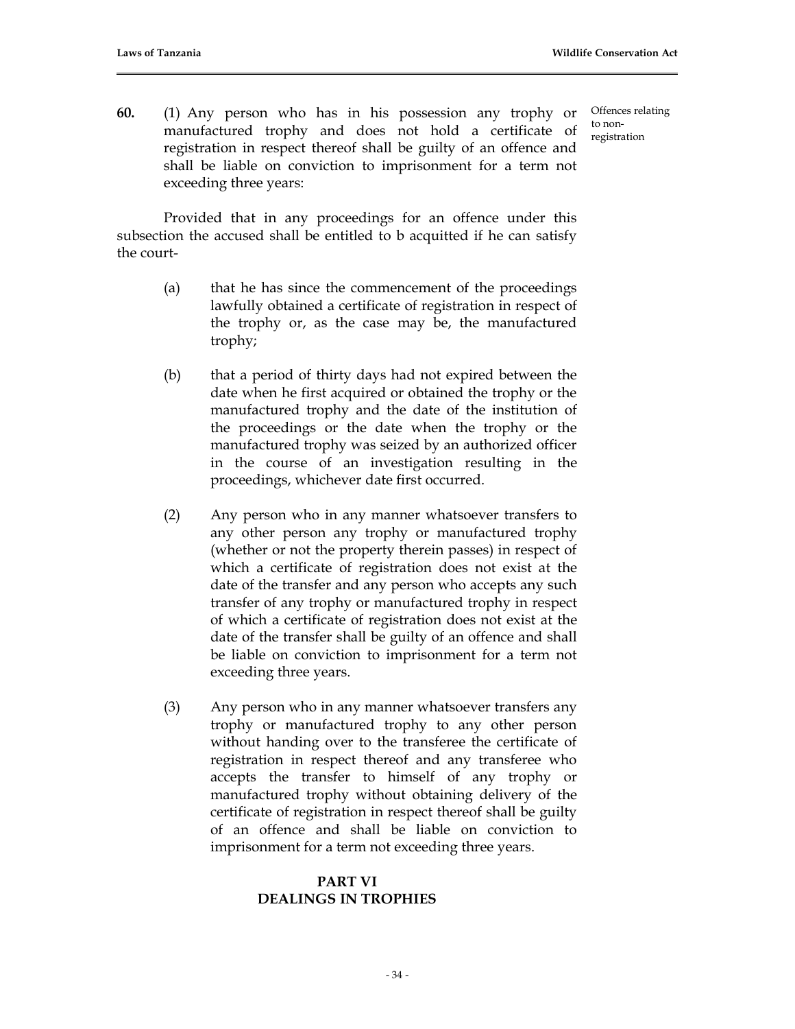**60.** (1) Any person who has in his possession any trophy or manufactured trophy and does not hold a certificate of registration in respect thereof shall be guilty of an offence and shall be liable on conviction to imprisonment for a term not exceeding three years:

Offences relating to non-registration

Provided that in any proceedings for an offence under this subsection the accused shall be entitled to b acquitted if he can satisfy the court-

(a) that he has since the commencement of the proceedings lawfully obtained a certificate of registration in respect of the trophy or, as the case may be, the manufactured trophy;

(b) that a period of thirty days had not expired between the date when he first acquired or obtained the trophy or the manufactured trophy and the date of the institution of the proceedings or the date when the trophy or the manufactured trophy was seized by an authorized officer in the course of an investigation resulting in the proceedings, whichever date first occurred.

(2) Any person who in any manner whatsoever transfers to any other person any trophy or manufactured trophy (whether or not the property therein passes) in respect of which a certificate of registration does not exist at the date of the transfer and any person who accepts any such transfer of any trophy or manufactured trophy in respect of which a certificate of registration does not exist at the date of the transfer shall be guilty of an offence and shall be liable on conviction to imprisonment for a term not exceeding three years.

(3) Any person who in any manner whatsoever transfers any trophy or manufactured trophy to any other person without handing over to the transferee the certificate of registration in respect thereof and any transferee who accepts the transfer to himself of any trophy or manufactured trophy without obtaining delivery of the certificate of registration in respect thereof shall be guilty of an offence and shall be liable on conviction to imprisonment for a term not exceeding three years.

## PART VI
## DEALINGS IN TROPHIES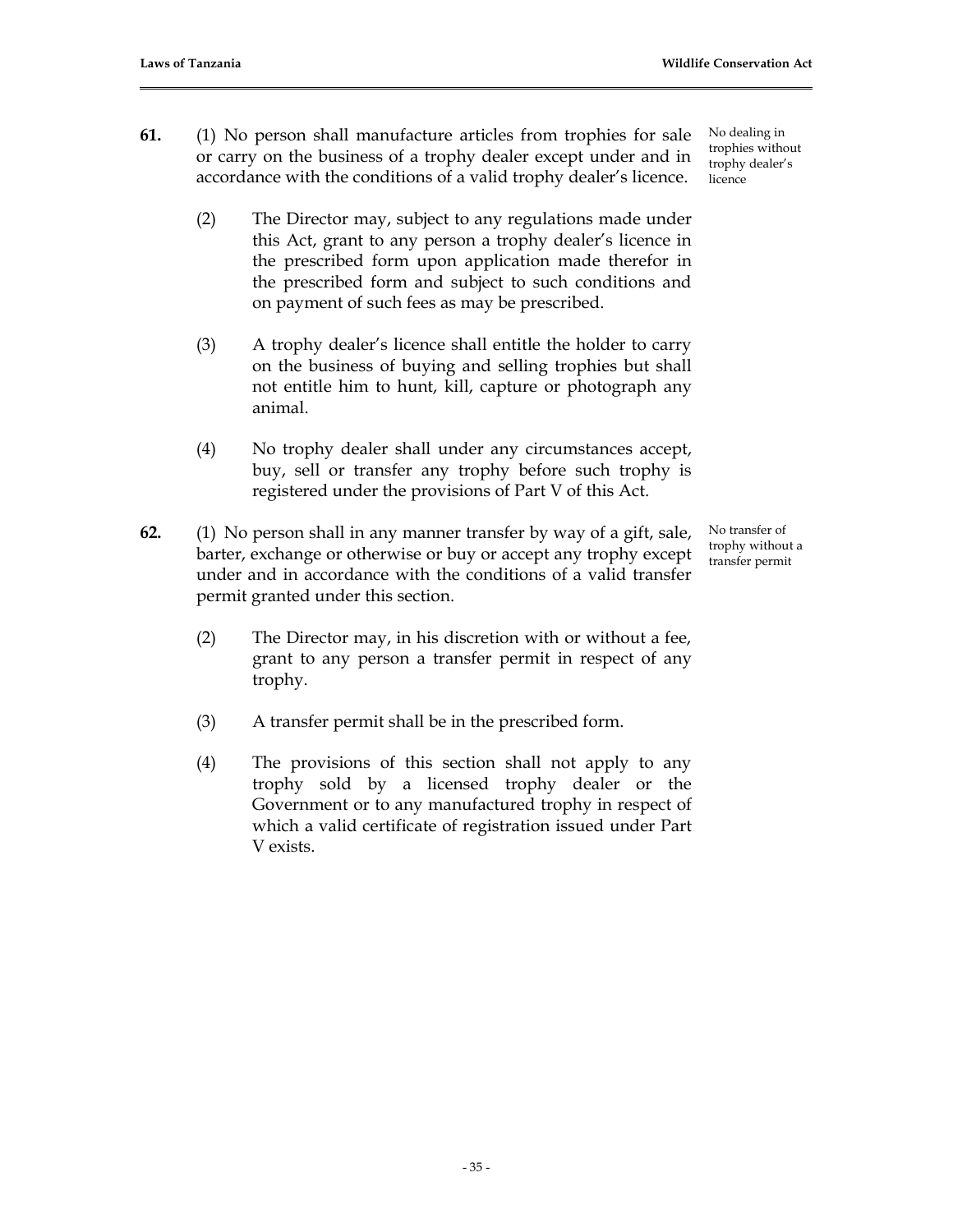**61.** (1) No person shall manufacture articles from trophies for sale or carry on the business of a trophy dealer except under and in accordance with the conditions of a valid trophy dealer's licence.

No dealing in trophies without trophy dealer's licence

(2) The Director may, subject to any regulations made under this Act, grant to any person a trophy dealer's licence in the prescribed form upon application made therefor in the prescribed form and subject to such conditions and on payment of such fees as may be prescribed.

(3) A trophy dealer's licence shall entitle the holder to carry on the business of buying and selling trophies but shall not entitle him to hunt, kill, capture or photograph any animal.

(4) No trophy dealer shall under any circumstances accept, buy, sell or transfer any trophy before such trophy is registered under the provisions of Part V of this Act.

**62.** (1) No person shall in any manner transfer by way of a gift, sale, barter, exchange or otherwise or buy or accept any trophy except under and in accordance with the conditions of a valid transfer permit granted under this section.

No transfer of trophy without a transfer permit

(2) The Director may, in his discretion with or without a fee, grant to any person a transfer permit in respect of any trophy.

(3) A transfer permit shall be in the prescribed form.

(4) The provisions of this section shall not apply to any trophy sold by a licensed trophy dealer or the Government or to any manufactured trophy in respect of which a valid certificate of registration issued under Part V exists.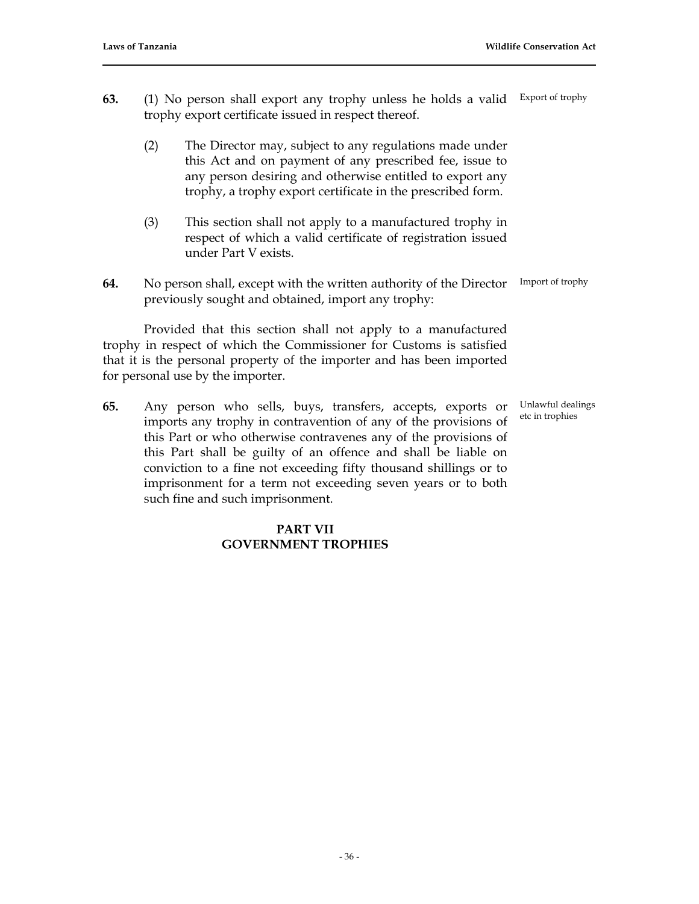**63.** (1) No person shall export any trophy unless he holds a valid trophy export certificate issued in respect thereof. *Export of trophy*

(2) The Director may, subject to any regulations made under this Act and on payment of any prescribed fee, issue to any person desiring and otherwise entitled to export any trophy, a trophy export certificate in the prescribed form.

(3) This section shall not apply to a manufactured trophy in respect of which a valid certificate of registration issued under Part V exists.

**64.** No person shall, except with the written authority of the Director previously sought and obtained, import any trophy: *Import of trophy*

Provided that this section shall not apply to a manufactured trophy in respect of which the Commissioner for Customs is satisfied that it is the personal property of the importer and has been imported for personal use by the importer.

**65.** Any person who sells, buys, transfers, accepts, exports or imports any trophy in contravention of any of the provisions of this Part or who otherwise contravenes any of the provisions of this Part shall be guilty of an offence and shall be liable on conviction to a fine not exceeding fifty thousand shillings or to imprisonment for a term not exceeding seven years or to both such fine and such imprisonment. *Unlawful dealings etc in trophies*

## PART VII
## GOVERNMENT TROPHIES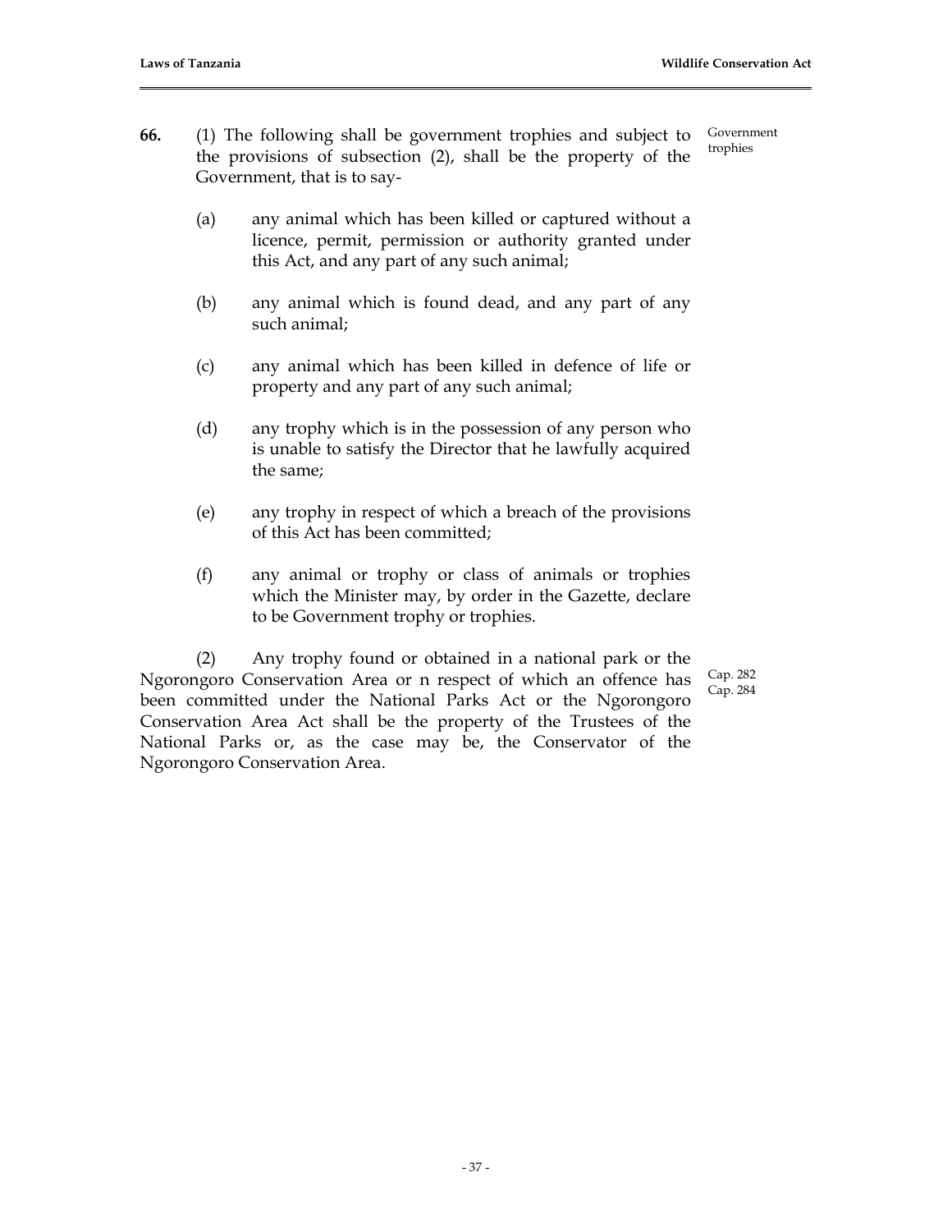**66.** (1) The following shall be government trophies and subject to the provisions of subsection (2), shall be the property of the Government, that is to say-

Government trophies

(a) any animal which has been killed or captured without a licence, permit, permission or authority granted under this Act, and any part of any such animal;

(b) any animal which is found dead, and any part of any such animal;

(c) any animal which has been killed in defence of life or property and any part of any such animal;

(d) any trophy which is in the possession of any person who is unable to satisfy the Director that he lawfully acquired the same;

(e) any trophy in respect of which a breach of the provisions of this Act has been committed;

(f) any animal or trophy or class of animals or trophies which the Minister may, by order in the Gazette, declare to be Government trophy or trophies.

(2) Any trophy found or obtained in a national park or the Ngorongoro Conservation Area or n respect of which an offence has been committed under the National Parks Act or the Ngorongoro Conservation Area Act shall be the property of the Trustees of the National Parks or, as the case may be, the Conservator of the Ngorongoro Conservation Area.

Cap. 282
Cap. 284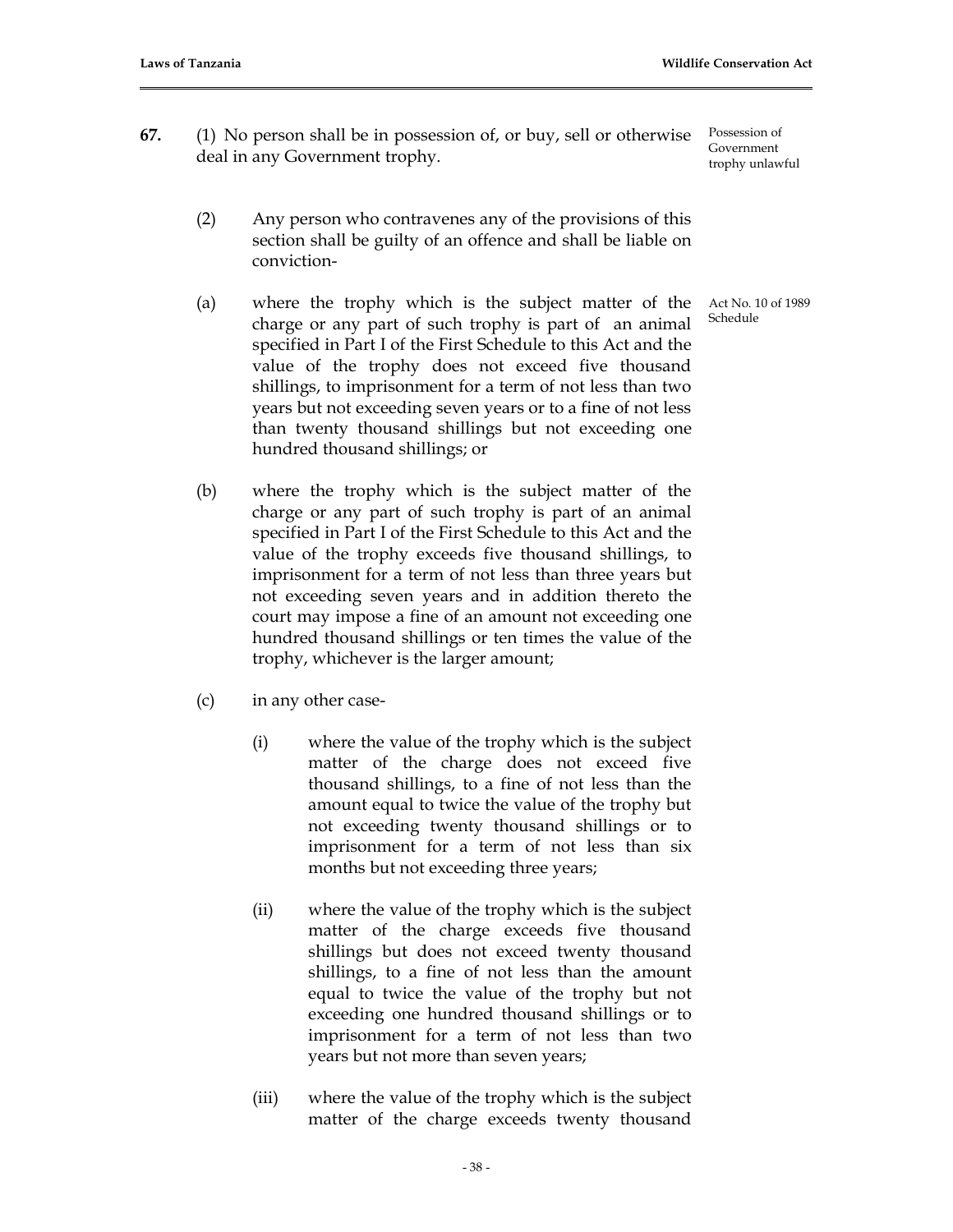**67.** (1) No person shall be in possession of, or buy, sell or otherwise deal in any Government trophy.

Possession of Government trophy unlawful

(2) Any person who contravenes any of the provisions of this section shall be guilty of an offence and shall be liable on conviction-

Act No. 10 of 1989 Schedule

(a) where the trophy which is the subject matter of the charge or any part of such trophy is part of an animal specified in Part I of the First Schedule to this Act and the value of the trophy does not exceed five thousand shillings, to imprisonment for a term of not less than two years but not exceeding seven years or to a fine of not less than twenty thousand shillings but not exceeding one hundred thousand shillings; or

(b) where the trophy which is the subject matter of the charge or any part of such trophy is part of an animal specified in Part I of the First Schedule to this Act and the value of the trophy exceeds five thousand shillings, to imprisonment for a term of not less than three years but not exceeding seven years and in addition thereto the court may impose a fine of an amount not exceeding one hundred thousand shillings or ten times the value of the trophy, whichever is the larger amount;

(c) in any other case-

(i) where the value of the trophy which is the subject matter of the charge does not exceed five thousand shillings, to a fine of not less than the amount equal to twice the value of the trophy but not exceeding twenty thousand shillings or to imprisonment for a term of not less than six months but not exceeding three years;

(ii) where the value of the trophy which is the subject matter of the charge exceeds five thousand shillings but does not exceed twenty thousand shillings, to a fine of not less than the amount equal to twice the value of the trophy but not exceeding one hundred thousand shillings or to imprisonment for a term of not less than two years but not more than seven years;

(iii) where the value of the trophy which is the subject matter of the charge exceeds twenty thousand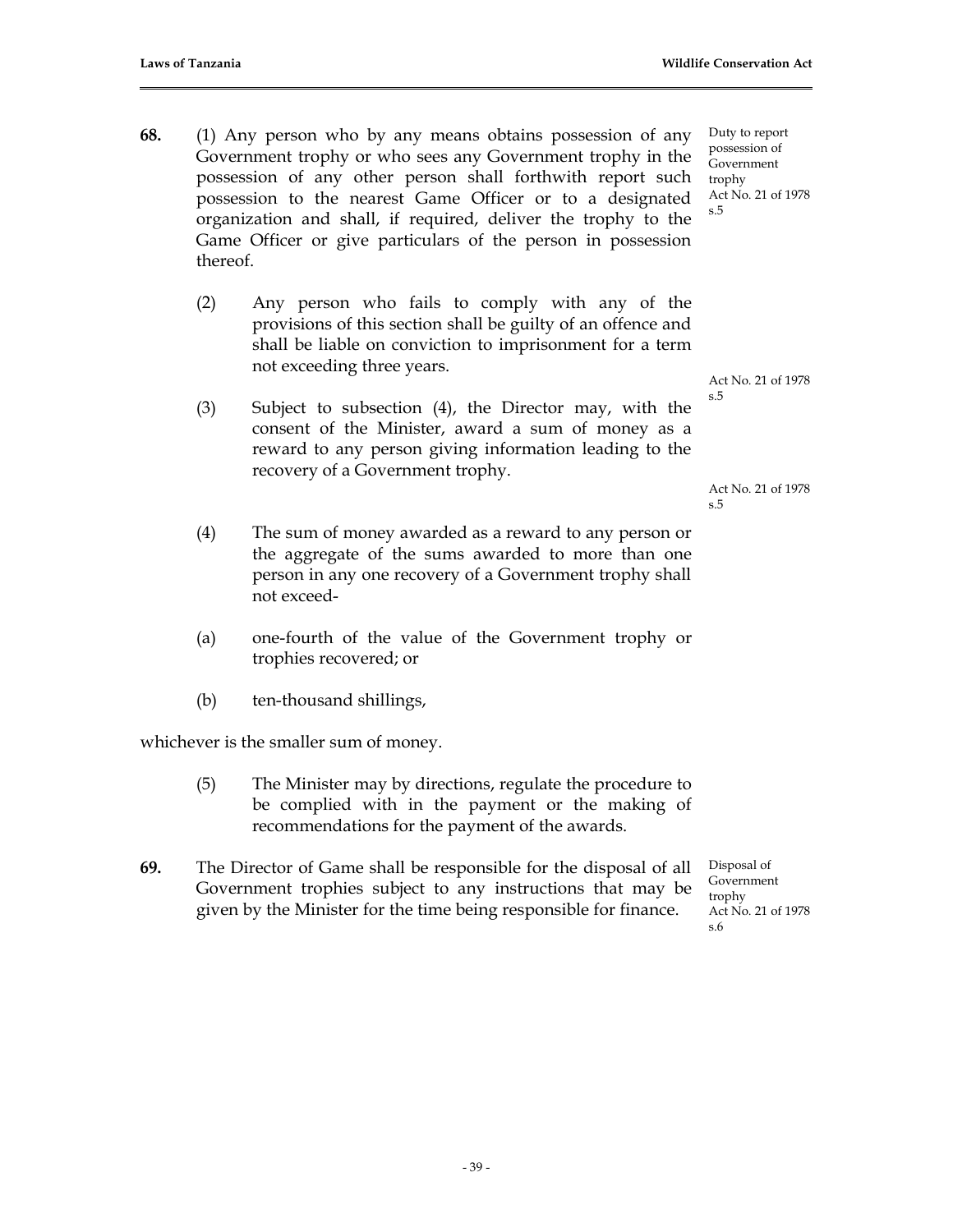**68.** (1) Any person who by any means obtains possession of any Government trophy or who sees any Government trophy in the possession of any other person shall forthwith report such possession to the nearest Game Officer or to a designated organization and shall, if required, deliver the trophy to the Game Officer or give particulars of the person in possession thereof.

*Duty to report possession of Government trophy Act No. 21 of 1978 s.5*

(2) Any person who fails to comply with any of the provisions of this section shall be guilty of an offence and shall be liable on conviction to imprisonment for a term not exceeding three years.

*Act No. 21 of 1978 s.5*

(3) Subject to subsection (4), the Director may, with the consent of the Minister, award a sum of money as a reward to any person giving information leading to the recovery of a Government trophy.

*Act No. 21 of 1978 s.5*

(4) The sum of money awarded as a reward to any person or the aggregate of the sums awarded to more than one person in any one recovery of a Government trophy shall not exceed-

(a) one-fourth of the value of the Government trophy or trophies recovered; or

(b) ten-thousand shillings,

whichever is the smaller sum of money.

(5) The Minister may by directions, regulate the procedure to be complied with in the payment or the making of recommendations for the payment of the awards.

**69.** The Director of Game shall be responsible for the disposal of all Government trophies subject to any instructions that may be given by the Minister for the time being responsible for finance.

*Disposal of Government trophy Act No. 21 of 1978 s.6*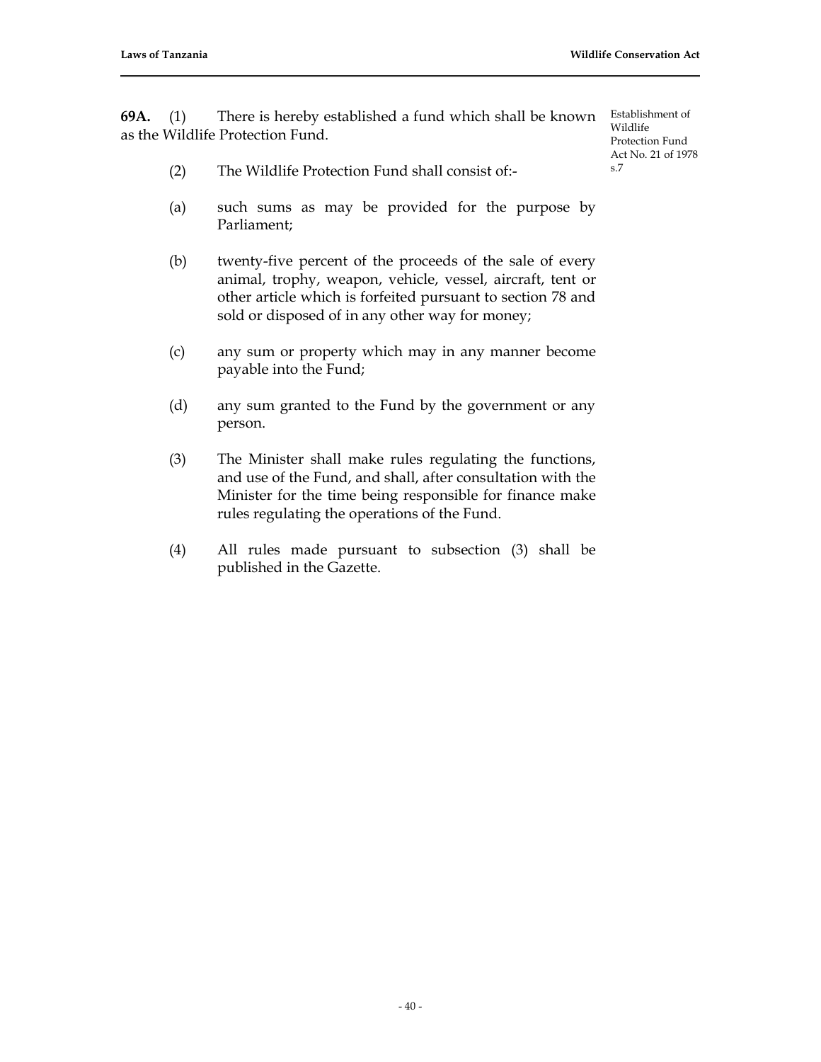**69A.** (1) There is hereby established a fund which shall be known as the Wildlife Protection Fund.

Establishment of Wildlife Protection Fund Act No. 21 of 1978 s.7

(2) The Wildlife Protection Fund shall consist of:-

(a) such sums as may be provided for the purpose by Parliament;

(b) twenty-five percent of the proceeds of the sale of every animal, trophy, weapon, vehicle, vessel, aircraft, tent or other article which is forfeited pursuant to section 78 and sold or disposed of in any other way for money;

(c) any sum or property which may in any manner become payable into the Fund;

(d) any sum granted to the Fund by the government or any person.

(3) The Minister shall make rules regulating the functions, and use of the Fund, and shall, after consultation with the Minister for the time being responsible for finance make rules regulating the operations of the Fund.

(4) All rules made pursuant to subsection (3) shall be published in the Gazette.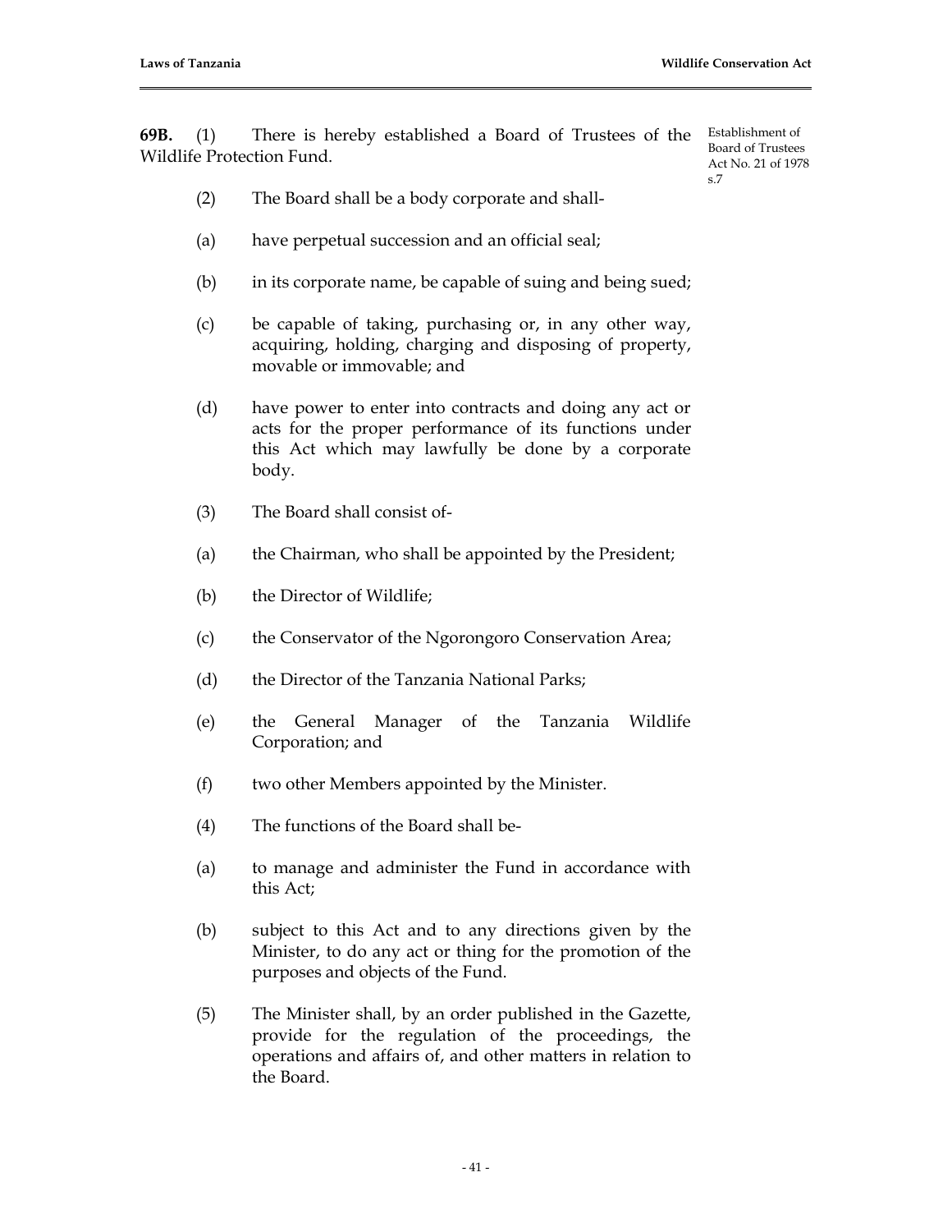**69B.** (1) There is hereby established a Board of Trustees of the Wildlife Protection Fund.

Establishment of Board of Trustees Act No. 21 of 1978 s.7

(2) The Board shall be a body corporate and shall-

(a) have perpetual succession and an official seal;

(b) in its corporate name, be capable of suing and being sued;

(c) be capable of taking, purchasing or, in any other way, acquiring, holding, charging and disposing of property, movable or immovable; and

(d) have power to enter into contracts and doing any act or acts for the proper performance of its functions under this Act which may lawfully be done by a corporate body.

(3) The Board shall consist of-

(a) the Chairman, who shall be appointed by the President;

(b) the Director of Wildlife;

(c) the Conservator of the Ngorongoro Conservation Area;

(d) the Director of the Tanzania National Parks;

(e) the General Manager of the Tanzania Wildlife Corporation; and

(f) two other Members appointed by the Minister.

(4) The functions of the Board shall be-

(a) to manage and administer the Fund in accordance with this Act;

(b) subject to this Act and to any directions given by the Minister, to do any act or thing for the promotion of the purposes and objects of the Fund.

(5) The Minister shall, by an order published in the Gazette, provide for the regulation of the proceedings, the operations and affairs of, and other matters in relation to the Board.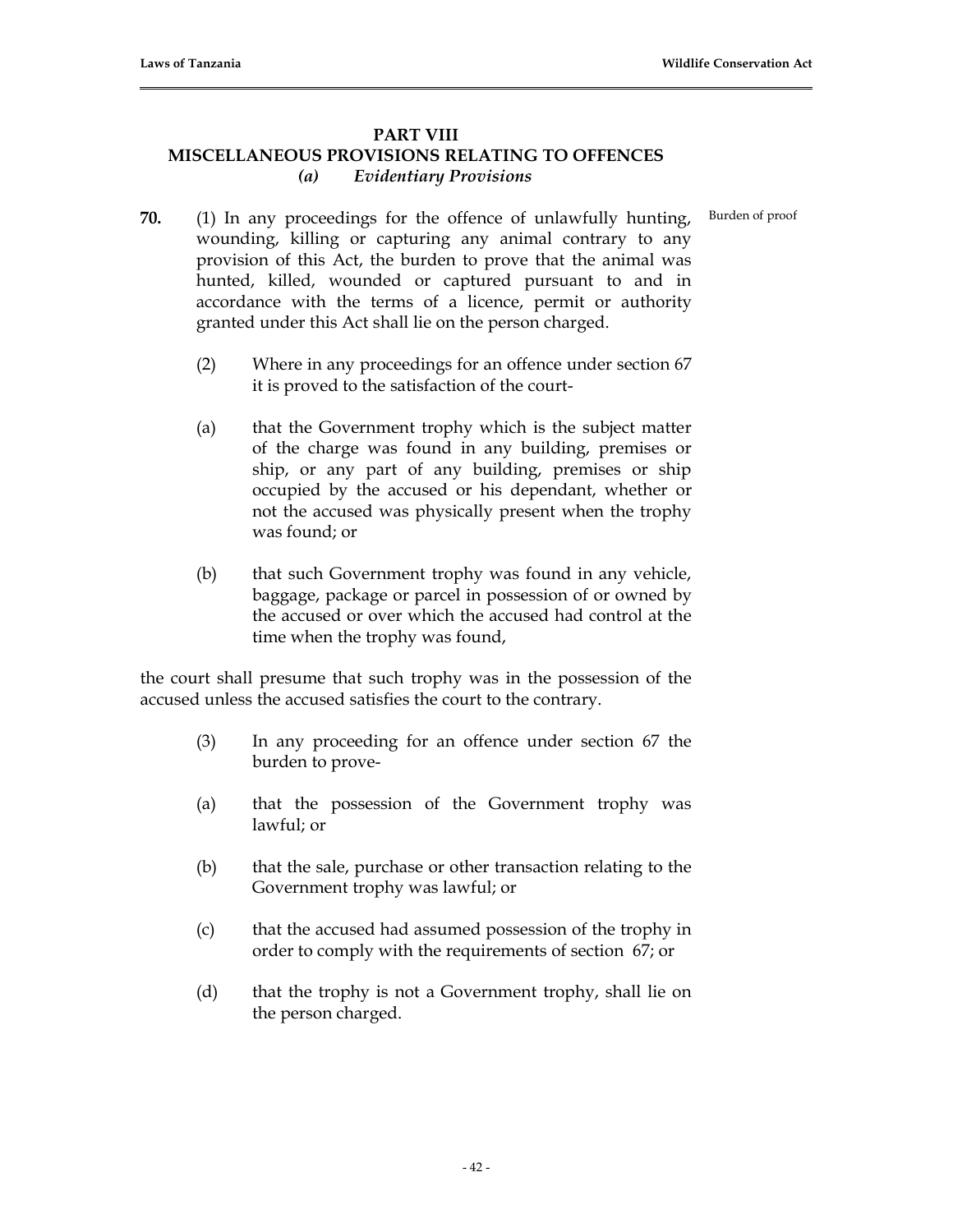## PART VIII
## MISCELLANEOUS PROVISIONS RELATING TO OFFENCES
### *(a) Evidentiary Provisions*

**70.** (1) In any proceedings for the offence of unlawfully hunting, wounding, killing or capturing any animal contrary to any provision of this Act, the burden to prove that the animal was hunted, killed, wounded or captured pursuant to and in accordance with the terms of a licence, permit or authority granted under this Act shall lie on the person charged.

Burden of proof

(2) Where in any proceedings for an offence under section 67 it is proved to the satisfaction of the court-

(a) that the Government trophy which is the subject matter of the charge was found in any building, premises or ship, or any part of any building, premises or ship occupied by the accused or his dependant, whether or not the accused was physically present when the trophy was found; or

(b) that such Government trophy was found in any vehicle, baggage, package or parcel in possession of or owned by the accused or over which the accused had control at the time when the trophy was found,

the court shall presume that such trophy was in the possession of the accused unless the accused satisfies the court to the contrary.

(3) In any proceeding for an offence under section 67 the burden to prove-

(a) that the possession of the Government trophy was lawful; or

(b) that the sale, purchase or other transaction relating to the Government trophy was lawful; or

(c) that the accused had assumed possession of the trophy in order to comply with the requirements of section 67; or

(d) that the trophy is not a Government trophy, shall lie on the person charged.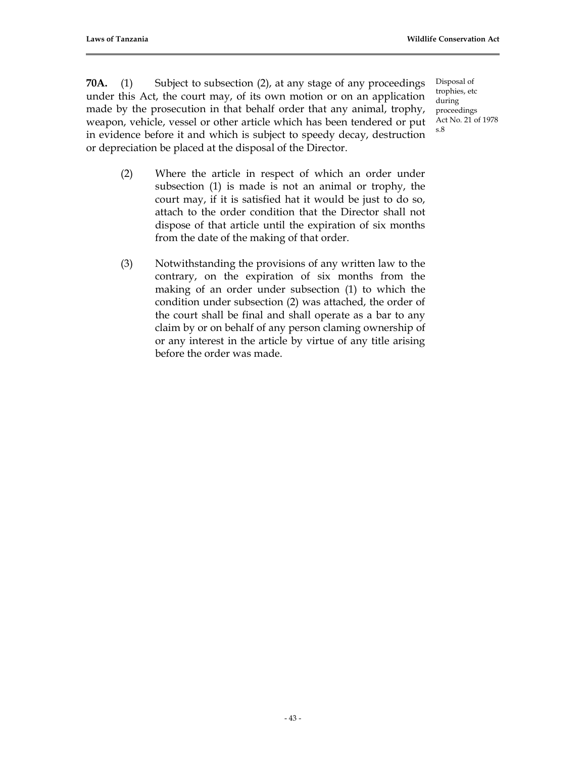**70A.** (1) Subject to subsection (2), at any stage of any proceedings under this Act, the court may, of its own motion or on an application made by the prosecution in that behalf order that any animal, trophy, weapon, vehicle, vessel or other article which has been tendered or put in evidence before it and which is subject to speedy decay, destruction or depreciation be placed at the disposal of the Director.

Disposal of trophies, etc during proceedings Act No. 21 of 1978 s.8

(2) Where the article in respect of which an order under subsection (1) is made is not an animal or trophy, the court may, if it is satisfied hat it would be just to do so, attach to the order condition that the Director shall not dispose of that article until the expiration of six months from the date of the making of that order.

(3) Notwithstanding the provisions of any written law to the contrary, on the expiration of six months from the making of an order under subsection (1) to which the condition under subsection (2) was attached, the order of the court shall be final and shall operate as a bar to any claim by or on behalf of any person claming ownership of or any interest in the article by virtue of any title arising before the order was made.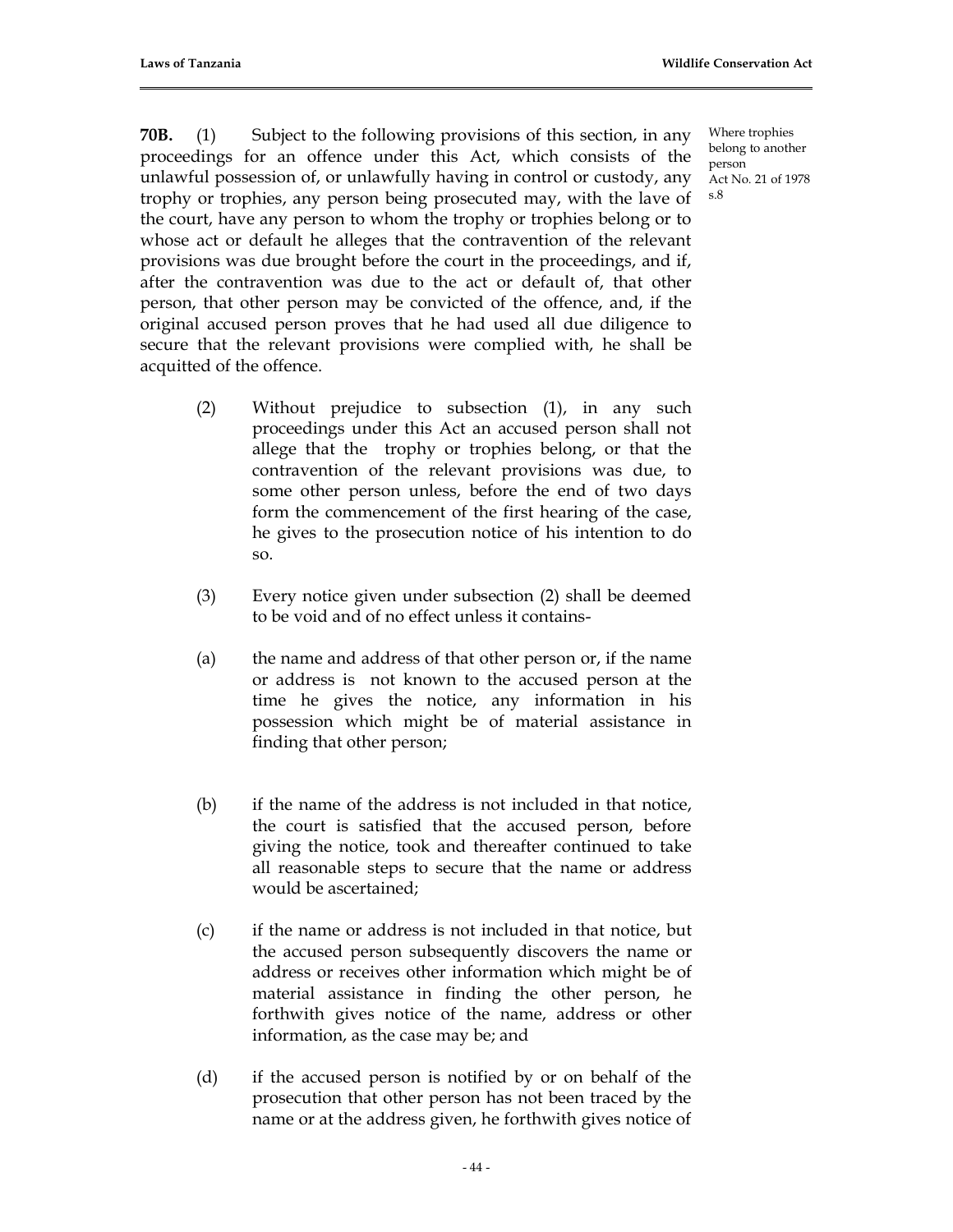**70B.** (1) Subject to the following provisions of this section, in any proceedings for an offence under this Act, which consists of the unlawful possession of, or unlawfully having in control or custody, any trophy or trophies, any person being prosecuted may, with the lave of the court, have any person to whom the trophy or trophies belong or to whose act or default he alleges that the contravention of the relevant provisions was due brought before the court in the proceedings, and if, after the contravention was due to the act or default of, that other person, that other person may be convicted of the offence, and, if the original accused person proves that he had used all due diligence to secure that the relevant provisions were complied with, he shall be acquitted of the offence.

Where trophies belong to another person
Act No. 21 of 1978 s.8

(2) Without prejudice to subsection (1), in any such proceedings under this Act an accused person shall not allege that the trophy or trophies belong, or that the contravention of the relevant provisions was due, to some other person unless, before the end of two days form the commencement of the first hearing of the case, he gives to the prosecution notice of his intention to do so.

(3) Every notice given under subsection (2) shall be deemed to be void and of no effect unless it contains-

(a) the name and address of that other person or, if the name or address is not known to the accused person at the time he gives the notice, any information in his possession which might be of material assistance in finding that other person;

(b) if the name of the address is not included in that notice, the court is satisfied that the accused person, before giving the notice, took and thereafter continued to take all reasonable steps to secure that the name or address would be ascertained;

(c) if the name or address is not included in that notice, but the accused person subsequently discovers the name or address or receives other information which might be of material assistance in finding the other person, he forthwith gives notice of the name, address or other information, as the case may be; and

(d) if the accused person is notified by or on behalf of the prosecution that other person has not been traced by the name or at the address given, he forthwith gives notice of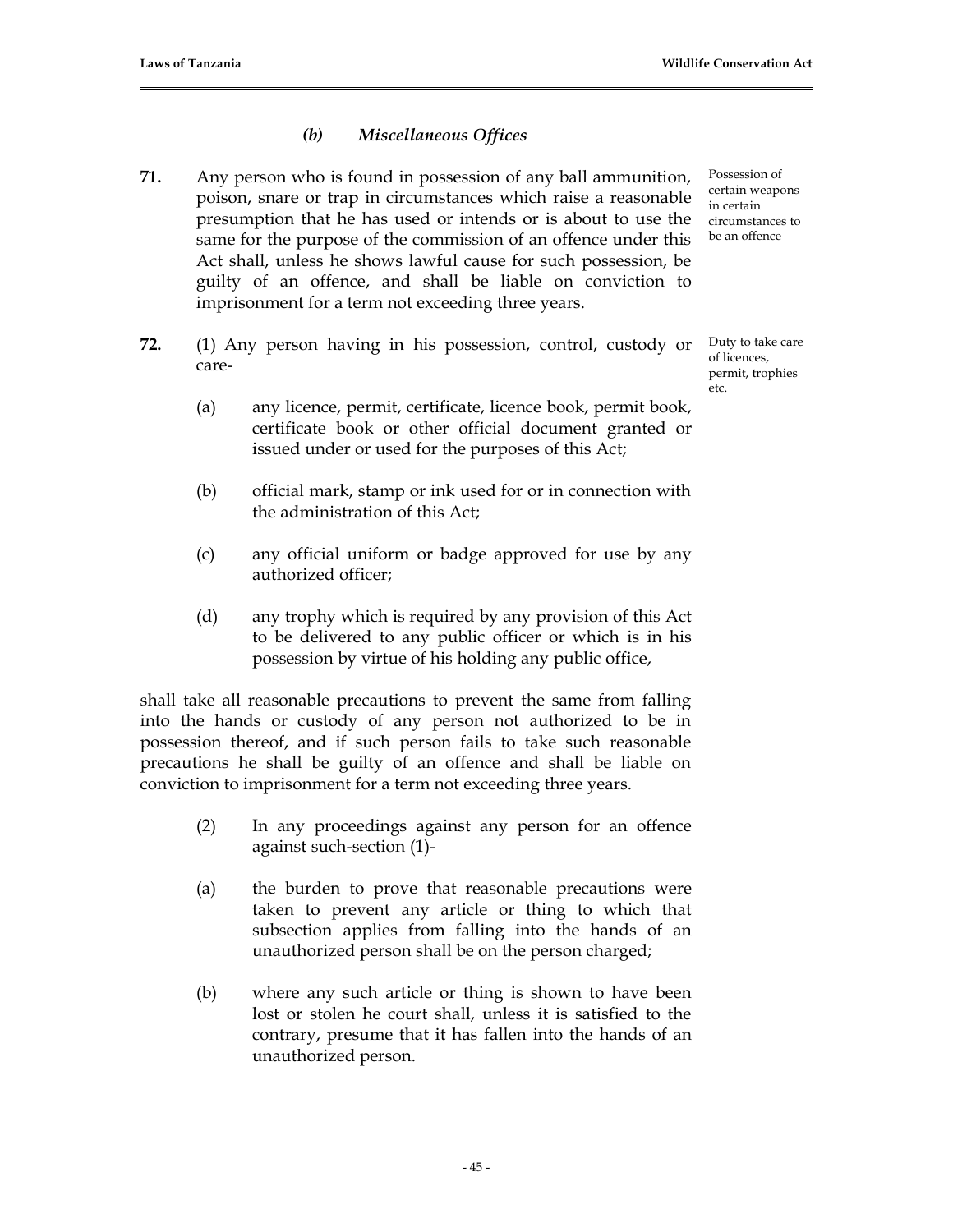### *(b) Miscellaneous Offices*

**71.** Any person who is found in possession of any ball ammunition, poison, snare or trap in circumstances which raise a reasonable presumption that he has used or intends or is about to use the same for the purpose of the commission of an offence under this Act shall, unless he shows lawful cause for such possession, be guilty of an offence, and shall be liable on conviction to imprisonment for a term not exceeding three years.

Possession of certain weapons in certain circumstances to be an offence

**72.** (1) Any person having in his possession, control, custody or care-

Duty to take care of licences, permit, trophies etc.

(a) any licence, permit, certificate, licence book, permit book, certificate book or other official document granted or issued under or used for the purposes of this Act;

(b) official mark, stamp or ink used for or in connection with the administration of this Act;

(c) any official uniform or badge approved for use by any authorized officer;

(d) any trophy which is required by any provision of this Act to be delivered to any public officer or which is in his possession by virtue of his holding any public office,

shall take all reasonable precautions to prevent the same from falling into the hands or custody of any person not authorized to be in possession thereof, and if such person fails to take such reasonable precautions he shall be guilty of an offence and shall be liable on conviction to imprisonment for a term not exceeding three years.

(2) In any proceedings against any person for an offence against such-section (1)-

(a) the burden to prove that reasonable precautions were taken to prevent any article or thing to which that subsection applies from falling into the hands of an unauthorized person shall be on the person charged;

(b) where any such article or thing is shown to have been lost or stolen he court shall, unless it is satisfied to the contrary, presume that it has fallen into the hands of an unauthorized person.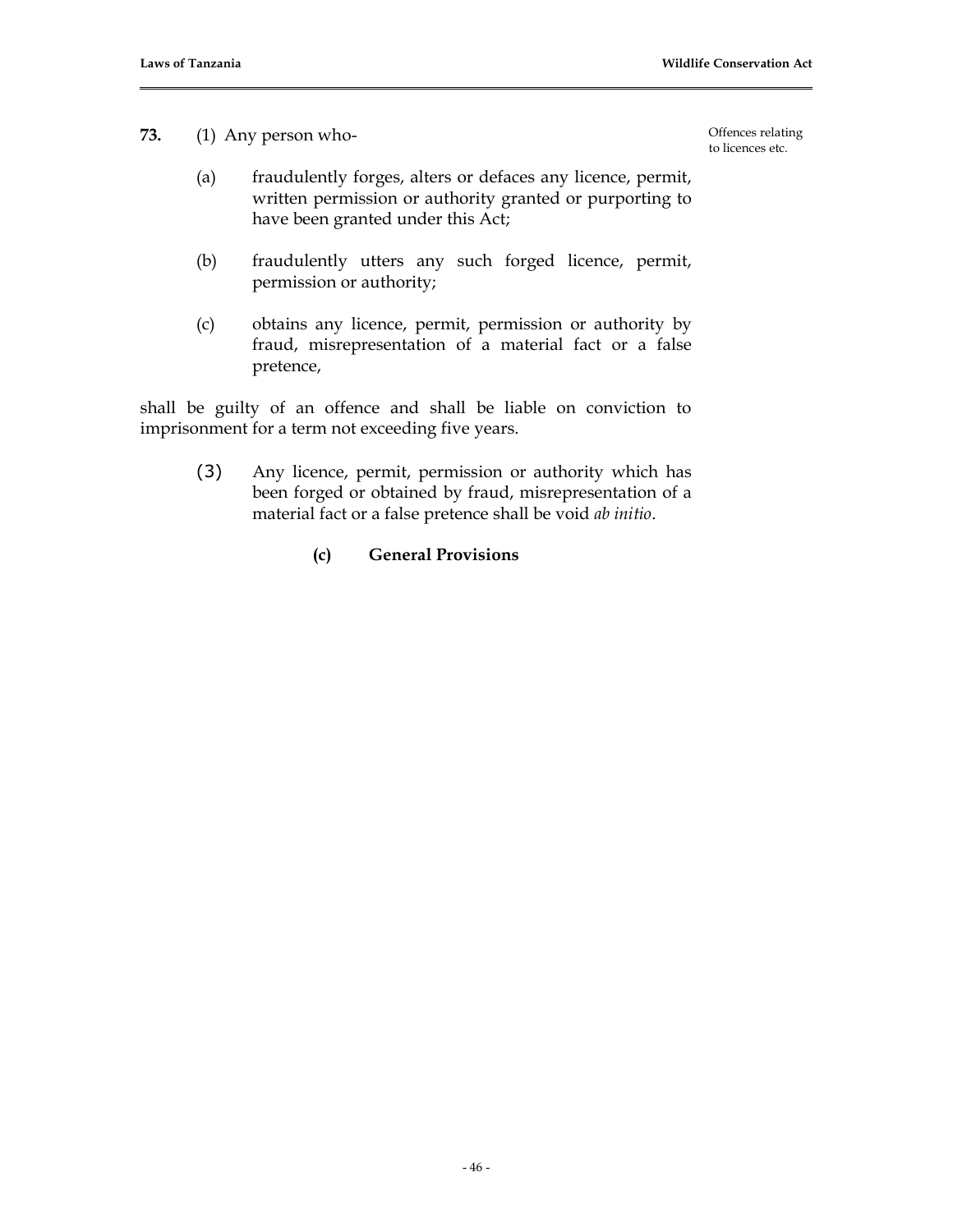**73.** (1) Any person who-

Offences relating to licences etc.

(a) fraudulently forges, alters or defaces any licence, permit, written permission or authority granted or purporting to have been granted under this Act;

(b) fraudulently utters any such forged licence, permit, permission or authority;

(c) obtains any licence, permit, permission or authority by fraud, misrepresentation of a material fact or a false pretence,

shall be guilty of an offence and shall be liable on conviction to imprisonment for a term not exceeding five years.

(3) Any licence, permit, permission or authority which has been forged or obtained by fraud, misrepresentation of a material fact or a false pretence shall be void *ab initio*.

**(c) General Provisions**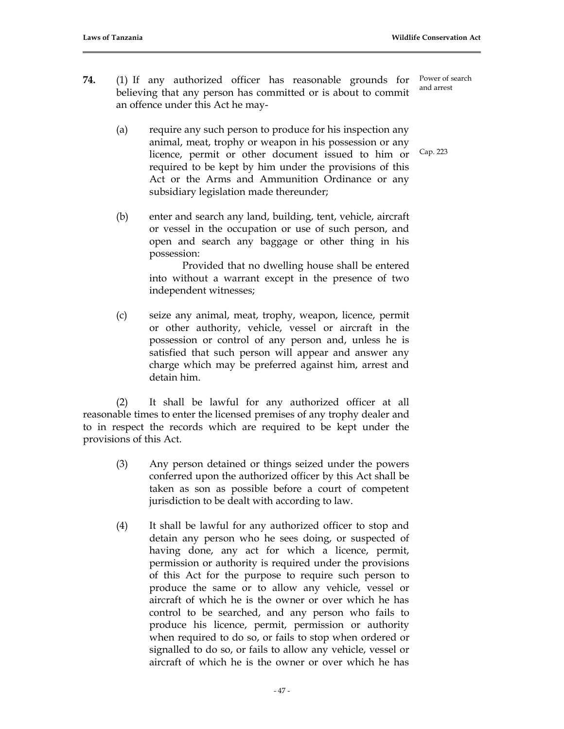**74.** (1) If any authorized officer has reasonable grounds for believing that any person has committed or is about to commit an offence under this Act he may-

Power of search and arrest

(a) require any such person to produce for his inspection any animal, meat, trophy or weapon in his possession or any licence, permit or other document issued to him or required to be kept by him under the provisions of this Act or the Arms and Ammunition Ordinance or any subsidiary legislation made thereunder;

Cap. 223

(b) enter and search any land, building, tent, vehicle, aircraft or vessel in the occupation or use of such person, and open and search any baggage or other thing in his possession:

Provided that no dwelling house shall be entered into without a warrant except in the presence of two independent witnesses;

(c) seize any animal, meat, trophy, weapon, licence, permit or other authority, vehicle, vessel or aircraft in the possession or control of any person and, unless he is satisfied that such person will appear and answer any charge which may be preferred against him, arrest and detain him.

(2) It shall be lawful for any authorized officer at all reasonable times to enter the licensed premises of any trophy dealer and to in respect the records which are required to be kept under the provisions of this Act.

(3) Any person detained or things seized under the powers conferred upon the authorized officer by this Act shall be taken as son as possible before a court of competent jurisdiction to be dealt with according to law.

(4) It shall be lawful for any authorized officer to stop and detain any person who he sees doing, or suspected of having done, any act for which a licence, permit, permission or authority is required under the provisions of this Act for the purpose to require such person to produce the same or to allow any vehicle, vessel or aircraft of which he is the owner or over which he has control to be searched, and any person who fails to produce his licence, permit, permission or authority when required to do so, or fails to stop when ordered or signalled to do so, or fails to allow any vehicle, vessel or aircraft of which he is the owner or over which he has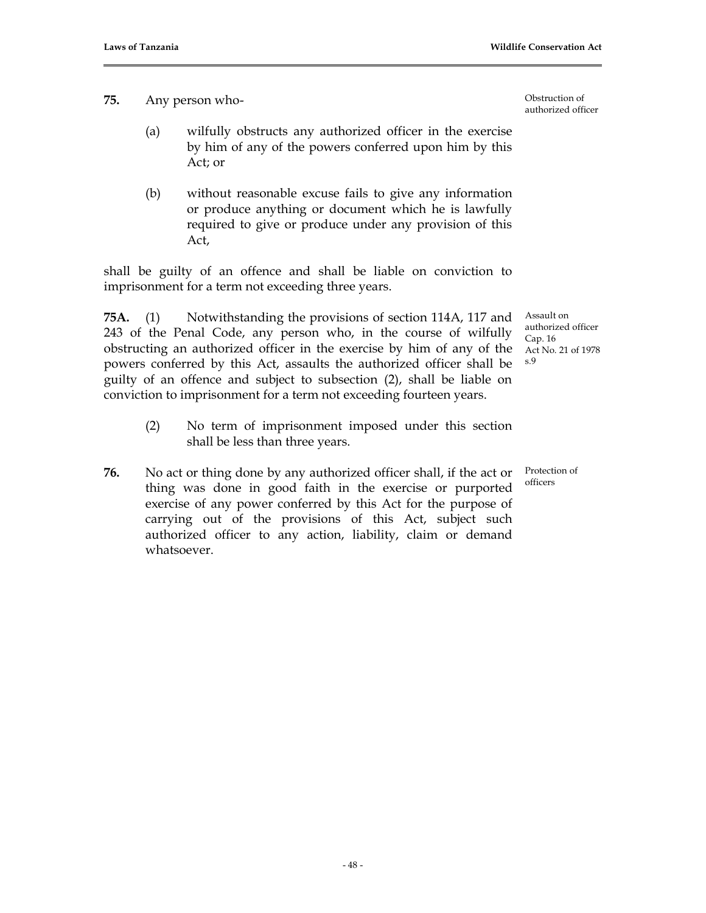**75.** Any person who-

*Obstruction of authorized officer*

(a) wilfully obstructs any authorized officer in the exercise by him of any of the powers conferred upon him by this Act; or

(b) without reasonable excuse fails to give any information or produce anything or document which he is lawfully required to give or produce under any provision of this Act,

shall be guilty of an offence and shall be liable on conviction to imprisonment for a term not exceeding three years.

**75A.** (1) Notwithstanding the provisions of section 114A, 117 and 243 of the Penal Code, any person who, in the course of wilfully obstructing an authorized officer in the exercise by him of any of the powers conferred by this Act, assaults the authorized officer shall be guilty of an offence and subject to subsection (2), shall be liable on conviction to imprisonment for a term not exceeding fourteen years.

*Assault on authorized officer Cap. 16 Act No. 21 of 1978 s.9*

(2) No term of imprisonment imposed under this section shall be less than three years.

**76.** No act or thing done by any authorized officer shall, if the act or thing was done in good faith in the exercise or purported exercise of any power conferred by this Act for the purpose of carrying out of the provisions of this Act, subject such authorized officer to any action, liability, claim or demand whatsoever.

*Protection of officers*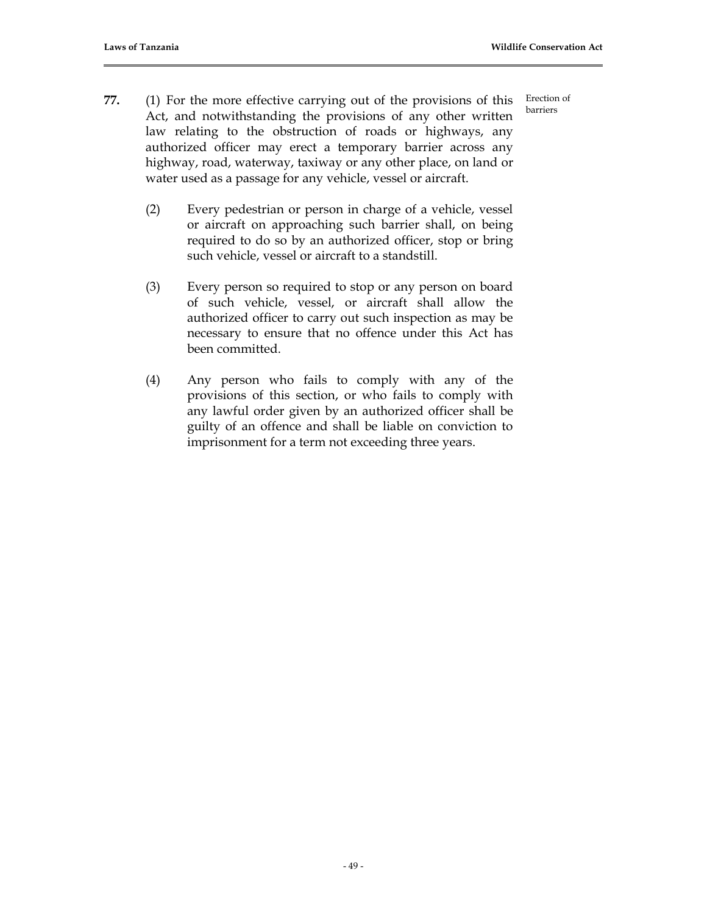**77.** (1) For the more effective carrying out of the provisions of this Act, and notwithstanding the provisions of any other written law relating to the obstruction of roads or highways, any authorized officer may erect a temporary barrier across any highway, road, waterway, taxiway or any other place, on land or water used as a passage for any vehicle, vessel or aircraft.

Erection of barriers

(2) Every pedestrian or person in charge of a vehicle, vessel or aircraft on approaching such barrier shall, on being required to do so by an authorized officer, stop or bring such vehicle, vessel or aircraft to a standstill.

(3) Every person so required to stop or any person on board of such vehicle, vessel, or aircraft shall allow the authorized officer to carry out such inspection as may be necessary to ensure that no offence under this Act has been committed.

(4) Any person who fails to comply with any of the provisions of this section, or who fails to comply with any lawful order given by an authorized officer shall be guilty of an offence and shall be liable on conviction to imprisonment for a term not exceeding three years.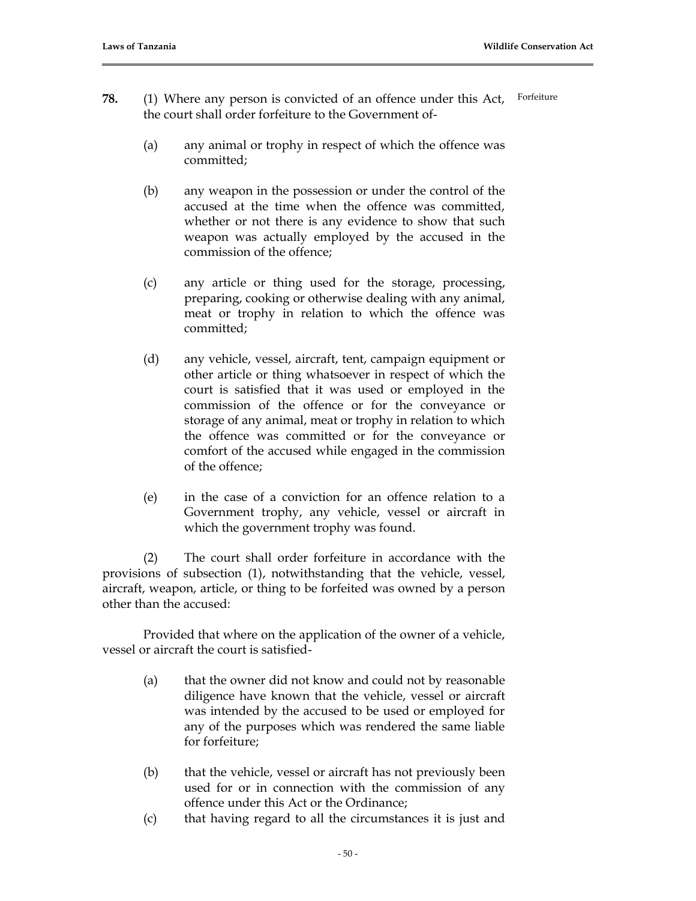**78.** (1) Where any person is convicted of an offence under this Act, the court shall order forfeiture to the Government of-

Forfeiture

(a) any animal or trophy in respect of which the offence was committed;

(b) any weapon in the possession or under the control of the accused at the time when the offence was committed, whether or not there is any evidence to show that such weapon was actually employed by the accused in the commission of the offence;

(c) any article or thing used for the storage, processing, preparing, cooking or otherwise dealing with any animal, meat or trophy in relation to which the offence was committed;

(d) any vehicle, vessel, aircraft, tent, campaign equipment or other article or thing whatsoever in respect of which the court is satisfied that it was used or employed in the commission of the offence or for the conveyance or storage of any animal, meat or trophy in relation to which the offence was committed or for the conveyance or comfort of the accused while engaged in the commission of the offence;

(e) in the case of a conviction for an offence relation to a Government trophy, any vehicle, vessel or aircraft in which the government trophy was found.

(2) The court shall order forfeiture in accordance with the provisions of subsection (1), notwithstanding that the vehicle, vessel, aircraft, weapon, article, or thing to be forfeited was owned by a person other than the accused:

Provided that where on the application of the owner of a vehicle, vessel or aircraft the court is satisfied-

(a) that the owner did not know and could not by reasonable diligence have known that the vehicle, vessel or aircraft was intended by the accused to be used or employed for any of the purposes which was rendered the same liable for forfeiture;

(b) that the vehicle, vessel or aircraft has not previously been used for or in connection with the commission of any offence under this Act or the Ordinance;

(c) that having regard to all the circumstances it is just and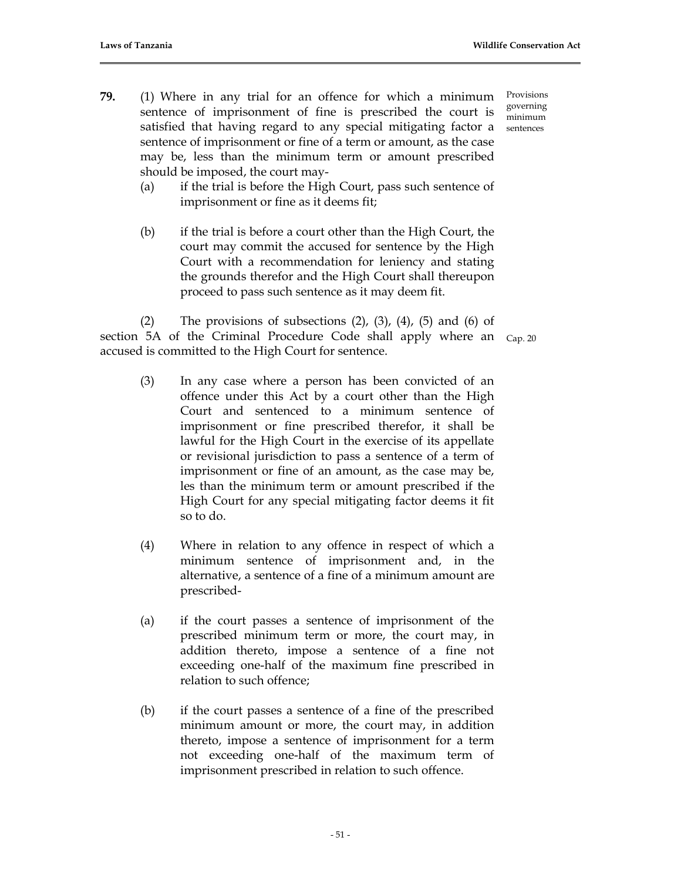**79.** (1) Where in any trial for an offence for which a minimum sentence of imprisonment of fine is prescribed the court is satisfied that having regard to any special mitigating factor a sentence of imprisonment or fine of a term or amount, as the case may be, less than the minimum term or amount prescribed should be imposed, the court may-

Provisions governing minimum sentences

(a) if the trial is before the High Court, pass such sentence of imprisonment or fine as it deems fit;

(b) if the trial is before a court other than the High Court, the court may commit the accused for sentence by the High Court with a recommendation for leniency and stating the grounds therefor and the High Court shall thereupon proceed to pass such sentence as it may deem fit.

(2) The provisions of subsections (2), (3), (4), (5) and (6) of section 5A of the Criminal Procedure Code shall apply where an accused is committed to the High Court for sentence.

Cap. 20

(3) In any case where a person has been convicted of an offence under this Act by a court other than the High Court and sentenced to a minimum sentence of imprisonment or fine prescribed therefor, it shall be lawful for the High Court in the exercise of its appellate or revisional jurisdiction to pass a sentence of a term of imprisonment or fine of an amount, as the case may be, les than the minimum term or amount prescribed if the High Court for any special mitigating factor deems it fit so to do.

(4) Where in relation to any offence in respect of which a minimum sentence of imprisonment and, in the alternative, a sentence of a fine of a minimum amount are prescribed-

(a) if the court passes a sentence of imprisonment of the prescribed minimum term or more, the court may, in addition thereto, impose a sentence of a fine not exceeding one-half of the maximum fine prescribed in relation to such offence;

(b) if the court passes a sentence of a fine of the prescribed minimum amount or more, the court may, in addition thereto, impose a sentence of imprisonment for a term not exceeding one-half of the maximum term of imprisonment prescribed in relation to such offence.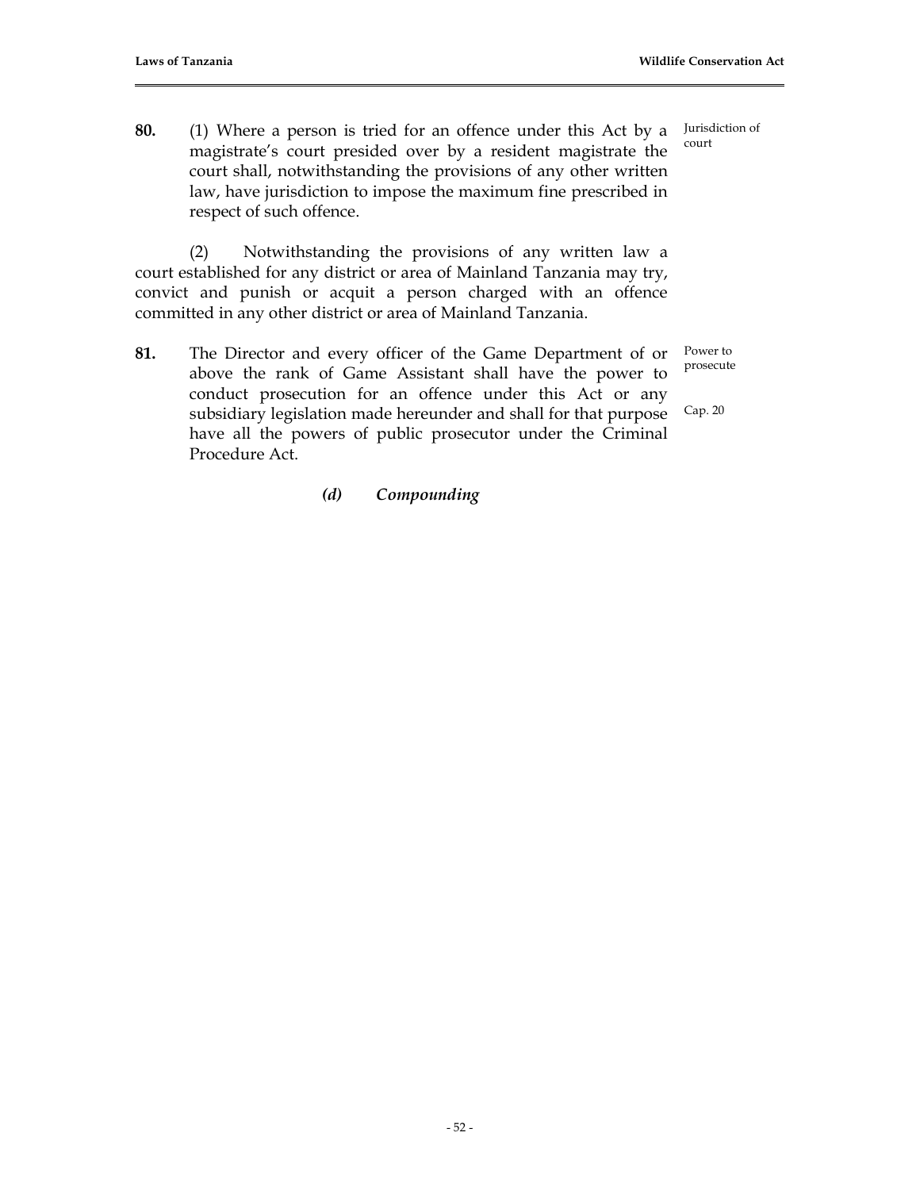**80.** (1) Where a person is tried for an offence under this Act by a magistrate's court presided over by a resident magistrate the court shall, notwithstanding the provisions of any other written law, have jurisdiction to impose the maximum fine prescribed in respect of such offence.

Jurisdiction of court

(2) Notwithstanding the provisions of any written law a court established for any district or area of Mainland Tanzania may try, convict and punish or acquit a person charged with an offence committed in any other district or area of Mainland Tanzania.

**81.** The Director and every officer of the Game Department of or above the rank of Game Assistant shall have the power to conduct prosecution for an offence under this Act or any subsidiary legislation made hereunder and shall for that purpose have all the powers of public prosecutor under the Criminal Procedure Act.

Power to prosecute

Cap. 20

***(d) Compounding***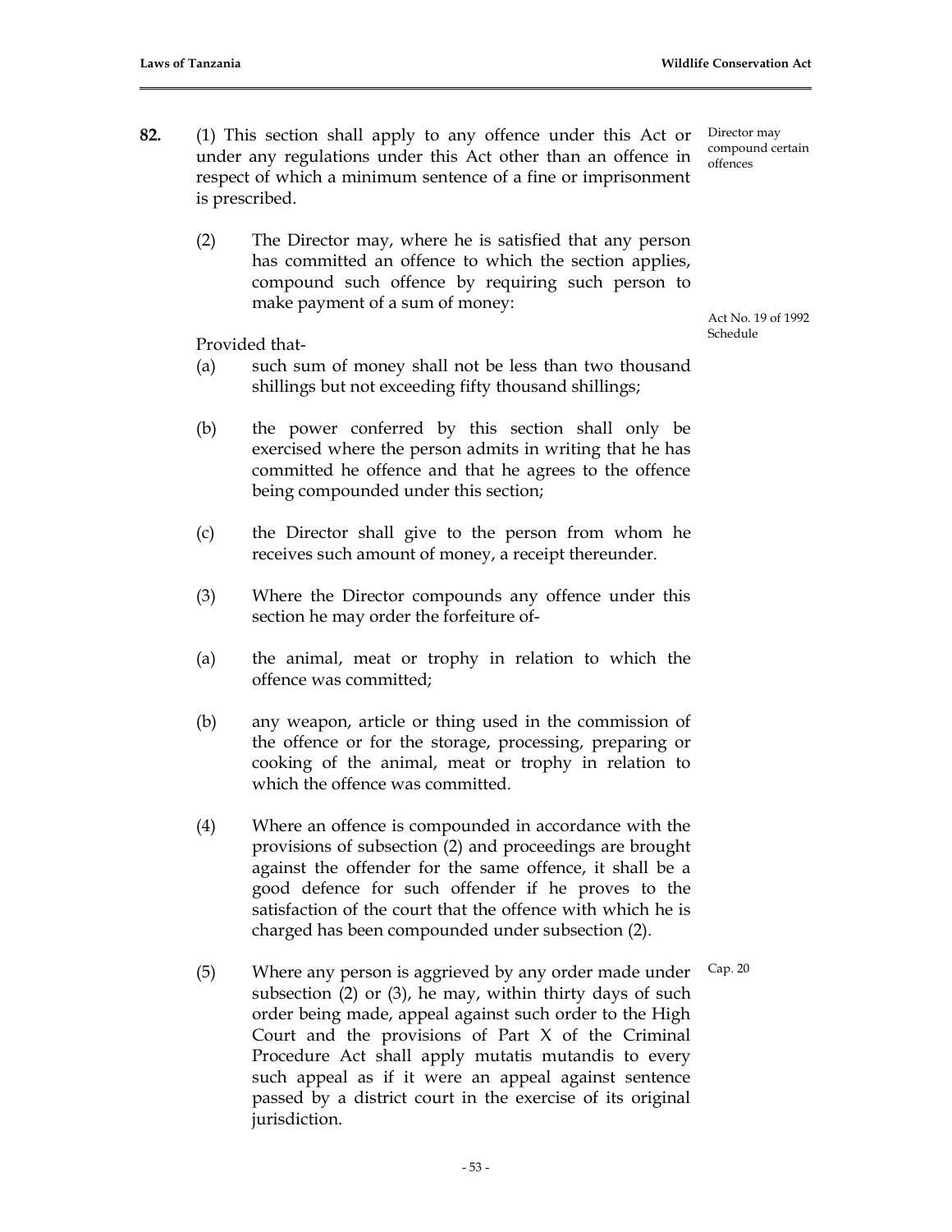**82.** (1) This section shall apply to any offence under this Act or under any regulations under this Act other than an offence in respect of which a minimum sentence of a fine or imprisonment is prescribed.

*Director may compound certain offences*

(2) The Director may, where he is satisfied that any person has committed an offence to which the section applies, compound such offence by requiring such person to make payment of a sum of money:

*Act No. 19 of 1992 Schedule*

Provided that-

(a) such sum of money shall not be less than two thousand shillings but not exceeding fifty thousand shillings;

(b) the power conferred by this section shall only be exercised where the person admits in writing that he has committed he offence and that he agrees to the offence being compounded under this section;

(c) the Director shall give to the person from whom he receives such amount of money, a receipt thereunder.

(3) Where the Director compounds any offence under this section he may order the forfeiture of-

(a) the animal, meat or trophy in relation to which the offence was committed;

(b) any weapon, article or thing used in the commission of the offence or for the storage, processing, preparing or cooking of the animal, meat or trophy in relation to which the offence was committed.

(4) Where an offence is compounded in accordance with the provisions of subsection (2) and proceedings are brought against the offender for the same offence, it shall be a good defence for such offender if he proves to the satisfaction of the court that the offence with which he is charged has been compounded under subsection (2).

(5) Where any person is aggrieved by any order made under subsection (2) or (3), he may, within thirty days of such order being made, appeal against such order to the High Court and the provisions of Part X of the Criminal Procedure Act shall apply mutatis mutandis to every such appeal as if it were an appeal against sentence passed by a district court in the exercise of its original jurisdiction.

*Cap. 20*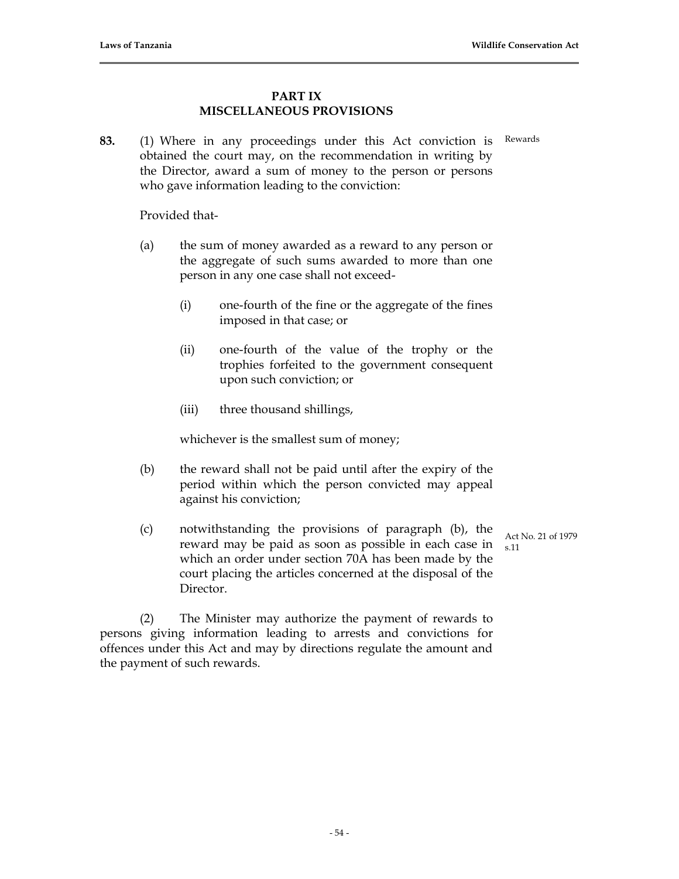## PART IX
## MISCELLANEOUS PROVISIONS

**83.** (1) Where in any proceedings under this Act conviction is obtained the court may, on the recommendation in writing by the Director, award a sum of money to the person or persons who gave information leading to the conviction:

Rewards

Provided that-

(a) the sum of money awarded as a reward to any person or the aggregate of such sums awarded to more than one person in any one case shall not exceed-

(i) one-fourth of the fine or the aggregate of the fines imposed in that case; or

(ii) one-fourth of the value of the trophy or the trophies forfeited to the government consequent upon such conviction; or

(iii) three thousand shillings,

whichever is the smallest sum of money;

(b) the reward shall not be paid until after the expiry of the period within which the person convicted may appeal against his conviction;

(c) notwithstanding the provisions of paragraph (b), the reward may be paid as soon as possible in each case in which an order under section 70A has been made by the court placing the articles concerned at the disposal of the Director.

Act No. 21 of 1979 s.11

(2) The Minister may authorize the payment of rewards to persons giving information leading to arrests and convictions for offences under this Act and may by directions regulate the amount and the payment of such rewards.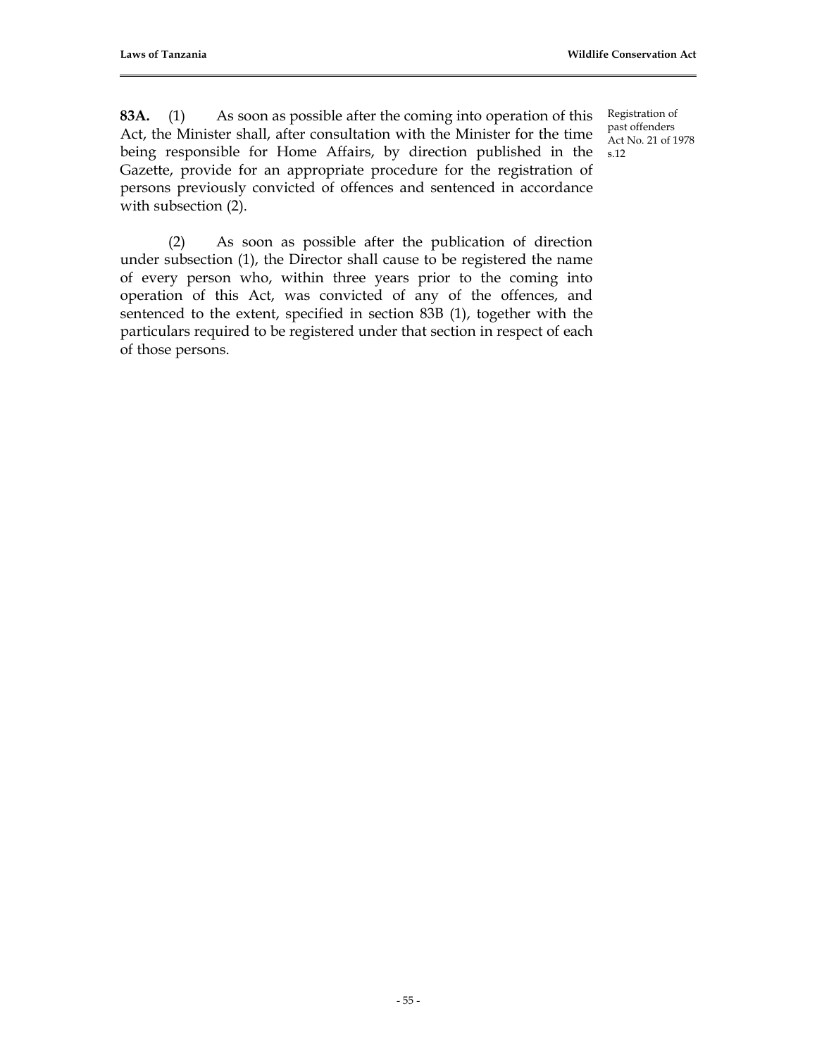**83A.** (1) As soon as possible after the coming into operation of this Act, the Minister shall, after consultation with the Minister for the time being responsible for Home Affairs, by direction published in the Gazette, provide for an appropriate procedure for the registration of persons previously convicted of offences and sentenced in accordance with subsection (2).

Registration of past offenders Act No. 21 of 1978 s.12

(2) As soon as possible after the publication of direction under subsection (1), the Director shall cause to be registered the name of every person who, within three years prior to the coming into operation of this Act, was convicted of any of the offences, and sentenced to the extent, specified in section 83B (1), together with the particulars required to be registered under that section in respect of each of those persons.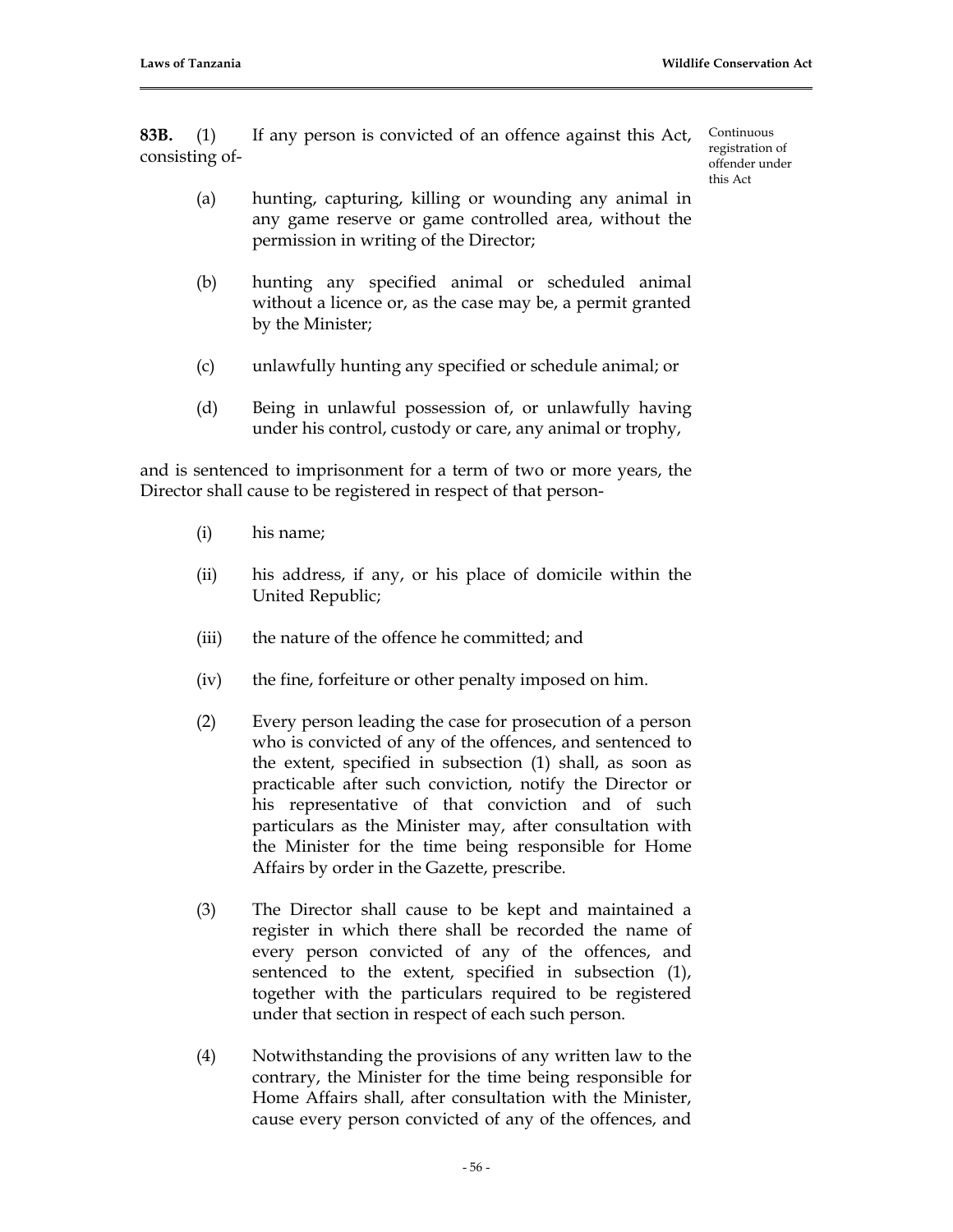**83B.** (1) If any person is convicted of an offence against this Act, consisting of-

Continuous registration of offender under this Act

(a) hunting, capturing, killing or wounding any animal in any game reserve or game controlled area, without the permission in writing of the Director;

(b) hunting any specified animal or scheduled animal without a licence or, as the case may be, a permit granted by the Minister;

(c) unlawfully hunting any specified or schedule animal; or

(d) Being in unlawful possession of, or unlawfully having under his control, custody or care, any animal or trophy,

and is sentenced to imprisonment for a term of two or more years, the Director shall cause to be registered in respect of that person-

(i) his name;

(ii) his address, if any, or his place of domicile within the United Republic;

(iii) the nature of the offence he committed; and

(iv) the fine, forfeiture or other penalty imposed on him.

(2) Every person leading the case for prosecution of a person who is convicted of any of the offences, and sentenced to the extent, specified in subsection (1) shall, as soon as practicable after such conviction, notify the Director or his representative of that conviction and of such particulars as the Minister may, after consultation with the Minister for the time being responsible for Home Affairs by order in the Gazette, prescribe.

(3) The Director shall cause to be kept and maintained a register in which there shall be recorded the name of every person convicted of any of the offences, and sentenced to the extent, specified in subsection (1), together with the particulars required to be registered under that section in respect of each such person.

(4) Notwithstanding the provisions of any written law to the contrary, the Minister for the time being responsible for Home Affairs shall, after consultation with the Minister, cause every person convicted of any of the offences, and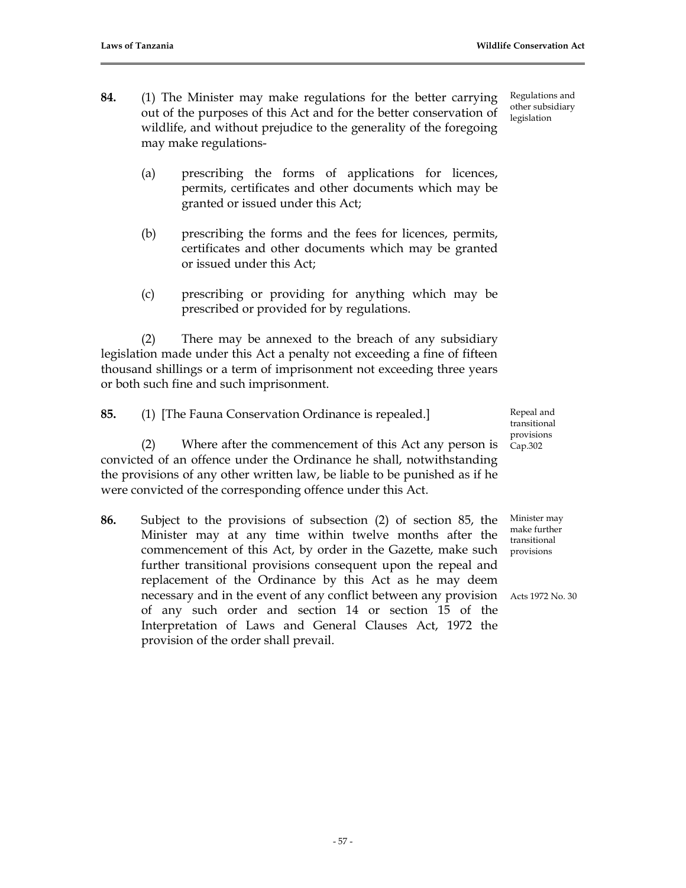**84.** (1) The Minister may make regulations for the better carrying out of the purposes of this Act and for the better conservation of wildlife, and without prejudice to the generality of the foregoing may make regulations-

Regulations and other subsidiary legislation

(a) prescribing the forms of applications for licences, permits, certificates and other documents which may be granted or issued under this Act;

(b) prescribing the forms and the fees for licences, permits, certificates and other documents which may be granted or issued under this Act;

(c) prescribing or providing for anything which may be prescribed or provided for by regulations.

(2) There may be annexed to the breach of any subsidiary legislation made under this Act a penalty not exceeding a fine of fifteen thousand shillings or a term of imprisonment not exceeding three years or both such fine and such imprisonment.

**85.** (1) [The Fauna Conservation Ordinance is repealed.]

Repeal and transitional provisions Cap.302

(2) Where after the commencement of this Act any person is convicted of an offence under the Ordinance he shall, notwithstanding the provisions of any other written law, be liable to be punished as if he were convicted of the corresponding offence under this Act.

**86.** Subject to the provisions of subsection (2) of section 85, the Minister may at any time within twelve months after the commencement of this Act, by order in the Gazette, make such further transitional provisions consequent upon the repeal and replacement of the Ordinance by this Act as he may deem necessary and in the event of any conflict between any provision of any such order and section 14 or section 15 of the Interpretation of Laws and General Clauses Act, 1972 the provision of the order shall prevail.

Minister may make further transitional provisions

Acts 1972 No. 30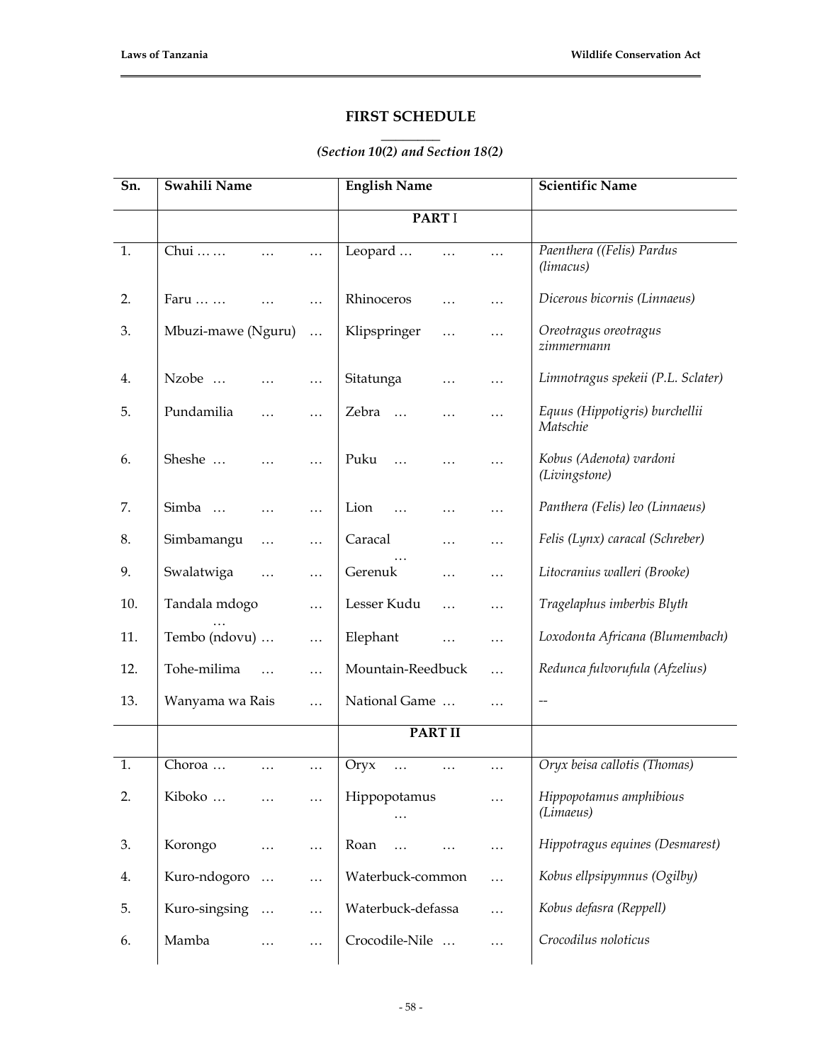# FIRST SCHEDULE

*(Section 10(2) and Section 18(2))*

| Sn. | Swahili Name | English Name | Scientific Name |
|---|---|---|---|
| | | **PART** I | |
| 1. | Chui … … … … | Leopard … … … | *Paenthera ((Felis) Pardus (limacus)* |
| 2. | Faru … … … … | Rhinoceros … … | *Dicerous bicornis (Linnaeus)* |
| 3. | Mbuzi-mawe (Nguru) … | Klipspringer … … | *Oreotragus oreotragus zimmermann* |
| 4. | Nzobe … … … | Sitatunga … … | *Limnotragus spekeii (P.L. Sclater)* |
| 5. | Pundamilia … … | Zebra … … … | *Equus (Hippotigris) burchellii Matschie* |
| 6. | Sheshe … … … | Puku … … … | *Kobus (Adenota) vardoni (Livingstone)* |
| 7. | Simba … … … | Lion … … … | *Panthera (Felis) leo (Linnaeus)* |
| 8. | Simbamangu … … | Caracal … … … | *Felis (Lynx) caracal (Schreber)* |
| 9. | Swalatwiga … … | Gerenuk … … | *Litocranius walleri (Brooke)* |
| 10. | Tandala mdogo … … | Lesser Kudu … … | *Tragelaphus imberbis Blyth* |
| 11. | Tembo (ndovu) … … | Elephant … … | *Loxodonta Africana (Blumembach)* |
| 12. | Tohe-milima … … | Mountain-Reedbuck … | *Redunca fulvorufula (Afzelius)* |
| 13. | Wanyama wa Rais … | National Game … … | -- |
| | | **PART II** | |
| 1. | Choroa … … … | Oryx … … … | *Oryx beisa callotis (Thomas)* |
| 2. | Kiboko … … … | Hippopotamus … … | *Hippopotamus amphibious (Limaeus)* |
| 3. | Korongo … … | Roan … … … | *Hippotragus equines (Desmarest)* |
| 4. | Kuro-ndogoro … … | Waterbuck-common … | *Kobus ellpsipymnus (Ogilby)* |
| 5. | Kuro-singsing … … | Waterbuck-defassa … | *Kobus defasra (Reppell)* |
| 6. | Mamba … … | Crocodile-Nile … … | *Crocodilus noloticus* |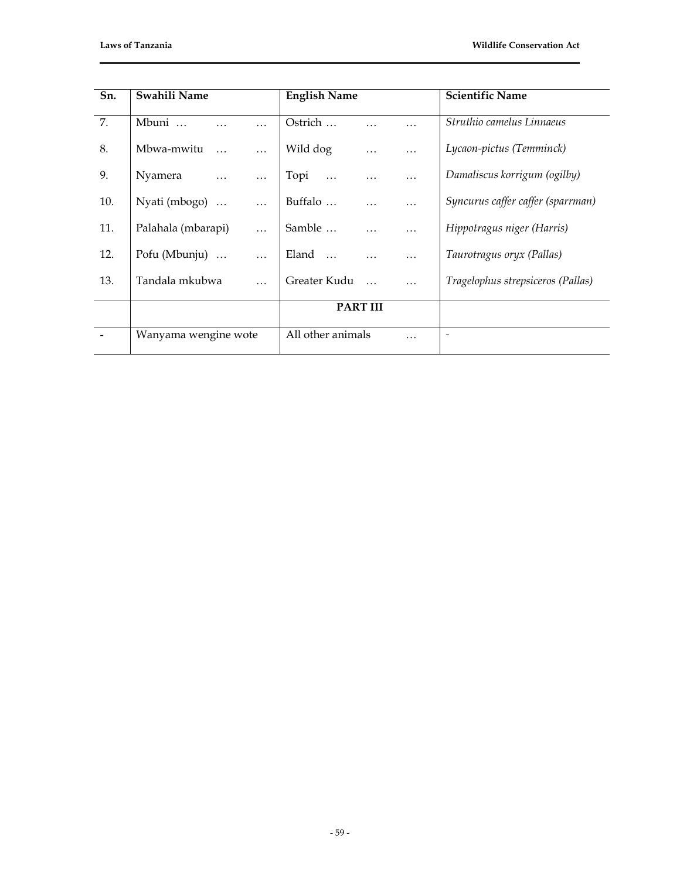| Sn. | Swahili Name | English Name | Scientific Name |
|---|---|---|---|
| 7. | Mbuni … … … | Ostrich … … … | *Struthio camelus Linnaeus* |
| 8. | Mbwa-mwitu … … | Wild dog … … | *Lycaon-pictus (Temminck)* |
| 9. | Nyamera … … | Topi … … … | *Damaliscus korrigum (ogilby)* |
| 10. | Nyati (mbogo) … … | Buffalo … … … | *Syncurus caffer caffer (sparrman)* |
| 11. | Palahala (mbarapi) … | Samble … … … | *Hippotragus niger (Harris)* |
| 12. | Pofu (Mbunju) … … | Eland … … … | *Taurotragus oryx (Pallas)* |
| 13. | Tandala mkubwa … | Greater Kudu … … | *Tragelophus strepsiceros (Pallas)* |
| | | **PART III** | |
| - | Wanyama wengine wote | All other animals … | - |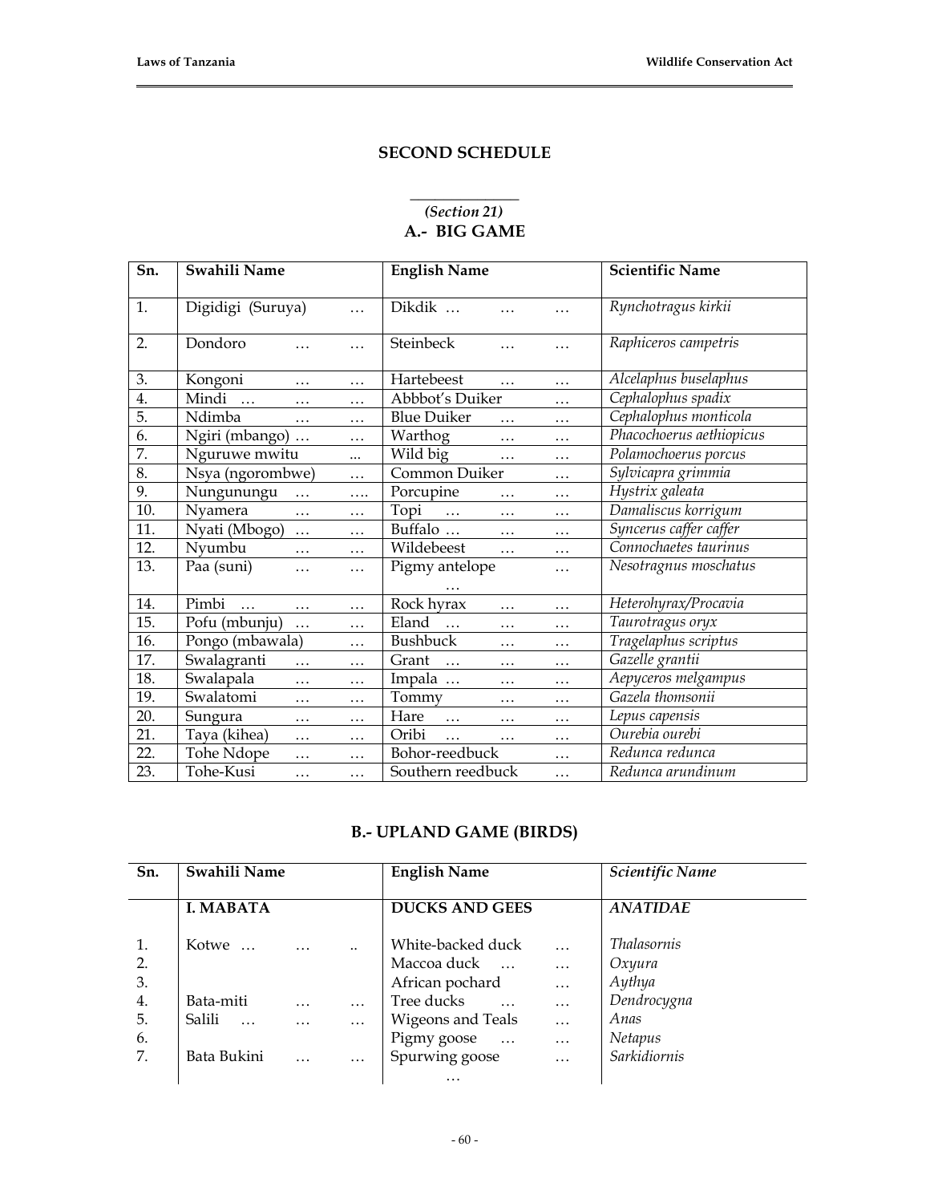## SECOND SCHEDULE

*(Section 21)*

### A.- BIG GAME

| Sn. | Swahili Name | English Name | Scientific Name |
|---|---|---|---|
| 1. | Digidigi (Suruya) … | Dikdik … … … | *Rynchotragus kirkii* |
| 2. | Dondoro … … | Steinbeck … … | *Raphiceros campetris* |
| 3. | Kongoni … … | Hartebeest … … | *Alcelaphus buselaphus* |
| 4. | Mindi … … … | Abbbot's Duiker … | *Cephalophus spadix* |
| 5. | Ndimba … … | Blue Duiker … … | *Cephalophus monticola* |
| 6. | Ngiri (mbango) … … | Warthog … … | *Phacochoerus aethiopicus* |
| 7. | Nguruwe mwitu ... | Wild big … … | *Polamochoerus porcus* |
| 8. | Nsya (ngorombwe) … | Common Duiker … | *Sylvicapra grimmia* |
| 9. | Nungunungu … …. | Porcupine … … | *Hystrix galeata* |
| 10. | Nyamera … … | Topi … … … | *Damaliscus korrigum* |
| 11. | Nyati (Mbogo) … … | Buffalo … … … | *Syncerus caffer caffer* |
| 12. | Nyumbu … … | Wildebeest … … | *Connochaetes taurinus* |
| 13. | Paa (suni) … … | Pigmy antelope … … | *Nesotragnus moschatus* |
| 14. | Pimbi … … … | Rock hyrax … … | *Heterohyrax/Procavia* |
| 15. | Pofu (mbunju) … … | Eland … … … | *Taurotragus oryx* |
| 16. | Pongo (mbawala) … | Bushbuck … … | *Tragelaphus scriptus* |
| 17. | Swalagranti … … | Grant … … … | *Gazelle grantii* |
| 18. | Swalapala … … | Impala … … … | *Aepyceros melgampus* |
| 19. | Swalatomi … … | Tommy … … | *Gazela thomsonii* |
| 20. | Sungura … … | Hare … … … | *Lepus capensis* |
| 21. | Taya (kihea) … … | Oribi … … … | *Ourebia ourebi* |
| 22. | Tohe Ndope … … | Bohor-reedbuck … | *Redunca redunca* |
| 23. | Tohe-Kusi … … | Southern reedbuck … | *Redunca arundinum* |

### B.- UPLAND GAME (BIRDS)

| Sn. | Swahili Name | English Name | *Scientific Name* |
|---|---|---|---|
| | **I. MABATA** | **DUCKS AND GEES** | ***ANATIDAE*** |
| 1. | Kotwe … … .. | White-backed duck … | *Thalasornis* |
| 2. | | Maccoa duck … … | *Oxyura* |
| 3. | | African pochard … | *Aythya* |
| 4. | Bata-miti … … | Tree ducks … … | *Dendrocygna* |
| 5. | Salili … … … | Wigeons and Teals … | *Anas* |
| 6. | | Pigmy goose … … | *Netapus* |
| 7. | Bata Bukini … … | Spurwing goose … … | *Sarkidiornis* |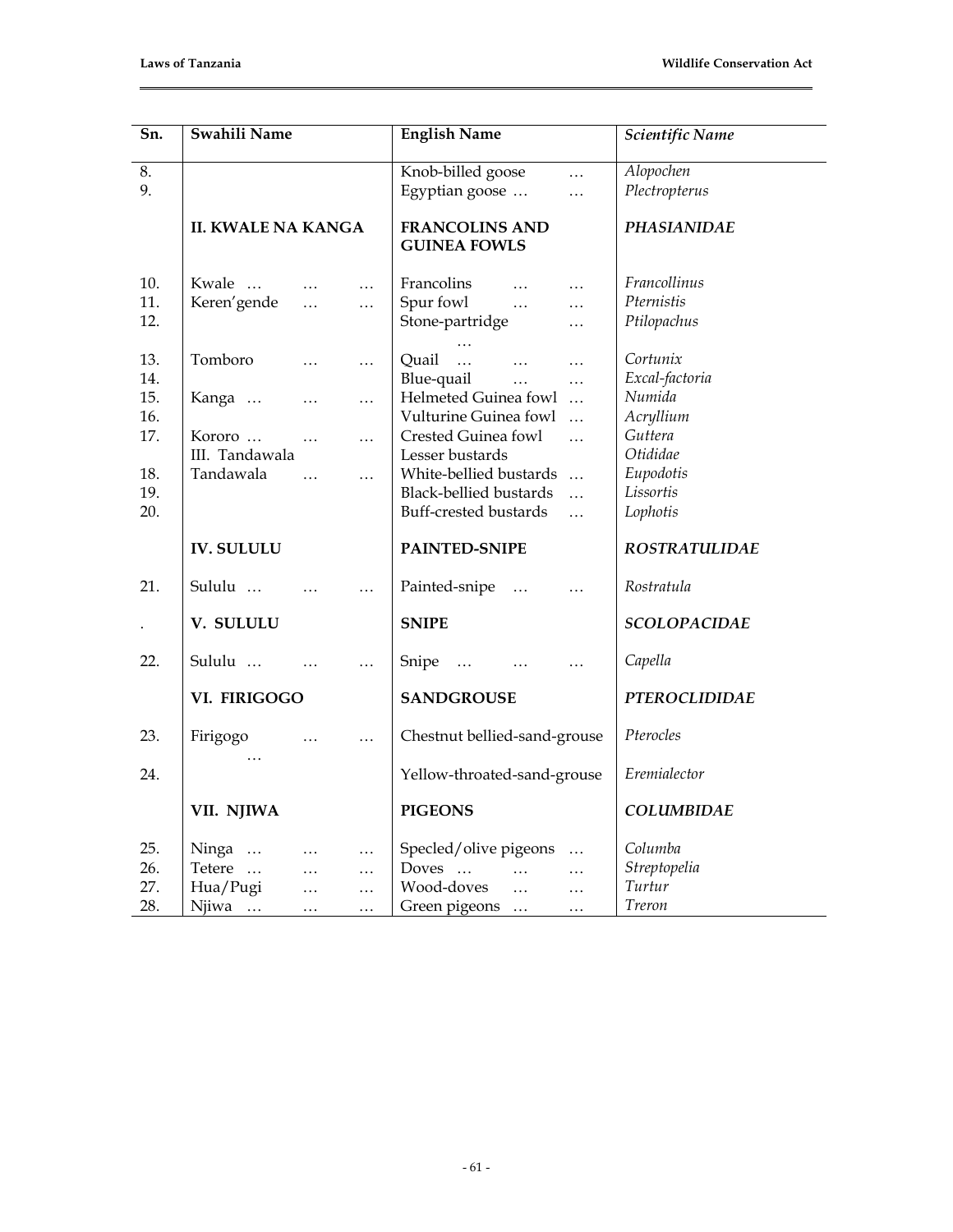| Sn. | Swahili Name | English Name | *Scientific Name* |
|---|---|---|---|
| 8. | | Knob-billed goose … | *Alopochen* |
| 9. | | Egyptian goose … … | *Plectropterus* |
| | **II. KWALE NA KANGA** | **FRANCOLINS AND GUINEA FOWLS** | ***PHASIANIDAE*** |
| 10. | Kwale … … … | Francolins … … | *Francollinus* |
| 11. | Keren'gende … … | Spur fowl … … | *Pternistis* |
| 12. | | Stone-partridge … … | *Ptilopachus* |
| 13. | Tomboro … … | Quail … … … | *Cortunix* |
| 14. | | Blue-quail … … | *Excal-factoria* |
| 15. | Kanga … … … | Helmeted Guinea fowl … | *Numida* |
| 16. | | Vulturine Guinea fowl … | *Acryllium* |
| 17. | Kororo … … … | Crested Guinea fowl … | *Guttera* |
| | III. Tandawala | Lesser bustards | *Otididae* |
| 18. | Tandawala … … | White-bellied bustards … | *Eupodotis* |
| 19. | | Black-bellied bustards … | *Lissortis* |
| 20. | | Buff-crested bustards … | *Lophotis* |
| | **IV. SULULU** | **PAINTED-SNIPE** | ***ROSTRATULIDAE*** |
| 21. | Sululu … … … | Painted-snipe … … | *Rostratula* |
| . | **V. SULULU** | **SNIPE** | ***SCOLOPACIDAE*** |
| 22. | Sululu … … … | Snipe … … … | *Capella* |
| | **VI. FIRIGOGO** | **SANDGROUSE** | ***PTEROCLIDIDAE*** |
| 23. | Firigogo … … … | Chestnut bellied-sand-grouse | *Pterocles* |
| 24. | | Yellow-throated-sand-grouse | *Eremialector* |
| | **VII. NJIWA** | **PIGEONS** | ***COLUMBIDAE*** |
| 25. | Ninga … … … | Specled/olive pigeons … | *Columba* |
| 26. | Tetere … … … | Doves … … … | *Streptopelia* |
| 27. | Hua/Pugi … … | Wood-doves … … | *Turtur* |
| 28. | Njiwa … … … | Green pigeons … … | *Treron* |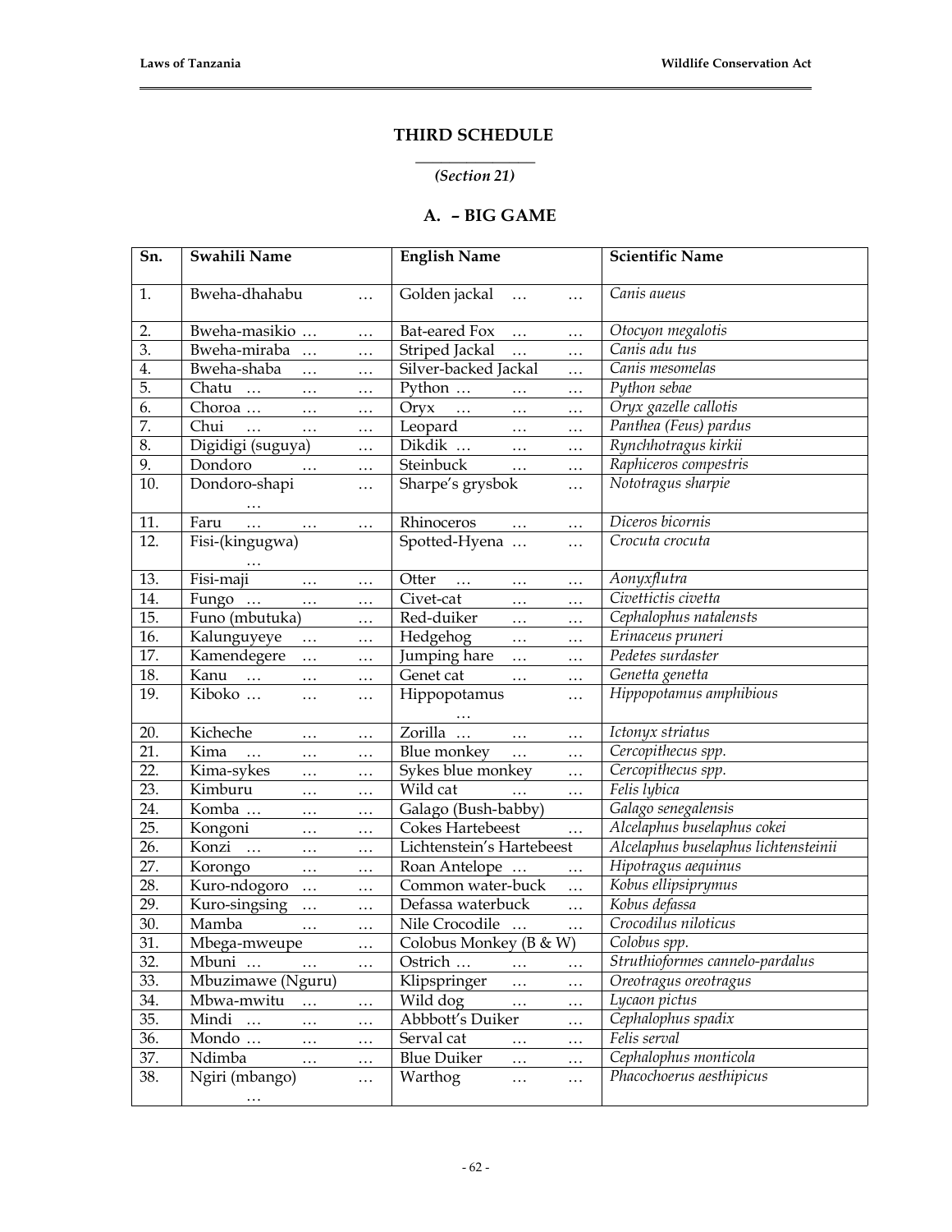## THIRD SCHEDULE

*(Section 21)*

### A. – BIG GAME

| Sn. | Swahili Name | English Name | Scientific Name |
|---|---|---|---|
| 1. | Bweha-dhahabu … | Golden jackal … … | *Canis aueus* |
| 2. | Bweha-masikio … … | Bat-eared Fox … … | *Otocyon megalotis* |
| 3. | Bweha-miraba … … | Striped Jackal … … | *Canis adu tus* |
| 4. | Bweha-shaba … … | Silver-backed Jackal … | *Canis mesomelas* |
| 5. | Chatu … … … | Python … … … | *Python sebae* |
| 6. | Choroa … … … | Oryx … … … | *Oryx gazelle callotis* |
| 7. | Chui … … … | Leopard … … | *Panthea (Feus) pardus* |
| 8. | Digidigi (suguya) … | Dikdik … … … | *Rynchhotragus kirkii* |
| 9. | Dondoro … … | Steinbuck … … | *Raphiceros compestris* |
| 10. | Dondoro-shapi … … | Sharpe's grysbok … | *Nototragus sharpie* |
| 11. | Faru … … … | Rhinoceros … … | *Diceros bicornis* |
| 12. | Fisi-(kingugwa) … | Spotted-Hyena … … | *Crocuta crocuta* |
| 13. | Fisi-maji … … | Otter … … … | *Aonyxflutra* |
| 14. | Fungo … … … | Civet-cat … … | *Civettictis civetta* |
| 15. | Funo (mbutuka) … | Red-duiker … … | *Cephalophus natalensts* |
| 16. | Kalunguyeye … … | Hedgehog … … | *Erinaceus pruneri* |
| 17. | Kamendegere … … | Jumping hare … … | *Pedetes surdaster* |
| 18. | Kanu … … … | Genet cat … … | *Genetta genetta* |
| 19. | Kiboko … … … | Hippopotamus … … | *Hippopotamus amphibious* |
| 20. | Kicheche … … | Zorilla … … … | *Ictonyx striatus* |
| 21. | Kima … … … | Blue monkey … … | *Cercopithecus spp.* |
| 22. | Kima-sykes … … | Sykes blue monkey … | *Cercopithecus spp.* |
| 23. | Kimburu … … | Wild cat … … | *Felis lybica* |
| 24. | Komba … … … | Galago (Bush-babby) | *Galago senegalensis* |
| 25. | Kongoni … … | Cokes Hartebeest … | *Alcelaphus buselaphus cokei* |
| 26. | Konzi … … … | Lichtenstein's Hartebeest | *Alcelaphus buselaphus lichtensteinii* |
| 27. | Korongo … … | Roan Antelope … … | *Hipotragus aequinus* |
| 28. | Kuro-ndogoro … … | Common water-buck … | *Kobus ellipsiprymus* |
| 29. | Kuro-singsing … … | Defassa waterbuck … | *Kobus defassa* |
| 30. | Mamba … … | Nile Crocodile … … | *Crocodilus niloticus* |
| 31. | Mbega-mweupe … | Colobus Monkey (B & W) | *Colobus spp.* |
| 32. | Mbuni … … … | Ostrich … … … | *Struthioformes cannelo-pardalus* |
| 33. | Mbuzimawe (Nguru) | Klipspringer … … | *Oreotragus oreotragus* |
| 34. | Mbwa-mwitu … … | Wild dog … … | *Lycaon pictus* |
| 35. | Mindi … … … | Abbbott's Duiker … | *Cephalophus spadix* |
| 36. | Mondo … … … | Serval cat … … | *Felis serval* |
| 37. | Ndimba … … | Blue Duiker … … | *Cephalophus monticola* |
| 38. | Ngiri (mbango) … … | Warthog … … | *Phacochoerus aesthipicus* |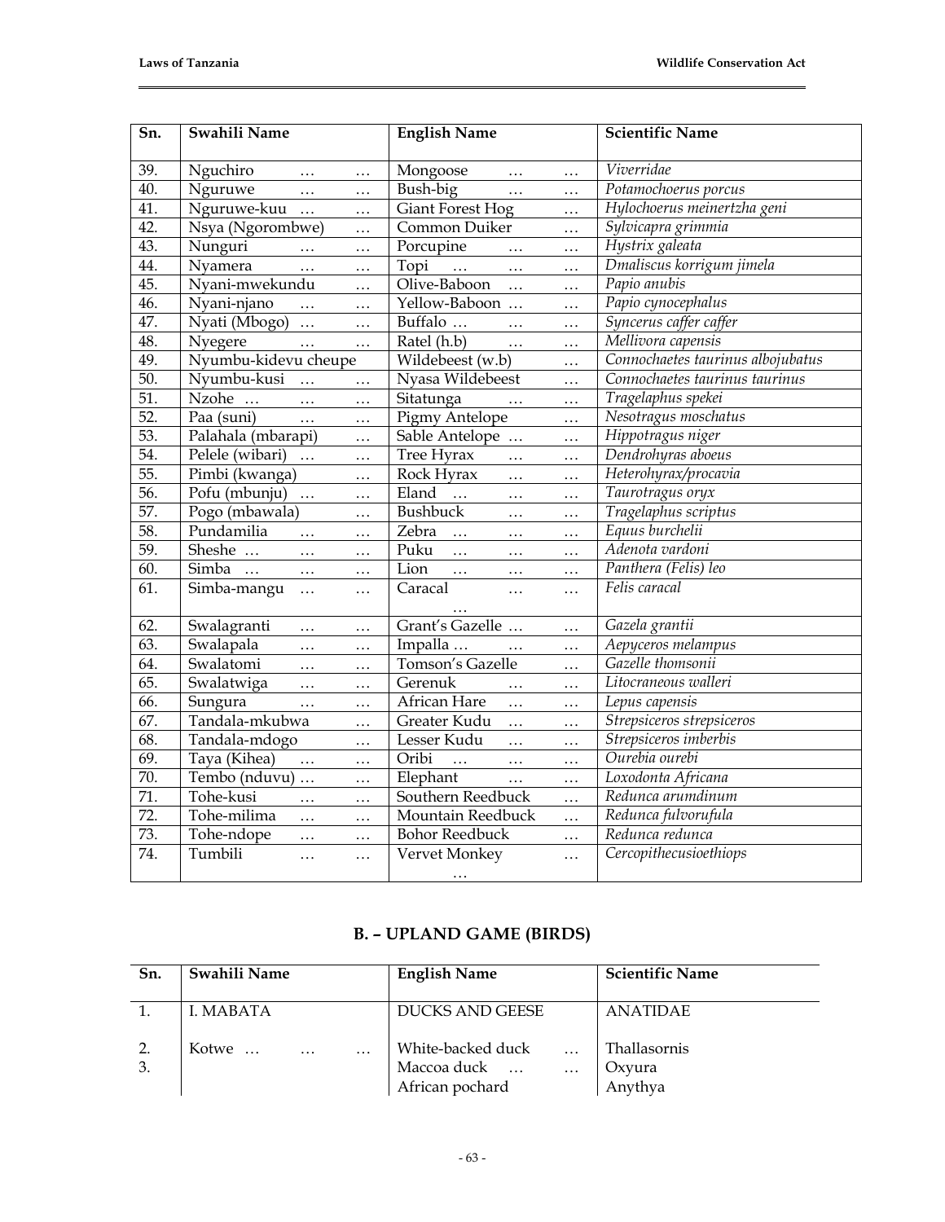| Sn. | Swahili Name | English Name | Scientific Name |
|---|---|---|---|
| 39. | Nguchiro … … | Mongoose … … | *Viverridae* |
| 40. | Nguruwe … … | Bush-big … … | *Potamochoerus porcus* |
| 41. | Nguruwe-kuu … … | Giant Forest Hog … | *Hylochoerus meinertzha geni* |
| 42. | Nsya (Ngorombwe) … | Common Duiker … | *Sylvicapra grimmia* |
| 43. | Nunguri … … | Porcupine … … | *Hystrix galeata* |
| 44. | Nyamera … … | Topi … … … | *Dmaliscus korrigum jimela* |
| 45. | Nyani-mwekundu … | Olive-Baboon … … | *Papio anubis* |
| 46. | Nyani-njano … … | Yellow-Baboon … … | *Papio cynocephalus* |
| 47. | Nyati (Mbogo) … … | Buffalo … … … | *Syncerus caffer caffer* |
| 48. | Nyegere … … | Ratel (h.b) … … | *Mellivora capensis* |
| 49. | Nyumbu-kidevu cheupe | Wildebeest (w.b) … | *Connochaetes taurinus albojubatus* |
| 50. | Nyumbu-kusi … … | Nyasa Wildebeest … | *Connochaetes taurinus taurinus* |
| 51. | Nzohe … … … | Sitatunga … … | *Tragelaphus spekei* |
| 52. | Paa (suni) … … | Pigmy Antelope … | *Nesotragus moschatus* |
| 53. | Palahala (mbarapi) … | Sable Antelope … … | *Hippotragus niger* |
| 54. | Pelele (wibari) … … | Tree Hyrax … … | *Dendrohyras aboeus* |
| 55. | Pimbi (kwanga) … | Rock Hyrax … … | *Heterohyrax/procavia* |
| 56. | Pofu (mbunju) … … | Eland … … … | *Taurotragus oryx* |
| 57. | Pogo (mbawala) … | Bushbuck … … | *Tragelaphus scriptus* |
| 58. | Pundamilia … … | Zebra … … … | *Equus burchelii* |
| 59. | Sheshe … … … | Puku … … … | *Adenota vardoni* |
| 60. | Simba … … … | Lion … … … | *Panthera (Felis) leo* |
| 61. | Simba-mangu … … | Caracal … … … | *Felis caracal* |
| 62. | Swalagranti … … | Grant's Gazelle … … | *Gazela grantii* |
| 63. | Swalapala … … | Impalla … … … | *Aepyceros melampus* |
| 64. | Swalatomi … … | Tomson's Gazelle … | *Gazelle thomsonii* |
| 65. | Swalatwiga … … | Gerenuk … … | *Litocraneous walleri* |
| 66. | Sungura … … | African Hare … … | *Lepus capensis* |
| 67. | Tandala-mkubwa … | Greater Kudu … … | *Strepsiceros strepsiceros* |
| 68. | Tandala-mdogo … | Lesser Kudu … … | *Strepsiceros imberbis* |
| 69. | Taya (Kihea) … … | Oribi … … … | *Ourebia ourebi* |
| 70. | Tembo (nduvu) … … | Elephant … … | *Loxodonta Africana* |
| 71. | Tohe-kusi … … | Southern Reedbuck … | *Redunca arumdinum* |
| 72. | Tohe-milima … … | Mountain Reedbuck … | *Redunca fulvorufula* |
| 73. | Tohe-ndope … … | Bohor Reedbuck … | *Redunca redunca* |
| 74. | Tumbili … … | Vervet Monkey … … | *Cercopithecusioethiops* |

## B. – UPLAND GAME (BIRDS)

| Sn. | Swahili Name | English Name | Scientific Name |
|---|---|---|---|
| 1. | I. MABATA | DUCKS AND GEESE | ANATIDAE |
| 2. | Kotwe … … … | White-backed duck … | Thallasornis |
| 3. | | Maccoa duck … … | Oxyura |
| | | African pochard | Anythya |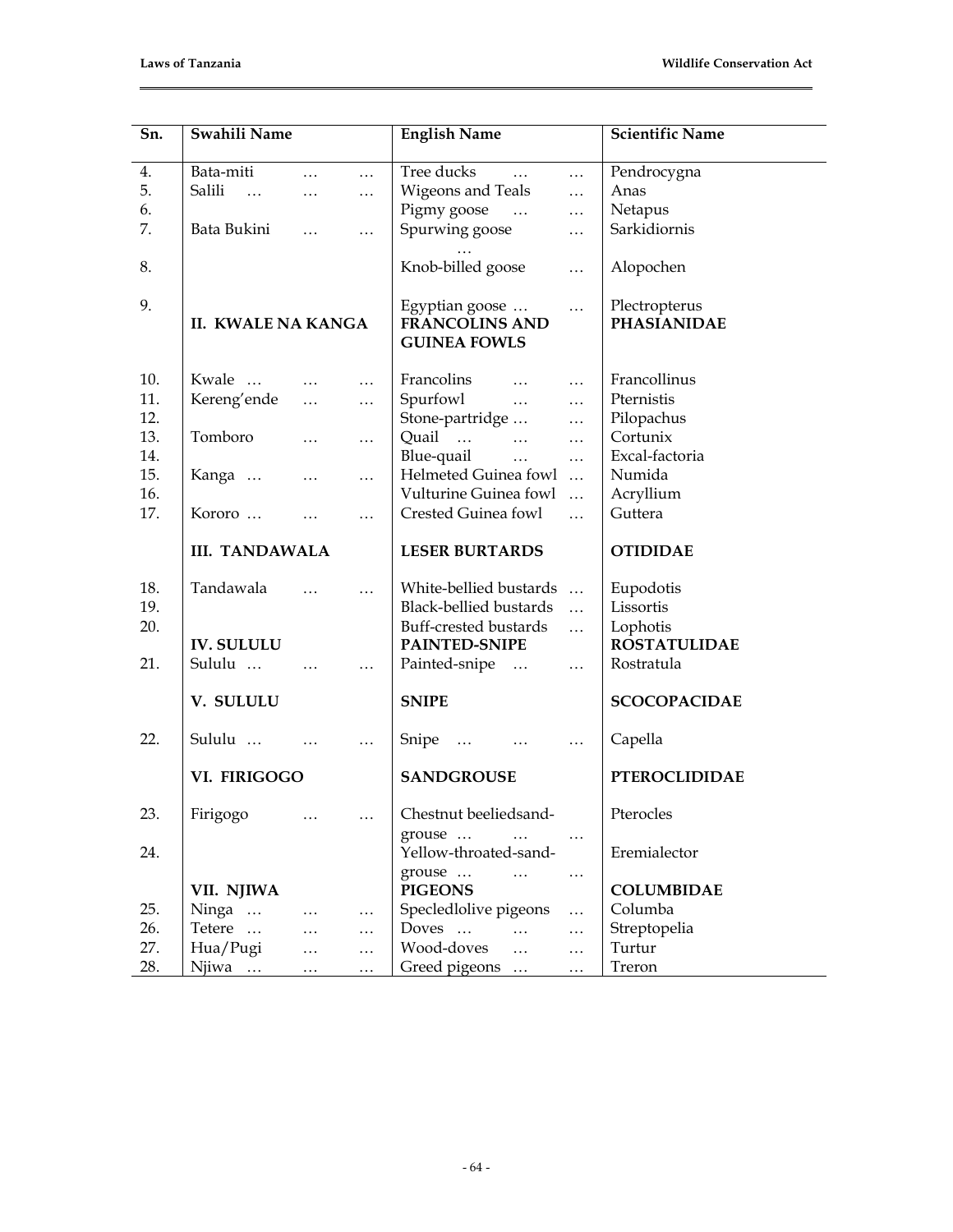| Sn. | Swahili Name | English Name | Scientific Name |
|---|---|---|---|
| 4. | Bata-miti … … | Tree ducks … … | Pendrocygna |
| 5. | Salili … … … | Wigeons and Teals … | Anas |
| 6. | | Pigmy goose … … | Netapus |
| 7. | Bata Bukini … … | Spurwing goose … … | Sarkidiornis |
| 8. | | Knob-billed goose … | Alopochen |
| 9. | | Egyptian goose … … | Plectropterus |
| | **II. KWALE NA KANGA** | **FRANCOLINS AND GUINEA FOWLS** | **PHASIANIDAE** |
| 10. | Kwale … … … | Francolins … … | Francollinus |
| 11. | Kereng'ende … … | Spurfowl … … | Pternistis |
| 12. | | Stone-partridge … … | Pilopachus |
| 13. | Tomboro … … | Quail … … … | Cortunix |
| 14. | | Blue-quail … … | Excal-factoria |
| 15. | Kanga … … … | Helmeted Guinea fowl … | Numida |
| 16. | | Vulturine Guinea fowl … | Acryllium |
| 17. | Kororo … … … | Crested Guinea fowl … | Guttera |
| | **III. TANDAWALA** | **LESER BURTARDS** | **OTIDIDAE** |
| 18. | Tandawala … … | White-bellied bustards … | Eupodotis |
| 19. | | Black-bellied bustards … | Lissortis |
| 20. | | Buff-crested bustards … | Lophotis |
| | **IV. SULULU** | **PAINTED-SNIPE** | **ROSTATULIDAE** |
| 21. | Sululu … … … | Painted-snipe … … | Rostratula |
| | **V. SULULU** | **SNIPE** | **SCOCOPACIDAE** |
| 22. | Sululu … … … | Snipe … … … | Capella |
| | **VI. FIRIGOGO** | **SANDGROUSE** | **PTEROCLIDIDAE** |
| 23. | Firigogo … … | Chestnut beeliedsand-grouse … … … | Pterocles |
| 24. | | Yellow-throated-sand-grouse … … … | Eremialector |
| | **VII. NJIWA** | **PIGEONS** | **COLUMBIDAE** |
| 25. | Ninga … … … | Specledlolive pigeons … | Columba |
| 26. | Tetere … … … | Doves … … … | Streptopelia |
| 27. | Hua/Pugi … … | Wood-doves … … | Turtur |
| 28. | Njiwa … … … | Greed pigeons … … | Treron |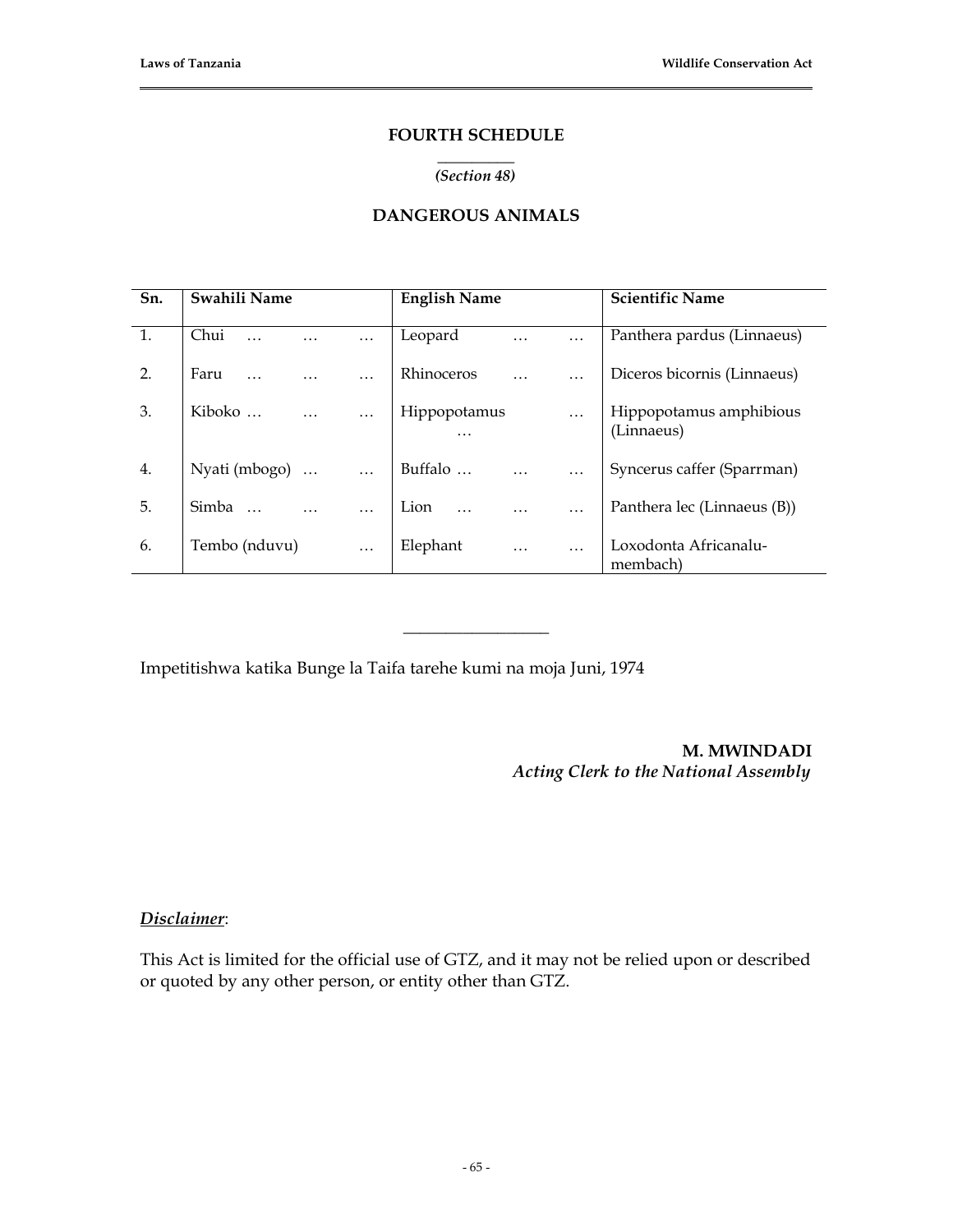## FOURTH SCHEDULE

*(Section 48)*

## DANGEROUS ANIMALS

| Sn. | Swahili Name | English Name | Scientific Name |
|---|---|---|---|
| 1. | Chui … … … | Leopard … … | Panthera pardus (Linnaeus) |
| 2. | Faru … … … | Rhinoceros … … | Diceros bicornis (Linnaeus) |
| 3. | Kiboko … … … | Hippopotamus … … | Hippopotamus amphibious (Linnaeus) |
| 4. | Nyati (mbogo) … … | Buffalo … … … | Syncerus caffer (Sparrman) |
| 5. | Simba … … … | Lion … … … | Panthera lec (Linnaeus (B)) |
| 6. | Tembo (nduvu) … | Elephant … … | Loxodonta Africanalu-membach) |

---

Impetitishwa katika Bunge la Taifa tarehe kumi na moja Juni, 1974

**M. MWINDADI**
*Acting Clerk to the National Assembly*

***Disclaimer***:

This Act is limited for the official use of GTZ, and it may not be relied upon or described or quoted by any other person, or entity other than GTZ.